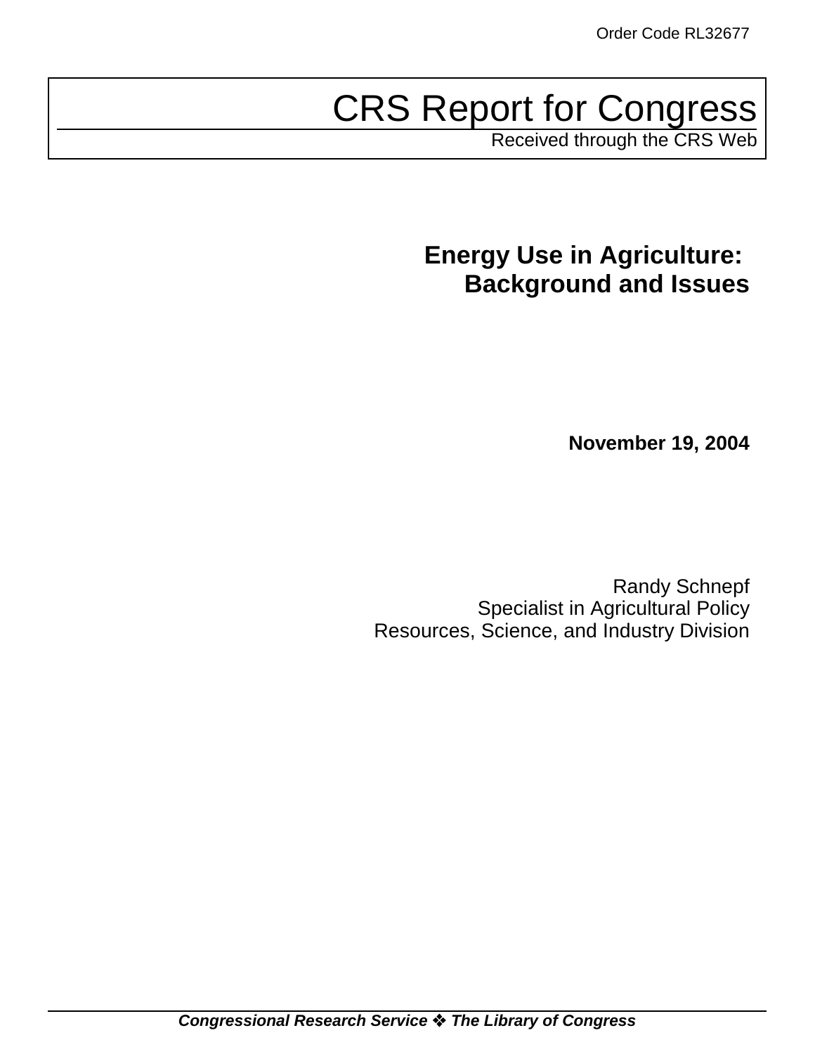Order Code RL32677

# CRS Report for Congress

Received through the CRS Web

## Energy Use in Agriculture: Background and Issues

**November 19, 2004**

Randy Schnepf
Specialist in Agricultural Policy
Resources, Science, and Industry Division

***Congressional Research Service ❖ The Library of Congress***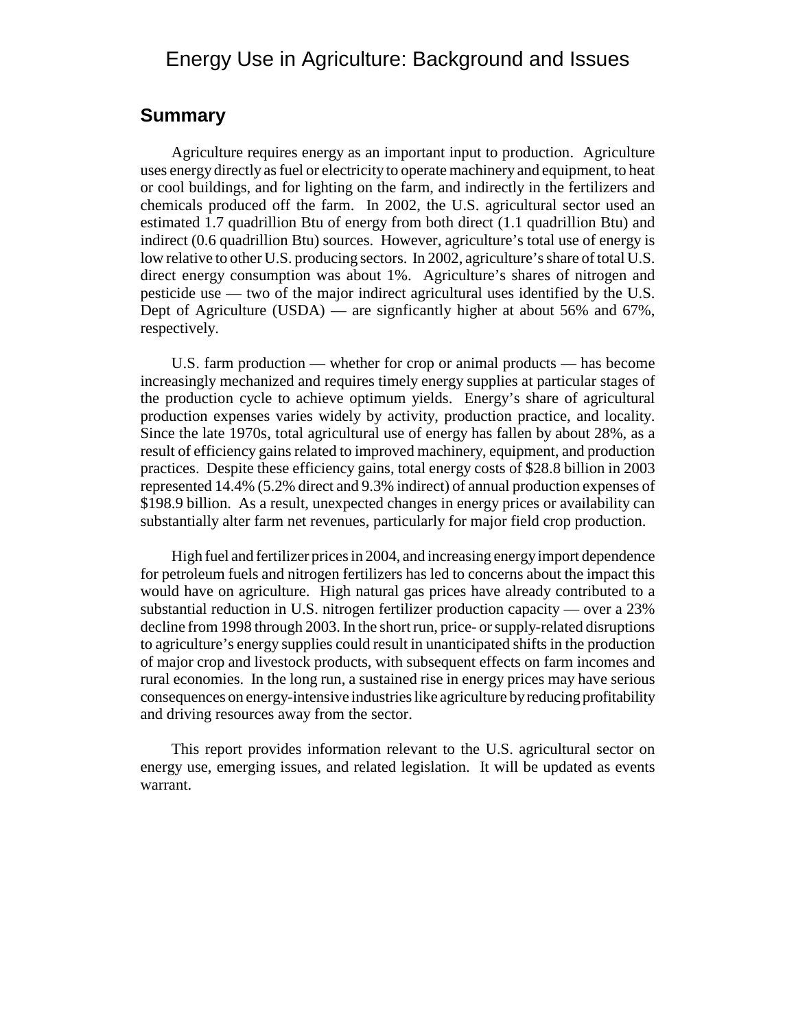# Energy Use in Agriculture: Background and Issues

## Summary

Agriculture requires energy as an important input to production. Agriculture uses energy directly as fuel or electricity to operate machinery and equipment, to heat or cool buildings, and for lighting on the farm, and indirectly in the fertilizers and chemicals produced off the farm. In 2002, the U.S. agricultural sector used an estimated 1.7 quadrillion Btu of energy from both direct (1.1 quadrillion Btu) and indirect (0.6 quadrillion Btu) sources. However, agriculture's total use of energy is low relative to other U.S. producing sectors. In 2002, agriculture's share of total U.S. direct energy consumption was about 1%. Agriculture's shares of nitrogen and pesticide use — two of the major indirect agricultural uses identified by the U.S. Dept of Agriculture (USDA) — are signficantly higher at about 56% and 67%, respectively.

U.S. farm production — whether for crop or animal products — has become increasingly mechanized and requires timely energy supplies at particular stages of the production cycle to achieve optimum yields. Energy's share of agricultural production expenses varies widely by activity, production practice, and locality. Since the late 1970s, total agricultural use of energy has fallen by about 28%, as a result of efficiency gains related to improved machinery, equipment, and production practices. Despite these efficiency gains, total energy costs of $28.8 billion in 2003 represented 14.4% (5.2% direct and 9.3% indirect) of annual production expenses of $198.9 billion. As a result, unexpected changes in energy prices or availability can substantially alter farm net revenues, particularly for major field crop production.

High fuel and fertilizer prices in 2004, and increasing energy import dependence for petroleum fuels and nitrogen fertilizers has led to concerns about the impact this would have on agriculture. High natural gas prices have already contributed to a substantial reduction in U.S. nitrogen fertilizer production capacity — over a 23% decline from 1998 through 2003. In the short run, price- or supply-related disruptions to agriculture's energy supplies could result in unanticipated shifts in the production of major crop and livestock products, with subsequent effects on farm incomes and rural economies. In the long run, a sustained rise in energy prices may have serious consequences on energy-intensive industries like agriculture by reducing profitability and driving resources away from the sector.

This report provides information relevant to the U.S. agricultural sector on energy use, emerging issues, and related legislation. It will be updated as events warrant.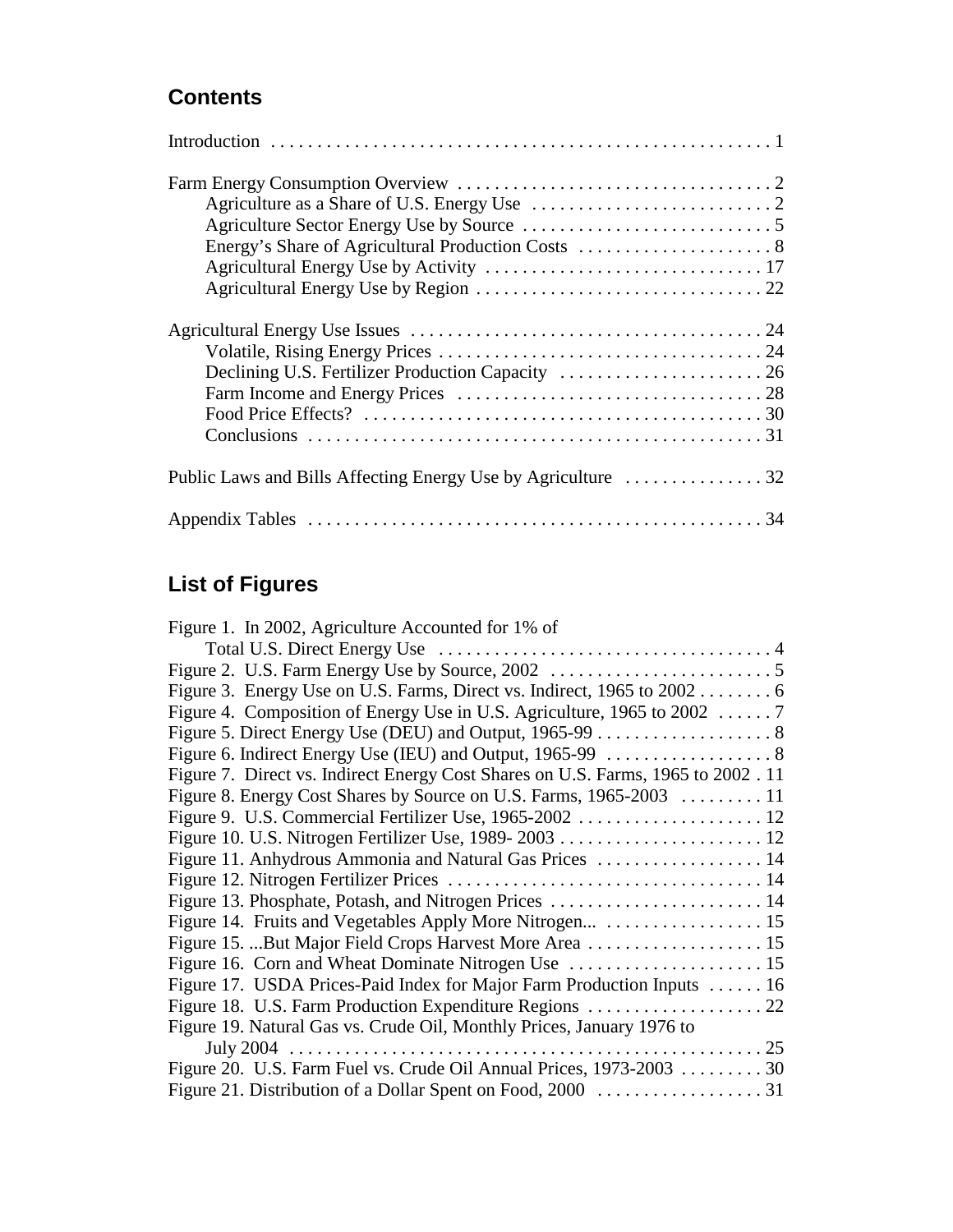## Contents

Introduction . . . . . . . . . . . . . . . . . . . . . . . . . . . . . . . . . . . . . . . . . . . . . . . . . . . . . 1

Farm Energy Consumption Overview . . . . . . . . . . . . . . . . . . . . . . . . . . . . . . . . . . 2
- Agriculture as a Share of U.S. Energy Use . . . . . . . . . . . . . . . . . . . . . . . . . . 2
- Agriculture Sector Energy Use by Source . . . . . . . . . . . . . . . . . . . . . . . . . . . 5
- Energy's Share of Agricultural Production Costs . . . . . . . . . . . . . . . . . . . . . 8
- Agricultural Energy Use by Activity . . . . . . . . . . . . . . . . . . . . . . . . . . . . . . 17
- Agricultural Energy Use by Region . . . . . . . . . . . . . . . . . . . . . . . . . . . . . . . 22

Agricultural Energy Use Issues . . . . . . . . . . . . . . . . . . . . . . . . . . . . . . . . . . . . . . 24
- Volatile, Rising Energy Prices . . . . . . . . . . . . . . . . . . . . . . . . . . . . . . . . . . . 24
- Declining U.S. Fertilizer Production Capacity . . . . . . . . . . . . . . . . . . . . . . 26
- Farm Income and Energy Prices . . . . . . . . . . . . . . . . . . . . . . . . . . . . . . . . . 28
- Food Price Effects? . . . . . . . . . . . . . . . . . . . . . . . . . . . . . . . . . . . . . . . . . . . 30
- Conclusions . . . . . . . . . . . . . . . . . . . . . . . . . . . . . . . . . . . . . . . . . . . . . . . . . 31

Public Laws and Bills Affecting Energy Use by Agriculture . . . . . . . . . . . . . . . 32

Appendix Tables . . . . . . . . . . . . . . . . . . . . . . . . . . . . . . . . . . . . . . . . . . . . . . . . . 34

## List of Figures

Figure 1. In 2002, Agriculture Accounted for 1% of Total U.S. Direct Energy Use . . . . . . . . . . . . . . . . . . . . . . . . . . . . . . . . . . . . 4
Figure 2. U.S. Farm Energy Use by Source, 2002 . . . . . . . . . . . . . . . . . . . . . . . . 5
Figure 3. Energy Use on U.S. Farms, Direct vs. Indirect, 1965 to 2002 . . . . . . . . 6
Figure 4. Composition of Energy Use in U.S. Agriculture, 1965 to 2002 . . . . . . 7
Figure 5. Direct Energy Use (DEU) and Output, 1965-99 . . . . . . . . . . . . . . . . . . . 8
Figure 6. Indirect Energy Use (IEU) and Output, 1965-99 . . . . . . . . . . . . . . . . . . 8
Figure 7. Direct vs. Indirect Energy Cost Shares on U.S. Farms, 1965 to 2002 . 11
Figure 8. Energy Cost Shares by Source on U.S. Farms, 1965-2003 . . . . . . . . . 11
Figure 9. U.S. Commercial Fertilizer Use, 1965-2002 . . . . . . . . . . . . . . . . . . . . 12
Figure 10. U.S. Nitrogen Fertilizer Use, 1989- 2003 . . . . . . . . . . . . . . . . . . . . . . 12
Figure 11. Anhydrous Ammonia and Natural Gas Prices . . . . . . . . . . . . . . . . . . 14
Figure 12. Nitrogen Fertilizer Prices . . . . . . . . . . . . . . . . . . . . . . . . . . . . . . . . . . 14
Figure 13. Phosphate, Potash, and Nitrogen Prices . . . . . . . . . . . . . . . . . . . . . . . 14
Figure 14. Fruits and Vegetables Apply More Nitrogen... . . . . . . . . . . . . . . . . . 15
Figure 15. ...But Major Field Crops Harvest More Area . . . . . . . . . . . . . . . . . . . 15
Figure 16. Corn and Wheat Dominate Nitrogen Use . . . . . . . . . . . . . . . . . . . . . 15
Figure 17. USDA Prices-Paid Index for Major Farm Production Inputs . . . . . . 16
Figure 18. U.S. Farm Production Expenditure Regions . . . . . . . . . . . . . . . . . . . 22
Figure 19. Natural Gas vs. Crude Oil, Monthly Prices, January 1976 to July 2004 . . . . . . . . . . . . . . . . . . . . . . . . . . . . . . . . . . . . . . . . . . . . . . . . . . 25
Figure 20. U.S. Farm Fuel vs. Crude Oil Annual Prices, 1973-2003 . . . . . . . . . 30
Figure 21. Distribution of a Dollar Spent on Food, 2000 . . . . . . . . . . . . . . . . . . 31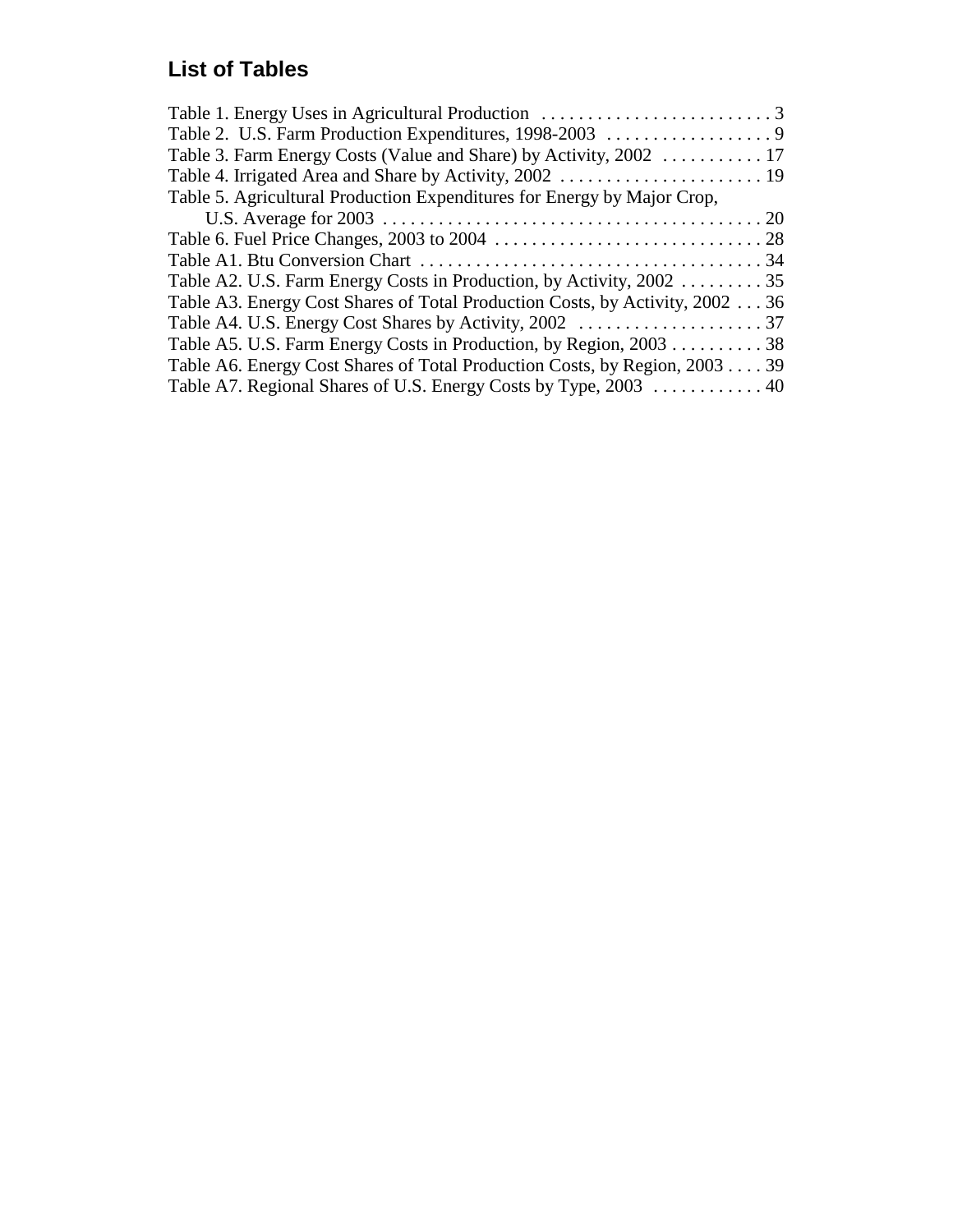## List of Tables

Table 1. Energy Uses in Agricultural Production . . . . . . . . . . . . . . . . . . . . . . . . . . 3
Table 2. U.S. Farm Production Expenditures, 1998-2003 . . . . . . . . . . . . . . . . . . 9
Table 3. Farm Energy Costs (Value and Share) by Activity, 2002 . . . . . . . . . . . 17
Table 4. Irrigated Area and Share by Activity, 2002 . . . . . . . . . . . . . . . . . . . . . . 19
Table 5. Agricultural Production Expenditures for Energy by Major Crop, U.S. Average for 2003 . . . . . . . . . . . . . . . . . . . . . . . . . . . . . . . . . . . . . . . . . 20
Table 6. Fuel Price Changes, 2003 to 2004 . . . . . . . . . . . . . . . . . . . . . . . . . . . . . 28
Table A1. Btu Conversion Chart . . . . . . . . . . . . . . . . . . . . . . . . . . . . . . . . . . . . . 34
Table A2. U.S. Farm Energy Costs in Production, by Activity, 2002 . . . . . . . . . 35
Table A3. Energy Cost Shares of Total Production Costs, by Activity, 2002 . . . 36
Table A4. U.S. Energy Cost Shares by Activity, 2002 . . . . . . . . . . . . . . . . . . . . 37
Table A5. U.S. Farm Energy Costs in Production, by Region, 2003 . . . . . . . . . . 38
Table A6. Energy Cost Shares of Total Production Costs, by Region, 2003 . . . . 39
Table A7. Regional Shares of U.S. Energy Costs by Type, 2003 . . . . . . . . . . . . 40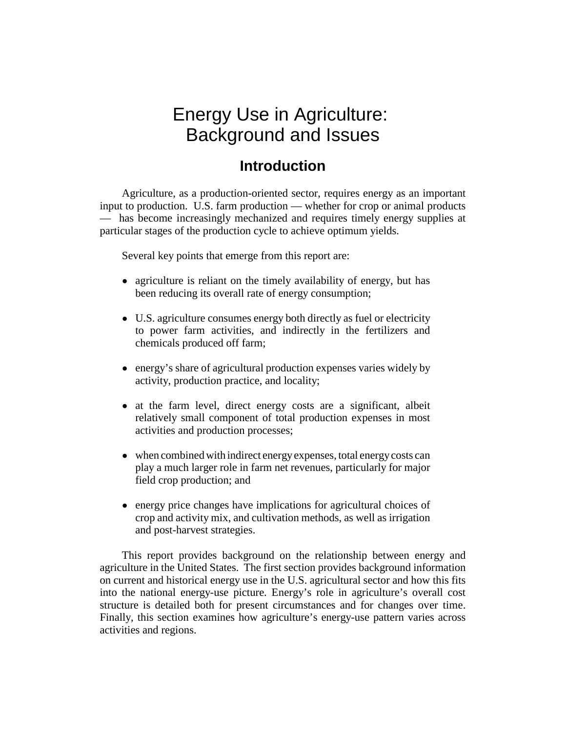# Energy Use in Agriculture: Background and Issues

## Introduction

Agriculture, as a production-oriented sector, requires energy as an important input to production. U.S. farm production — whether for crop or animal products — has become increasingly mechanized and requires timely energy supplies at particular stages of the production cycle to achieve optimum yields.

Several key points that emerge from this report are:

- agriculture is reliant on the timely availability of energy, but has been reducing its overall rate of energy consumption;
- U.S. agriculture consumes energy both directly as fuel or electricity to power farm activities, and indirectly in the fertilizers and chemicals produced off farm;
- energy's share of agricultural production expenses varies widely by activity, production practice, and locality;
- at the farm level, direct energy costs are a significant, albeit relatively small component of total production expenses in most activities and production processes;
- when combined with indirect energy expenses, total energy costs can play a much larger role in farm net revenues, particularly for major field crop production; and
- energy price changes have implications for agricultural choices of crop and activity mix, and cultivation methods, as well as irrigation and post-harvest strategies.

This report provides background on the relationship between energy and agriculture in the United States. The first section provides background information on current and historical energy use in the U.S. agricultural sector and how this fits into the national energy-use picture. Energy's role in agriculture's overall cost structure is detailed both for present circumstances and for changes over time. Finally, this section examines how agriculture's energy-use pattern varies across activities and regions.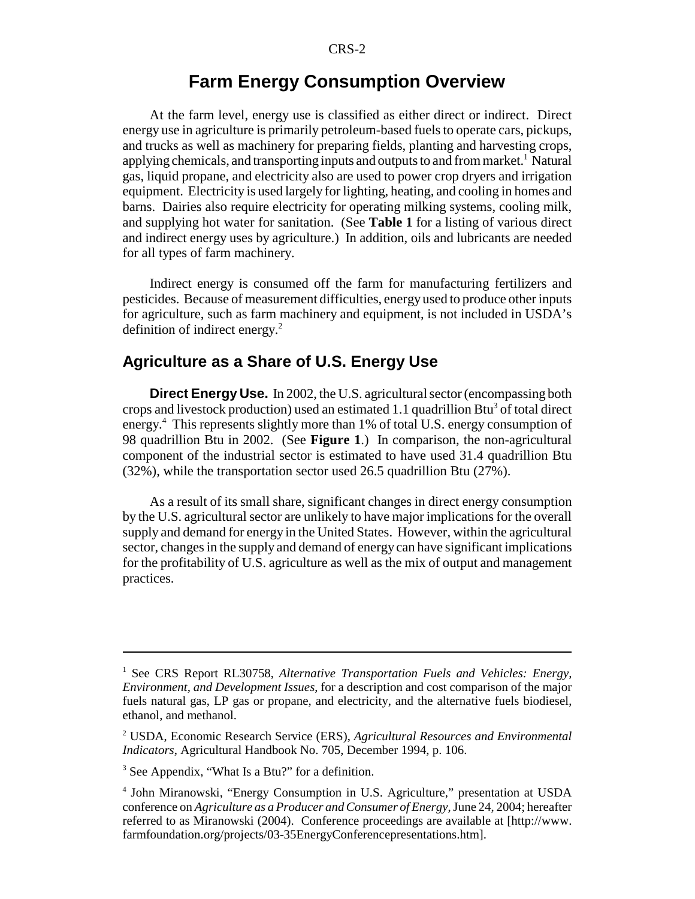# Farm Energy Consumption Overview

At the farm level, energy use is classified as either direct or indirect. Direct energy use in agriculture is primarily petroleum-based fuels to operate cars, pickups, and trucks as well as machinery for preparing fields, planting and harvesting crops, applying chemicals, and transporting inputs and outputs to and from market.[1] Natural gas, liquid propane, and electricity also are used to power crop dryers and irrigation equipment. Electricity is used largely for lighting, heating, and cooling in homes and barns. Dairies also require electricity for operating milking systems, cooling milk, and supplying hot water for sanitation. (See **Table 1** for a listing of various direct and indirect energy uses by agriculture.) In addition, oils and lubricants are needed for all types of farm machinery.

Indirect energy is consumed off the farm for manufacturing fertilizers and pesticides. Because of measurement difficulties, energy used to produce other inputs for agriculture, such as farm machinery and equipment, is not included in USDA's definition of indirect energy.[2]

## Agriculture as a Share of U.S. Energy Use

**Direct Energy Use.** In 2002, the U.S. agricultural sector (encompassing both crops and livestock production) used an estimated 1.1 quadrillion Btu[3] of total direct energy.[4] This represents slightly more than 1% of total U.S. energy consumption of 98 quadrillion Btu in 2002. (See **Figure 1**.) In comparison, the non-agricultural component of the industrial sector is estimated to have used 31.4 quadrillion Btu (32%), while the transportation sector used 26.5 quadrillion Btu (27%).

As a result of its small share, significant changes in direct energy consumption by the U.S. agricultural sector are unlikely to have major implications for the overall supply and demand for energy in the United States. However, within the agricultural sector, changes in the supply and demand of energy can have significant implications for the profitability of U.S. agriculture as well as the mix of output and management practices.

---

[1] See CRS Report RL30758, *Alternative Transportation Fuels and Vehicles: Energy, Environment, and Development Issues*, for a description and cost comparison of the major fuels natural gas, LP gas or propane, and electricity, and the alternative fuels biodiesel, ethanol, and methanol.

[2] USDA, Economic Research Service (ERS), *Agricultural Resources and Environmental Indicators*, Agricultural Handbook No. 705, December 1994, p. 106.

[3] See Appendix, "What Is a Btu?" for a definition.

[4] John Miranowski, "Energy Consumption in U.S. Agriculture," presentation at USDA conference on *Agriculture as a Producer and Consumer of Energy*, June 24, 2004; hereafter referred to as Miranowski (2004). Conference proceedings are available at [http://www.farmfoundation.org/projects/03-35EnergyConferencepresentations.htm].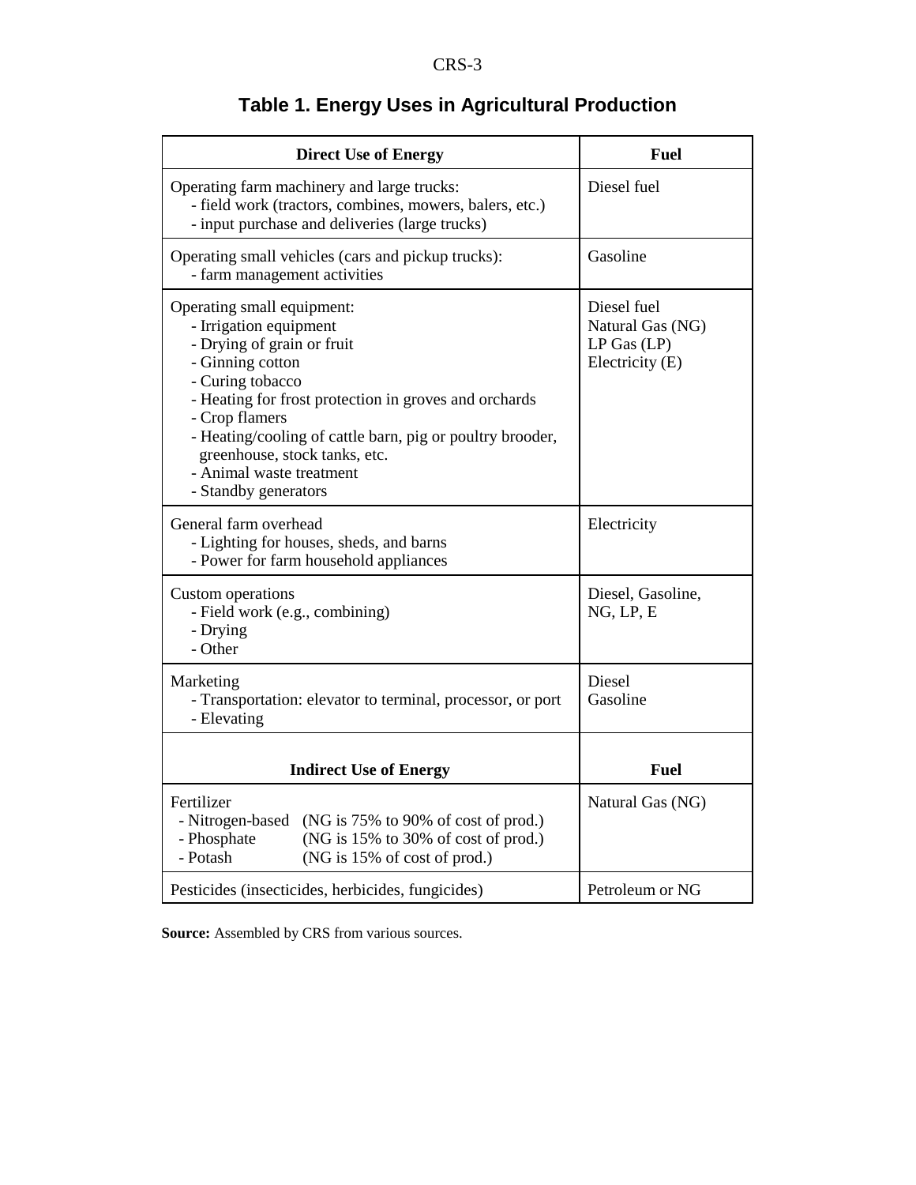## Table 1. Energy Uses in Agricultural Production

| Direct Use of Energy | Fuel |
|---|---|
| Operating farm machinery and large trucks:<br>- field work (tractors, combines, mowers, balers, etc.)<br>- input purchase and deliveries (large trucks) | Diesel fuel |
| Operating small vehicles (cars and pickup trucks):<br>- farm management activities | Gasoline |
| Operating small equipment:<br>- Irrigation equipment<br>- Drying of grain or fruit<br>- Ginning cotton<br>- Curing tobacco<br>- Heating for frost protection in groves and orchards<br>- Crop flamers<br>- Heating/cooling of cattle barn, pig or poultry brooder, greenhouse, stock tanks, etc.<br>- Animal waste treatment<br>- Standby generators | Diesel fuel<br>Natural Gas (NG)<br>LP Gas (LP)<br>Electricity (E) |
| General farm overhead<br>- Lighting for houses, sheds, and barns<br>- Power for farm household appliances | Electricity |
| Custom operations<br>- Field work (e.g., combining)<br>- Drying<br>- Other | Diesel, Gasoline, NG, LP, E |
| Marketing<br>- Transportation: elevator to terminal, processor, or port<br>- Elevating | Diesel<br>Gasoline |
| **Indirect Use of Energy** | **Fuel** |
| Fertilizer<br>- Nitrogen-based (NG is 75% to 90% of cost of prod.)<br>- Phosphate (NG is 15% to 30% of cost of prod.)<br>- Potash (NG is 15% of cost of prod.) | Natural Gas (NG) |
| Pesticides (insecticides, herbicides, fungicides) | Petroleum or NG |

**Source:** Assembled by CRS from various sources.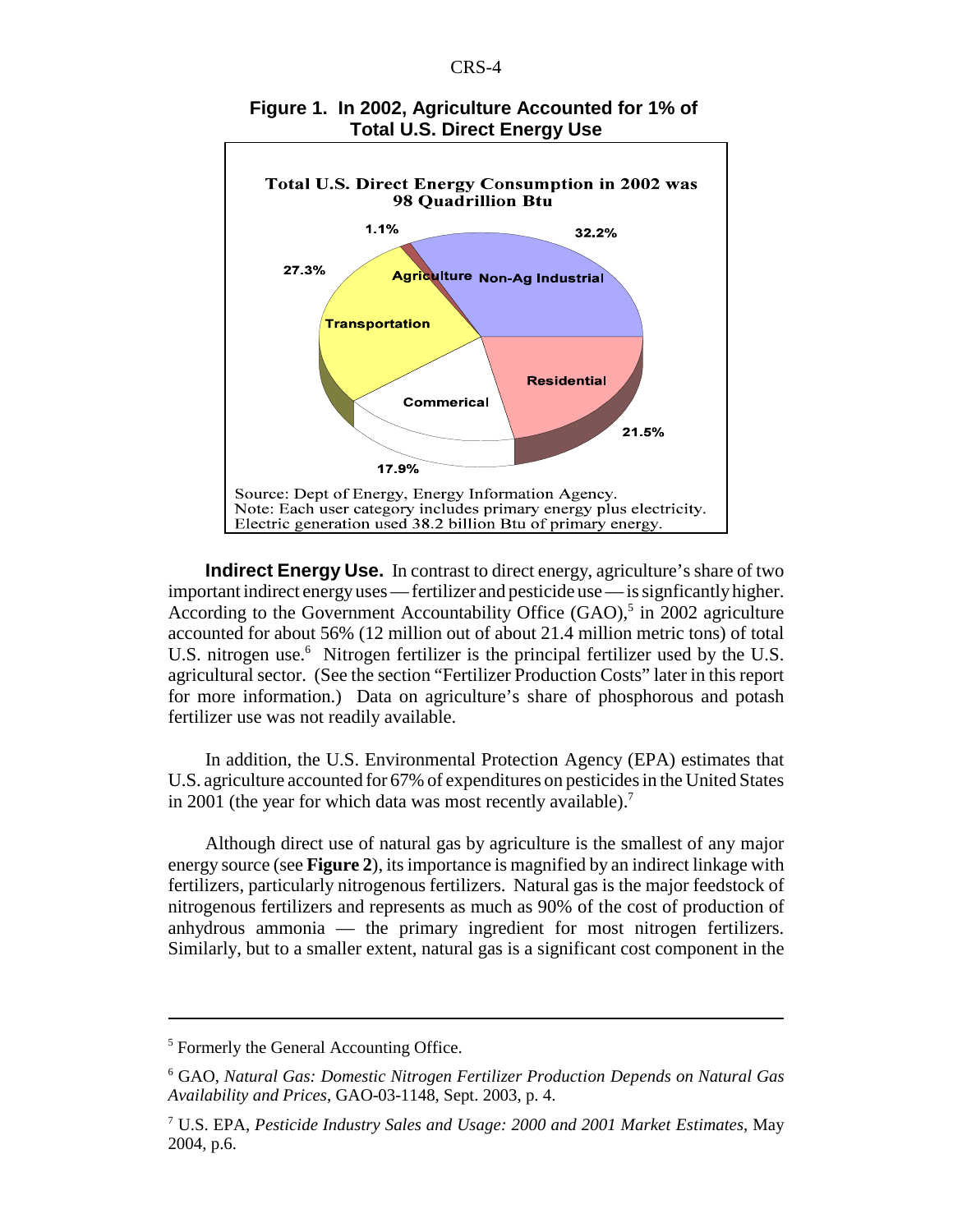**Figure 1. In 2002, Agriculture Accounted for 1% of Total U.S. Direct Energy Use**

Total U.S. Direct Energy Consumption in 2002 was 98 Quadrillion Btu

Non-Ag Industrial 32.2%
Residential 21.5%
Commerical 17.9%
Transportation 27.3%
Agriculture 1.1%

Source: Dept of Energy, Energy Information Agency.
Note: Each user category includes primary energy plus electricity. Electric generation used 38.2 billion Btu of primary energy.

**Indirect Energy Use.** In contrast to direct energy, agriculture's share of two important indirect energy uses — fertilizer and pesticide use — is signficantly higher. According to the Government Accountability Office (GAO),[5] in 2002 agriculture accounted for about 56% (12 million out of about 21.4 million metric tons) of total U.S. nitrogen use.[6] Nitrogen fertilizer is the principal fertilizer used by the U.S. agricultural sector. (See the section "Fertilizer Production Costs" later in this report for more information.) Data on agriculture's share of phosphorous and potash fertilizer use was not readily available.

In addition, the U.S. Environmental Protection Agency (EPA) estimates that U.S. agriculture accounted for 67% of expenditures on pesticides in the United States in 2001 (the year for which data was most recently available).[7]

Although direct use of natural gas by agriculture is the smallest of any major energy source (see **Figure 2**), its importance is magnified by an indirect linkage with fertilizers, particularly nitrogenous fertilizers. Natural gas is the major feedstock of nitrogenous fertilizers and represents as much as 90% of the cost of production of anhydrous ammonia — the primary ingredient for most nitrogen fertilizers. Similarly, but to a smaller extent, natural gas is a significant cost component in the

---

[5] Formerly the General Accounting Office.

[6] GAO, *Natural Gas: Domestic Nitrogen Fertilizer Production Depends on Natural Gas Availability and Prices*, GAO-03-1148, Sept. 2003, p. 4.

[7] U.S. EPA, *Pesticide Industry Sales and Usage: 2000 and 2001 Market Estimates*, May 2004, p.6.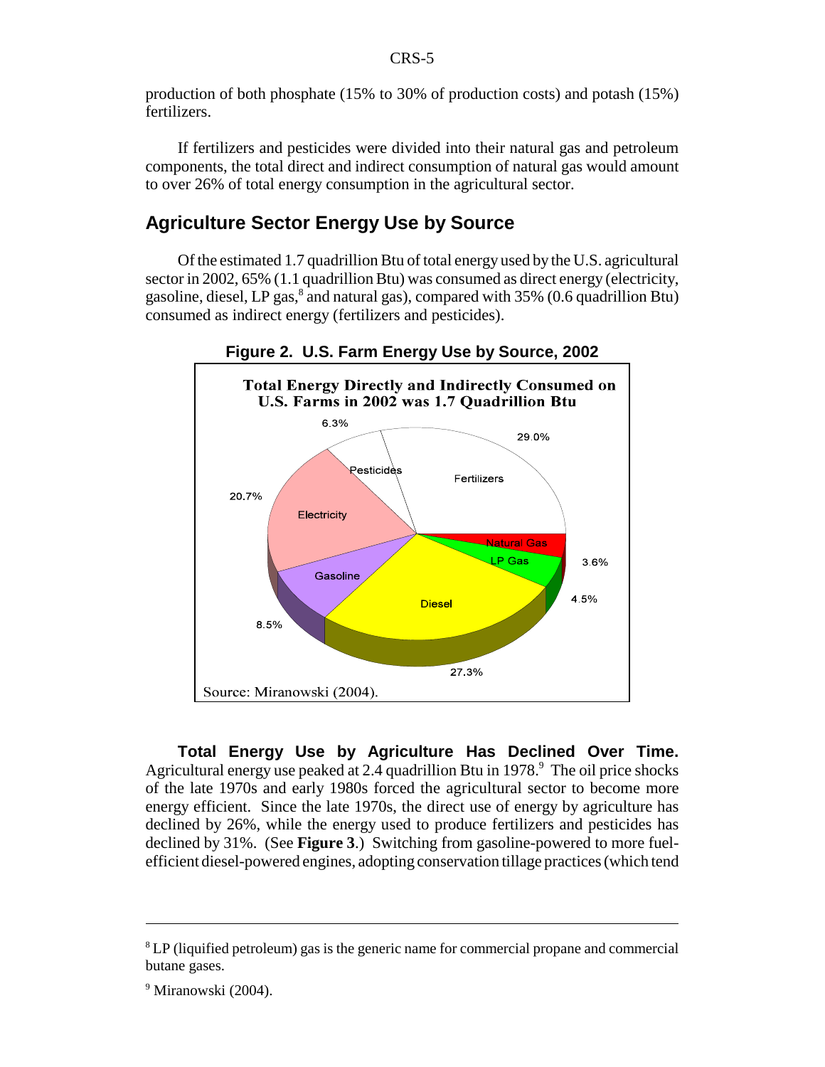production of both phosphate (15% to 30% of production costs) and potash (15%) fertilizers.

If fertilizers and pesticides were divided into their natural gas and petroleum components, the total direct and indirect consumption of natural gas would amount to over 26% of total energy consumption in the agricultural sector.

## Agriculture Sector Energy Use by Source

Of the estimated 1.7 quadrillion Btu of total energy used by the U.S. agricultural sector in 2002, 65% (1.1 quadrillion Btu) was consumed as direct energy (electricity, gasoline, diesel, LP gas,[8] and natural gas), compared with 35% (0.6 quadrillion Btu) consumed as indirect energy (fertilizers and pesticides).

**Figure 2. U.S. Farm Energy Use by Source, 2002**

**Total Energy Directly and Indirectly Consumed on U.S. Farms in 2002 was 1.7 Quadrillion Btu**

| Source | Share |
|---|---|
| Fertilizers | 29.0% |
| Diesel | 27.3% |
| Electricity | 20.7% |
| Gasoline | 8.5% |
| Pesticides | 6.3% |
| LP Gas | 4.5% |
| Natural Gas | 3.6% |

Source: Miranowski (2004).

**Total Energy Use by Agriculture Has Declined Over Time.** Agricultural energy use peaked at 2.4 quadrillion Btu in 1978.[9] The oil price shocks of the late 1970s and early 1980s forced the agricultural sector to become more energy efficient. Since the late 1970s, the direct use of energy by agriculture has declined by 26%, while the energy used to produce fertilizers and pesticides has declined by 31%. (See **Figure 3**.) Switching from gasoline-powered to more fuel-efficient diesel-powered engines, adopting conservation tillage practices (which tend

---

[8] LP (liquified petroleum) gas is the generic name for commercial propane and commercial butane gases.

[9] Miranowski (2004).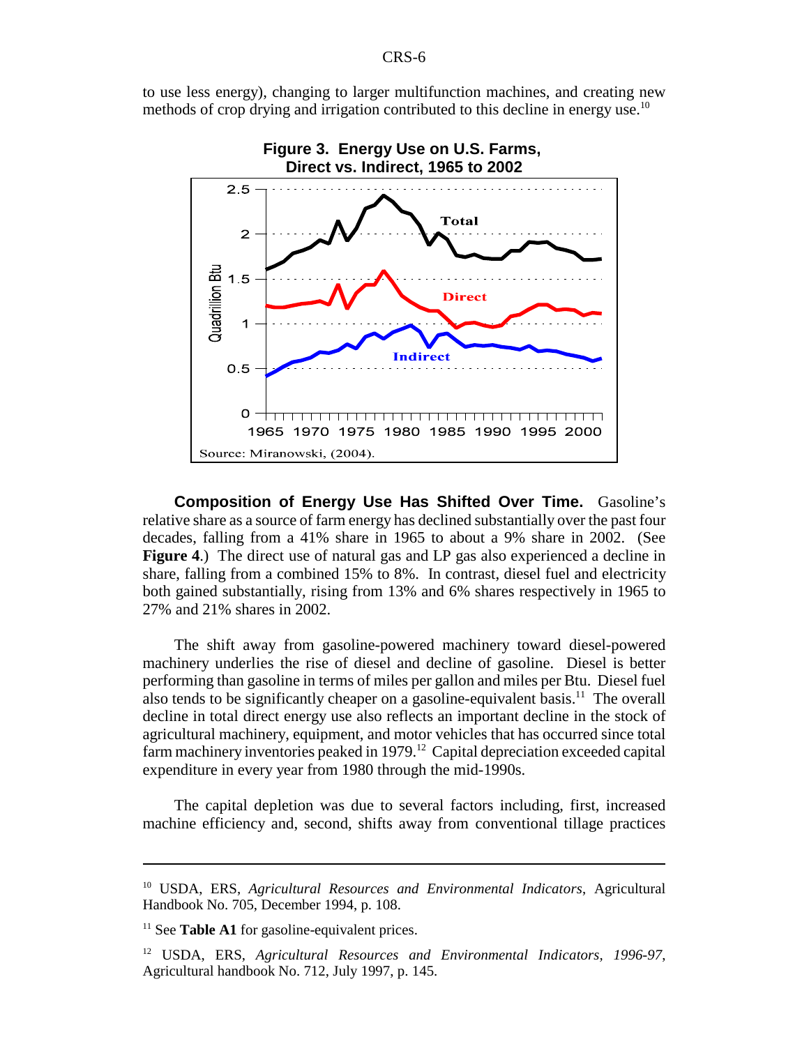to use less energy), changing to larger multifunction machines, and creating new methods of crop drying and irrigation contributed to this decline in energy use.[10]

**Figure 3. Energy Use on U.S. Farms, Direct vs. Indirect, 1965 to 2002**

Source: Miranowski, (2004).

**Composition of Energy Use Has Shifted Over Time.** Gasoline's relative share as a source of farm energy has declined substantially over the past four decades, falling from a 41% share in 1965 to about a 9% share in 2002. (See **Figure 4**.) The direct use of natural gas and LP gas also experienced a decline in share, falling from a combined 15% to 8%. In contrast, diesel fuel and electricity both gained substantially, rising from 13% and 6% shares respectively in 1965 to 27% and 21% shares in 2002.

The shift away from gasoline-powered machinery toward diesel-powered machinery underlies the rise of diesel and decline of gasoline. Diesel is better performing than gasoline in terms of miles per gallon and miles per Btu. Diesel fuel also tends to be significantly cheaper on a gasoline-equivalent basis.[11] The overall decline in total direct energy use also reflects an important decline in the stock of agricultural machinery, equipment, and motor vehicles that has occurred since total farm machinery inventories peaked in 1979.[12] Capital depreciation exceeded capital expenditure in every year from 1980 through the mid-1990s.

The capital depletion was due to several factors including, first, increased machine efficiency and, second, shifts away from conventional tillage practices

---

[10] USDA, ERS, *Agricultural Resources and Environmental Indicators*, Agricultural Handbook No. 705, December 1994, p. 108.

[11] See **Table A1** for gasoline-equivalent prices.

[12] USDA, ERS, *Agricultural Resources and Environmental Indicators, 1996-97*, Agricultural handbook No. 712, July 1997, p. 145.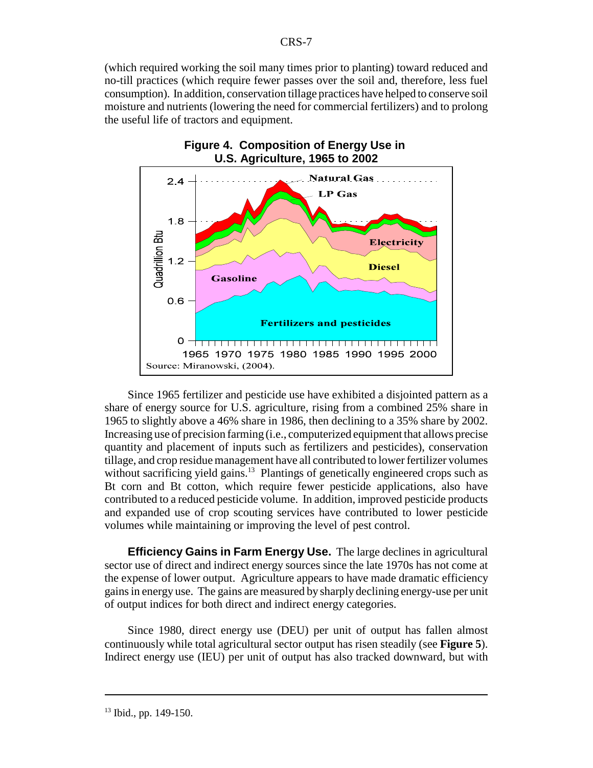(which required working the soil many times prior to planting) toward reduced and no-till practices (which require fewer passes over the soil and, therefore, less fuel consumption). In addition, conservation tillage practices have helped to conserve soil moisture and nutrients (lowering the need for commercial fertilizers) and to prolong the useful life of tractors and equipment.

**Figure 4. Composition of Energy Use in U.S. Agriculture, 1965 to 2002**

Source: Miranowski, (2004).

Since 1965 fertilizer and pesticide use have exhibited a disjointed pattern as a share of energy source for U.S. agriculture, rising from a combined 25% share in 1965 to slightly above a 46% share in 1986, then declining to a 35% share by 2002. Increasing use of precision farming (i.e., computerized equipment that allows precise quantity and placement of inputs such as fertilizers and pesticides), conservation tillage, and crop residue management have all contributed to lower fertilizer volumes without sacrificing yield gains.[13] Plantings of genetically engineered crops such as Bt corn and Bt cotton, which require fewer pesticide applications, also have contributed to a reduced pesticide volume. In addition, improved pesticide products and expanded use of crop scouting services have contributed to lower pesticide volumes while maintaining or improving the level of pest control.

**Efficiency Gains in Farm Energy Use.** The large declines in agricultural sector use of direct and indirect energy sources since the late 1970s has not come at the expense of lower output. Agriculture appears to have made dramatic efficiency gains in energy use. The gains are measured by sharply declining energy-use per unit of output indices for both direct and indirect energy categories.

Since 1980, direct energy use (DEU) per unit of output has fallen almost continuously while total agricultural sector output has risen steadily (see **Figure 5**). Indirect energy use (IEU) per unit of output has also tracked downward, but with

---

[13] Ibid., pp. 149-150.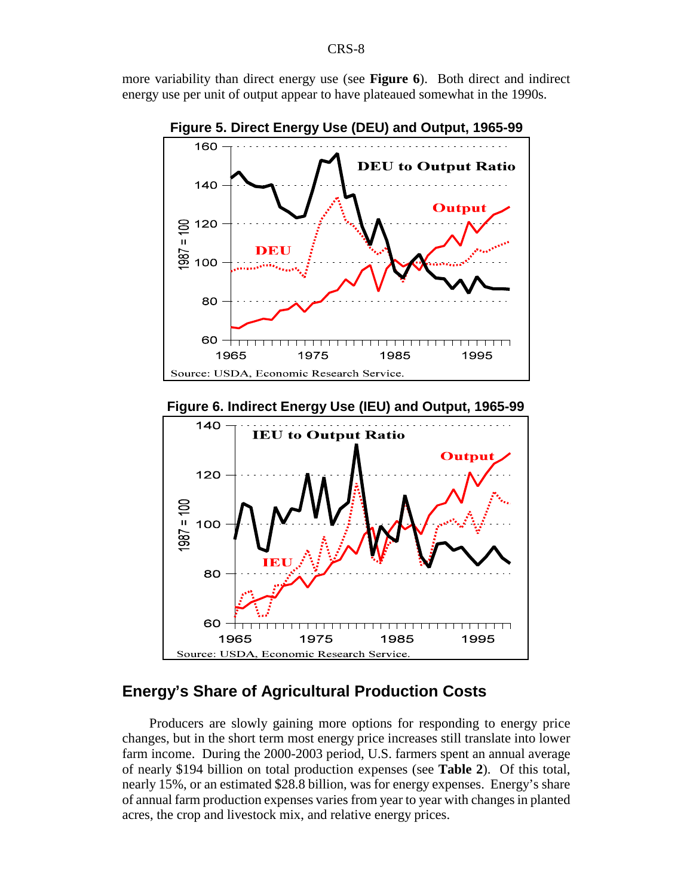more variability than direct energy use (see **Figure 6**). Both direct and indirect energy use per unit of output appear to have plateaued somewhat in the 1990s.

**Figure 5. Direct Energy Use (DEU) and Output, 1965-99**

Source: USDA, Economic Research Service.

**Figure 6. Indirect Energy Use (IEU) and Output, 1965-99**

Source: USDA, Economic Research Service.

## Energy's Share of Agricultural Production Costs

Producers are slowly gaining more options for responding to energy price changes, but in the short term most energy price increases still translate into lower farm income. During the 2000-2003 period, U.S. farmers spent an annual average of nearly \$194 billion on total production expenses (see **Table 2**). Of this total, nearly 15%, or an estimated \$28.8 billion, was for energy expenses. Energy's share of annual farm production expenses varies from year to year with changes in planted acres, the crop and livestock mix, and relative energy prices.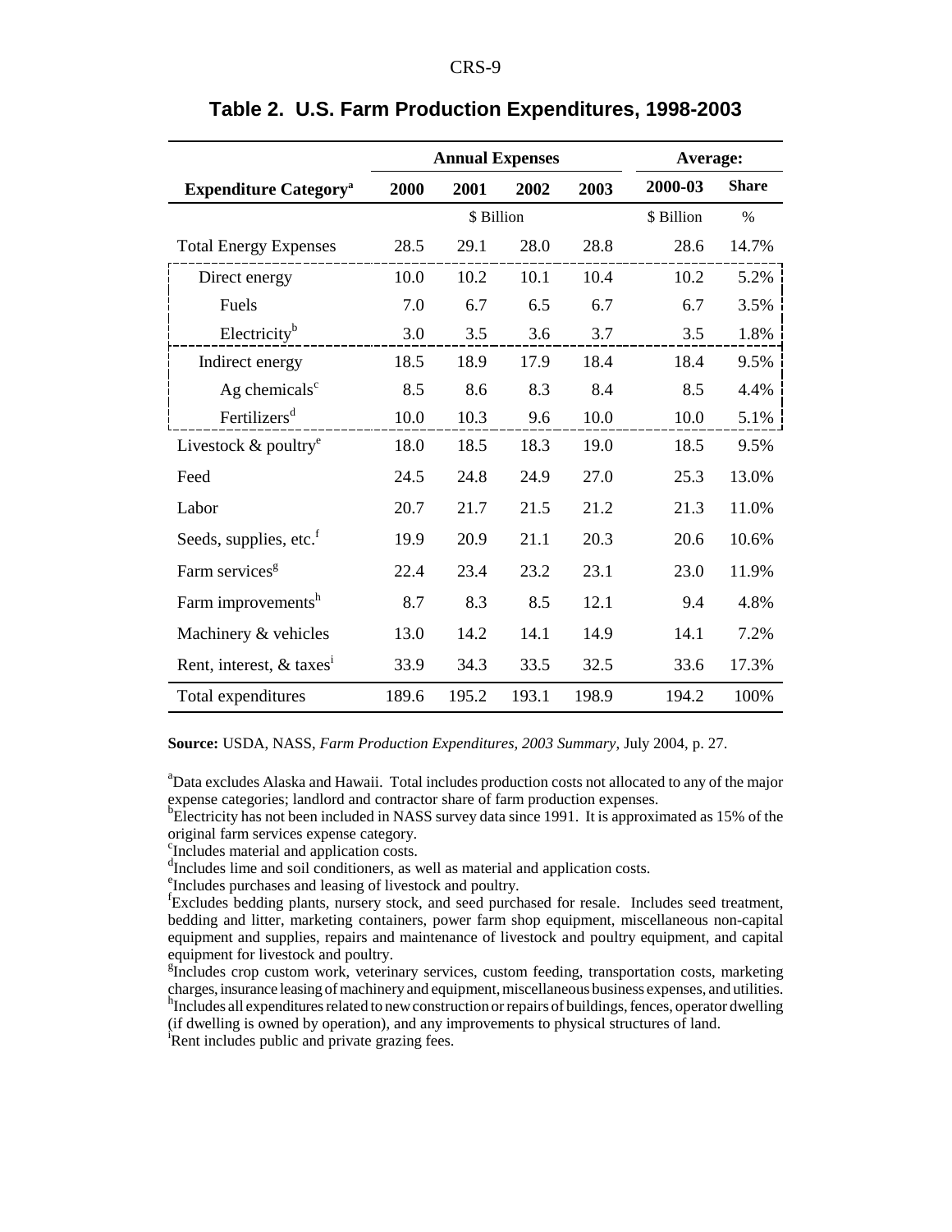## Table 2. U.S. Farm Production Expenditures, 1998-2003

| Expenditure Category[a] | Annual Expenses | | | | Average: | |
|---|---|---|---|---|---|---|
| | 2000 | 2001 | 2002 | 2003 | 2000-03 | Share |
| | \$ Billion | | | | \$ Billion | % |
| Total Energy Expenses | 28.5 | 29.1 | 28.0 | 28.8 | 28.6 | 14.7% |
| Direct energy | 10.0 | 10.2 | 10.1 | 10.4 | 10.2 | 5.2% |
| Fuels | 7.0 | 6.7 | 6.5 | 6.7 | 6.7 | 3.5% |
| Electricity[b] | 3.0 | 3.5 | 3.6 | 3.7 | 3.5 | 1.8% |
| Indirect energy | 18.5 | 18.9 | 17.9 | 18.4 | 18.4 | 9.5% |
| Ag chemicals[c] | 8.5 | 8.6 | 8.3 | 8.4 | 8.5 | 4.4% |
| Fertilizers[d] | 10.0 | 10.3 | 9.6 | 10.0 | 10.0 | 5.1% |
| Livestock & poultry[e] | 18.0 | 18.5 | 18.3 | 19.0 | 18.5 | 9.5% |
| Feed | 24.5 | 24.8 | 24.9 | 27.0 | 25.3 | 13.0% |
| Labor | 20.7 | 21.7 | 21.5 | 21.2 | 21.3 | 11.0% |
| Seeds, supplies, etc.[f] | 19.9 | 20.9 | 21.1 | 20.3 | 20.6 | 10.6% |
| Farm services[g] | 22.4 | 23.4 | 23.2 | 23.1 | 23.0 | 11.9% |
| Farm improvements[h] | 8.7 | 8.3 | 8.5 | 12.1 | 9.4 | 4.8% |
| Machinery & vehicles | 13.0 | 14.2 | 14.1 | 14.9 | 14.1 | 7.2% |
| Rent, interest, & taxes[i] | 33.9 | 34.3 | 33.5 | 32.5 | 33.6 | 17.3% |
| Total expenditures | 189.6 | 195.2 | 193.1 | 198.9 | 194.2 | 100% |

**Source:** USDA, NASS, *Farm Production Expenditures, 2003 Summary*, July 2004, p. 27.

[a]Data excludes Alaska and Hawaii. Total includes production costs not allocated to any of the major expense categories; landlord and contractor share of farm production expenses.
[b]Electricity has not been included in NASS survey data since 1991. It is approximated as 15% of the original farm services expense category.
[c]Includes material and application costs.
[d]Includes lime and soil conditioners, as well as material and application costs.
[e]Includes purchases and leasing of livestock and poultry.
[f]Excludes bedding plants, nursery stock, and seed purchased for resale. Includes seed treatment, bedding and litter, marketing containers, power farm shop equipment, miscellaneous non-capital equipment and supplies, repairs and maintenance of livestock and poultry equipment, and capital equipment for livestock and poultry.
[g]Includes crop custom work, veterinary services, custom feeding, transportation costs, marketing charges, insurance leasing of machinery and equipment, miscellaneous business expenses, and utilities.
[h]Includes all expenditures related to new construction or repairs of buildings, fences, operator dwelling (if dwelling is owned by operation), and any improvements to physical structures of land.
[i]Rent includes public and private grazing fees.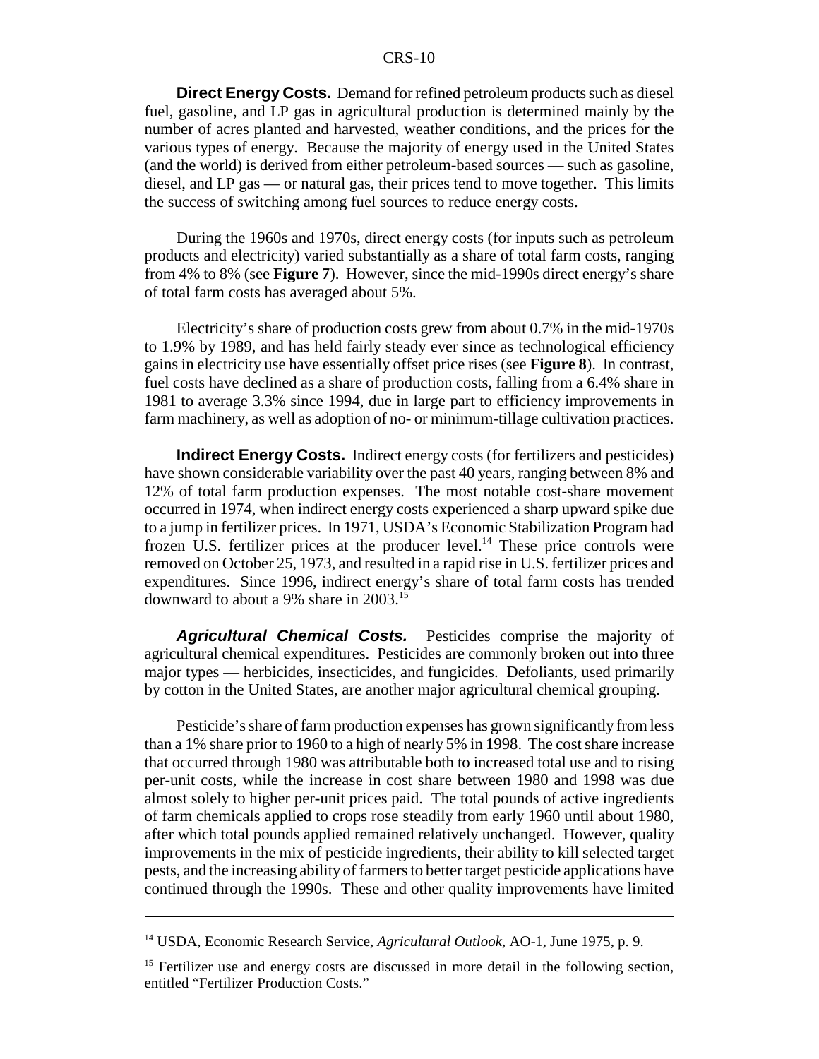**Direct Energy Costs.** Demand for refined petroleum products such as diesel fuel, gasoline, and LP gas in agricultural production is determined mainly by the number of acres planted and harvested, weather conditions, and the prices for the various types of energy. Because the majority of energy used in the United States (and the world) is derived from either petroleum-based sources — such as gasoline, diesel, and LP gas — or natural gas, their prices tend to move together. This limits the success of switching among fuel sources to reduce energy costs.

During the 1960s and 1970s, direct energy costs (for inputs such as petroleum products and electricity) varied substantially as a share of total farm costs, ranging from 4% to 8% (see **Figure 7**). However, since the mid-1990s direct energy's share of total farm costs has averaged about 5%.

Electricity's share of production costs grew from about 0.7% in the mid-1970s to 1.9% by 1989, and has held fairly steady ever since as technological efficiency gains in electricity use have essentially offset price rises (see **Figure 8**). In contrast, fuel costs have declined as a share of production costs, falling from a 6.4% share in 1981 to average 3.3% since 1994, due in large part to efficiency improvements in farm machinery, as well as adoption of no- or minimum-tillage cultivation practices.

**Indirect Energy Costs.** Indirect energy costs (for fertilizers and pesticides) have shown considerable variability over the past 40 years, ranging between 8% and 12% of total farm production expenses. The most notable cost-share movement occurred in 1974, when indirect energy costs experienced a sharp upward spike due to a jump in fertilizer prices. In 1971, USDA's Economic Stabilization Program had frozen U.S. fertilizer prices at the producer level.[14] These price controls were removed on October 25, 1973, and resulted in a rapid rise in U.S. fertilizer prices and expenditures. Since 1996, indirect energy's share of total farm costs has trended downward to about a 9% share in 2003.[15]

***Agricultural Chemical Costs.*** Pesticides comprise the majority of agricultural chemical expenditures. Pesticides are commonly broken out into three major types — herbicides, insecticides, and fungicides. Defoliants, used primarily by cotton in the United States, are another major agricultural chemical grouping.

Pesticide's share of farm production expenses has grown significantly from less than a 1% share prior to 1960 to a high of nearly 5% in 1998. The cost share increase that occurred through 1980 was attributable both to increased total use and to rising per-unit costs, while the increase in cost share between 1980 and 1998 was due almost solely to higher per-unit prices paid. The total pounds of active ingredients of farm chemicals applied to crops rose steadily from early 1960 until about 1980, after which total pounds applied remained relatively unchanged. However, quality improvements in the mix of pesticide ingredients, their ability to kill selected target pests, and the increasing ability of farmers to better target pesticide applications have continued through the 1990s. These and other quality improvements have limited

---

[14] USDA, Economic Research Service, *Agricultural Outlook*, AO-1, June 1975, p. 9.

[15] Fertilizer use and energy costs are discussed in more detail in the following section, entitled "Fertilizer Production Costs."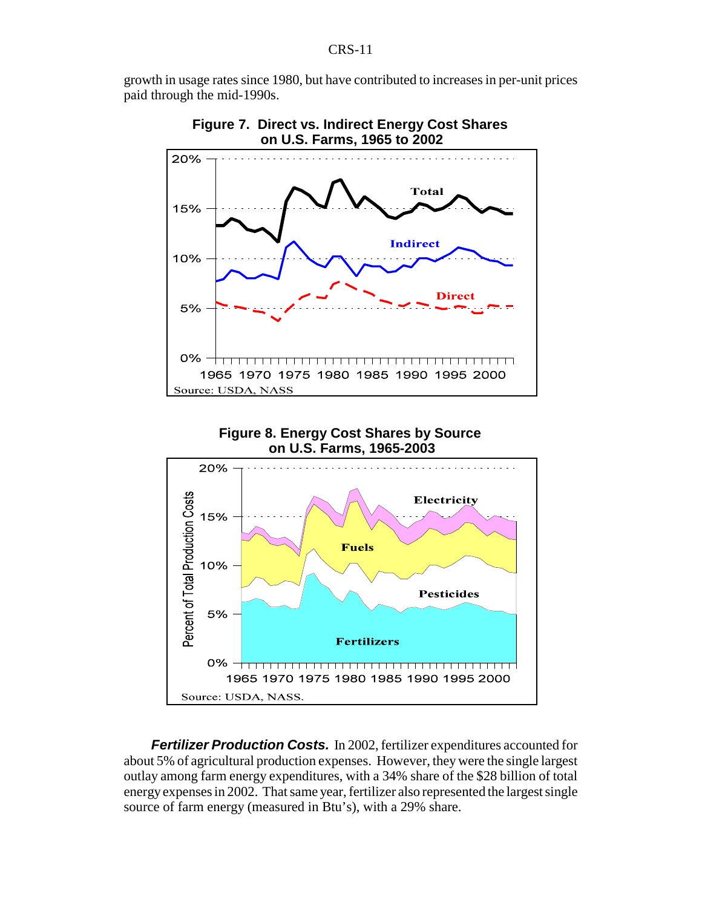growth in usage rates since 1980, but have contributed to increases in per-unit prices paid through the mid-1990s.

**Figure 7. Direct vs. Indirect Energy Cost Shares on U.S. Farms, 1965 to 2002**

Source: USDA, NASS

**Figure 8. Energy Cost Shares by Source on U.S. Farms, 1965-2003**

Source: USDA, NASS.

***Fertilizer Production Costs.*** In 2002, fertilizer expenditures accounted for about 5% of agricultural production expenses. However, they were the single largest outlay among farm energy expenditures, with a 34% share of the $28 billion of total energy expenses in 2002. That same year, fertilizer also represented the largest single source of farm energy (measured in Btu's), with a 29% share.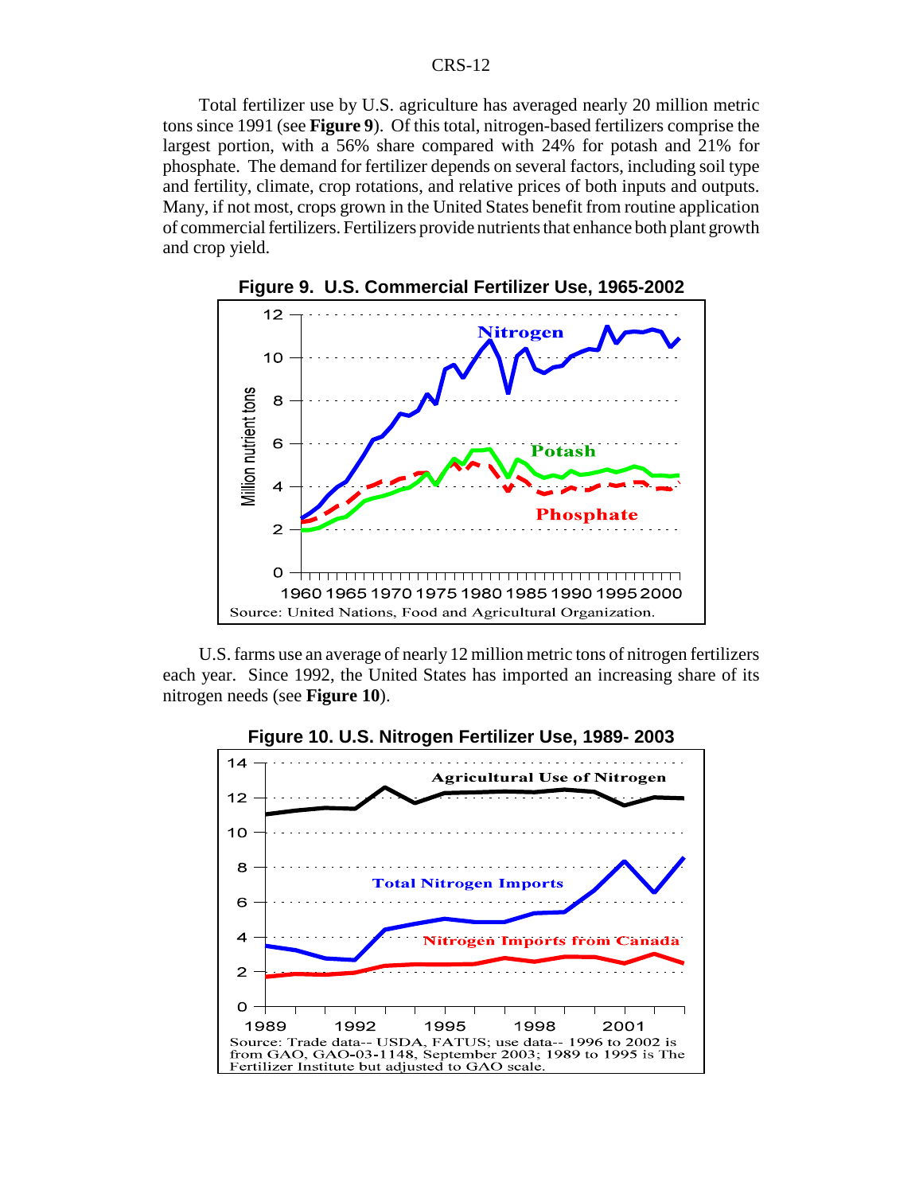Total fertilizer use by U.S. agriculture has averaged nearly 20 million metric tons since 1991 (see **Figure 9**). Of this total, nitrogen-based fertilizers comprise the largest portion, with a 56% share compared with 24% for potash and 21% for phosphate. The demand for fertilizer depends on several factors, including soil type and fertility, climate, crop rotations, and relative prices of both inputs and outputs. Many, if not most, crops grown in the United States benefit from routine application of commercial fertilizers. Fertilizers provide nutrients that enhance both plant growth and crop yield.

**Figure 9. U.S. Commercial Fertilizer Use, 1965-2002**

Source: United Nations, Food and Agricultural Organization.

U.S. farms use an average of nearly 12 million metric tons of nitrogen fertilizers each year. Since 1992, the United States has imported an increasing share of its nitrogen needs (see **Figure 10**).

**Figure 10. U.S. Nitrogen Fertilizer Use, 1989- 2003**

Source: Trade data-- USDA, FATUS; use data-- 1996 to 2002 is from GAO, GAO-03-1148, September 2003; 1989 to 1995 is The Fertilizer Institute but adjusted to GAO scale.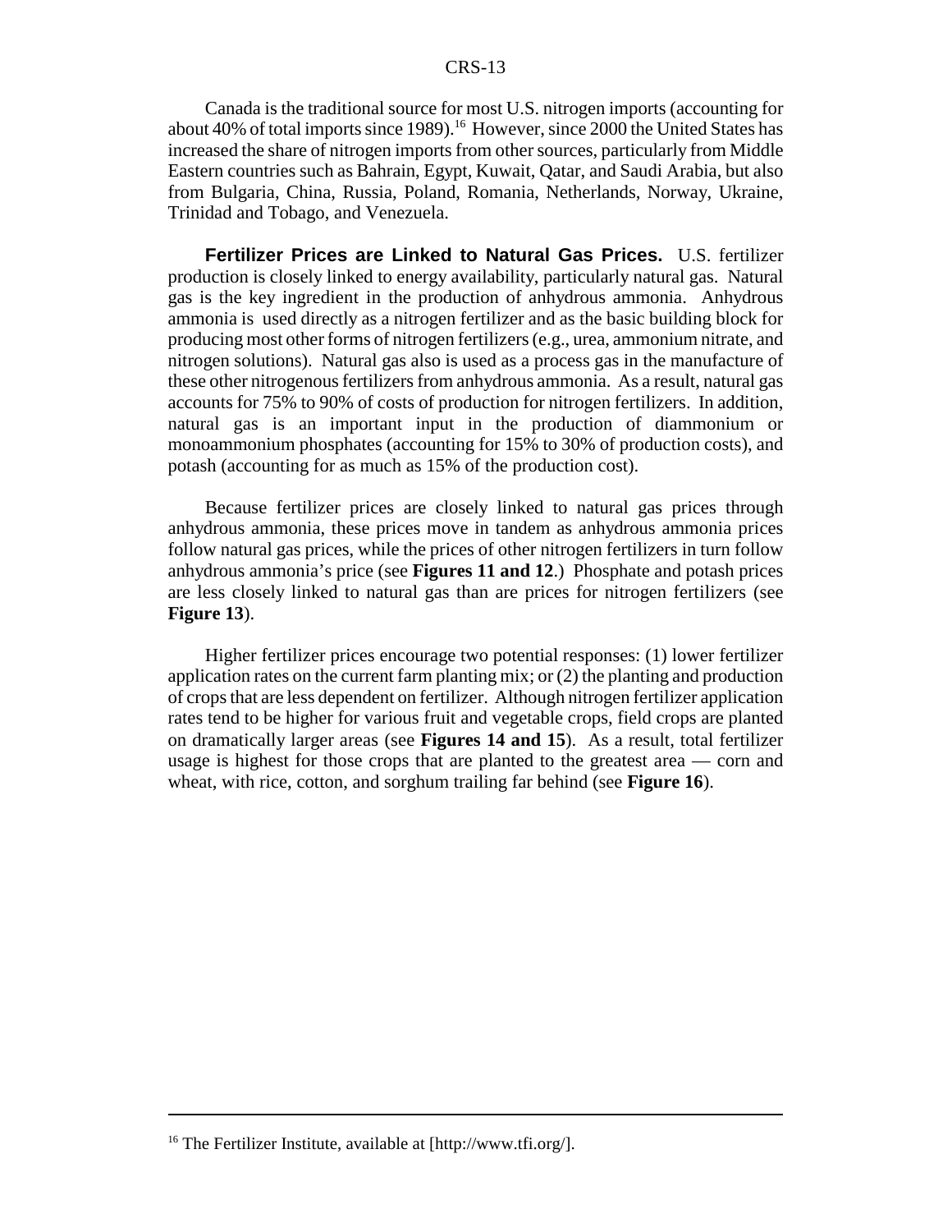Canada is the traditional source for most U.S. nitrogen imports (accounting for about 40% of total imports since 1989).[16] However, since 2000 the United States has increased the share of nitrogen imports from other sources, particularly from Middle Eastern countries such as Bahrain, Egypt, Kuwait, Qatar, and Saudi Arabia, but also from Bulgaria, China, Russia, Poland, Romania, Netherlands, Norway, Ukraine, Trinidad and Tobago, and Venezuela.

**Fertilizer Prices are Linked to Natural Gas Prices.** U.S. fertilizer production is closely linked to energy availability, particularly natural gas. Natural gas is the key ingredient in the production of anhydrous ammonia. Anhydrous ammonia is used directly as a nitrogen fertilizer and as the basic building block for producing most other forms of nitrogen fertilizers (e.g., urea, ammonium nitrate, and nitrogen solutions). Natural gas also is used as a process gas in the manufacture of these other nitrogenous fertilizers from anhydrous ammonia. As a result, natural gas accounts for 75% to 90% of costs of production for nitrogen fertilizers. In addition, natural gas is an important input in the production of diammonium or monoammonium phosphates (accounting for 15% to 30% of production costs), and potash (accounting for as much as 15% of the production cost).

Because fertilizer prices are closely linked to natural gas prices through anhydrous ammonia, these prices move in tandem as anhydrous ammonia prices follow natural gas prices, while the prices of other nitrogen fertilizers in turn follow anhydrous ammonia's price (see **Figures 11 and 12**.) Phosphate and potash prices are less closely linked to natural gas than are prices for nitrogen fertilizers (see **Figure 13**).

Higher fertilizer prices encourage two potential responses: (1) lower fertilizer application rates on the current farm planting mix; or (2) the planting and production of crops that are less dependent on fertilizer. Although nitrogen fertilizer application rates tend to be higher for various fruit and vegetable crops, field crops are planted on dramatically larger areas (see **Figures 14 and 15**). As a result, total fertilizer usage is highest for those crops that are planted to the greatest area — corn and wheat, with rice, cotton, and sorghum trailing far behind (see **Figure 16**).

---

[16] The Fertilizer Institute, available at [http://www.tfi.org/].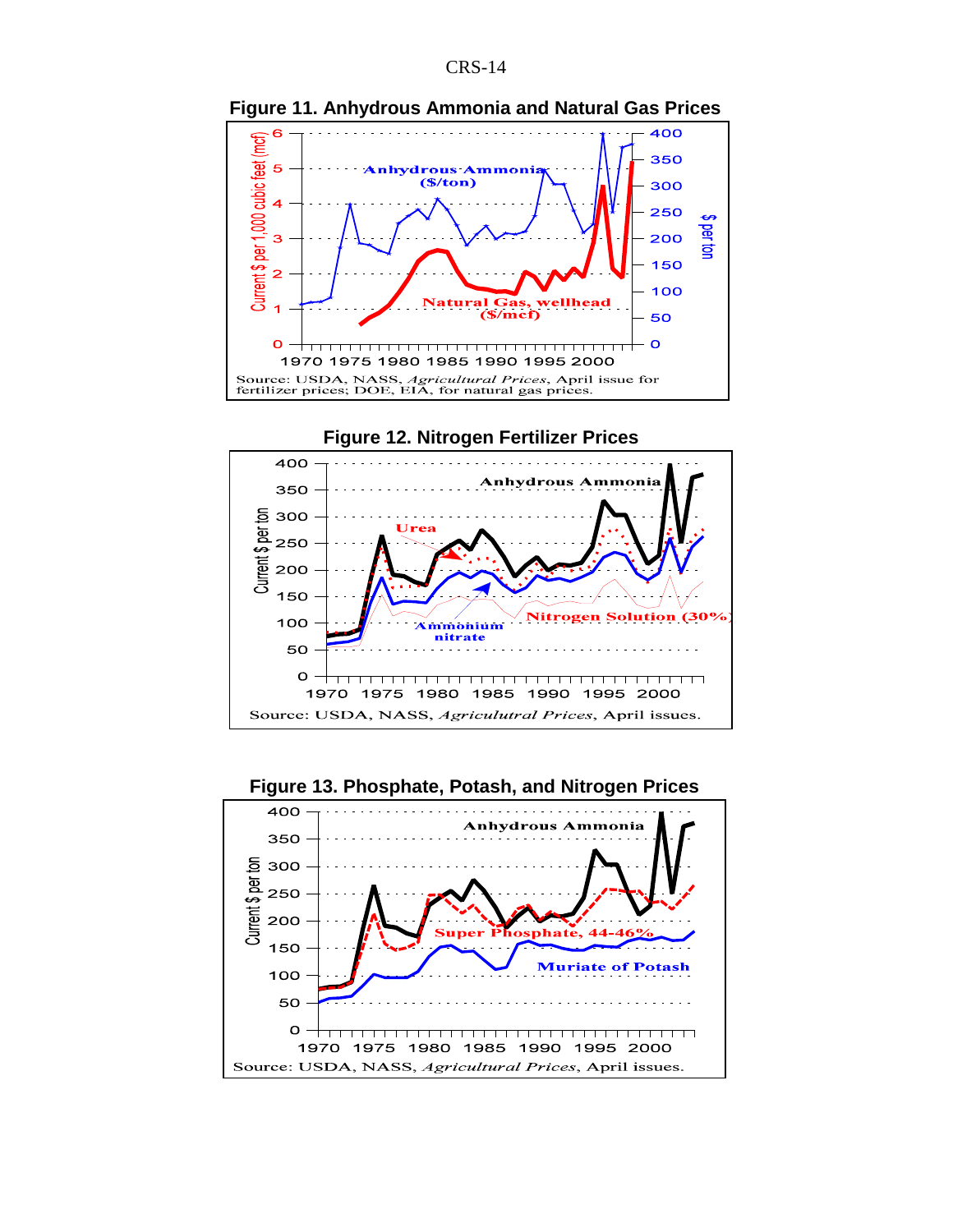**Figure 11. Anhydrous Ammonia and Natural Gas Prices**

Source: USDA, NASS, *Agricultural Prices*, April issue for fertilizer prices; DOE, EIA, for natural gas prices.

**Figure 12. Nitrogen Fertilizer Prices**

Source: USDA, NASS, *Agriculutral Prices*, April issues.

**Figure 13. Phosphate, Potash, and Nitrogen Prices**

Source: USDA, NASS, *Agricultural Prices*, April issues.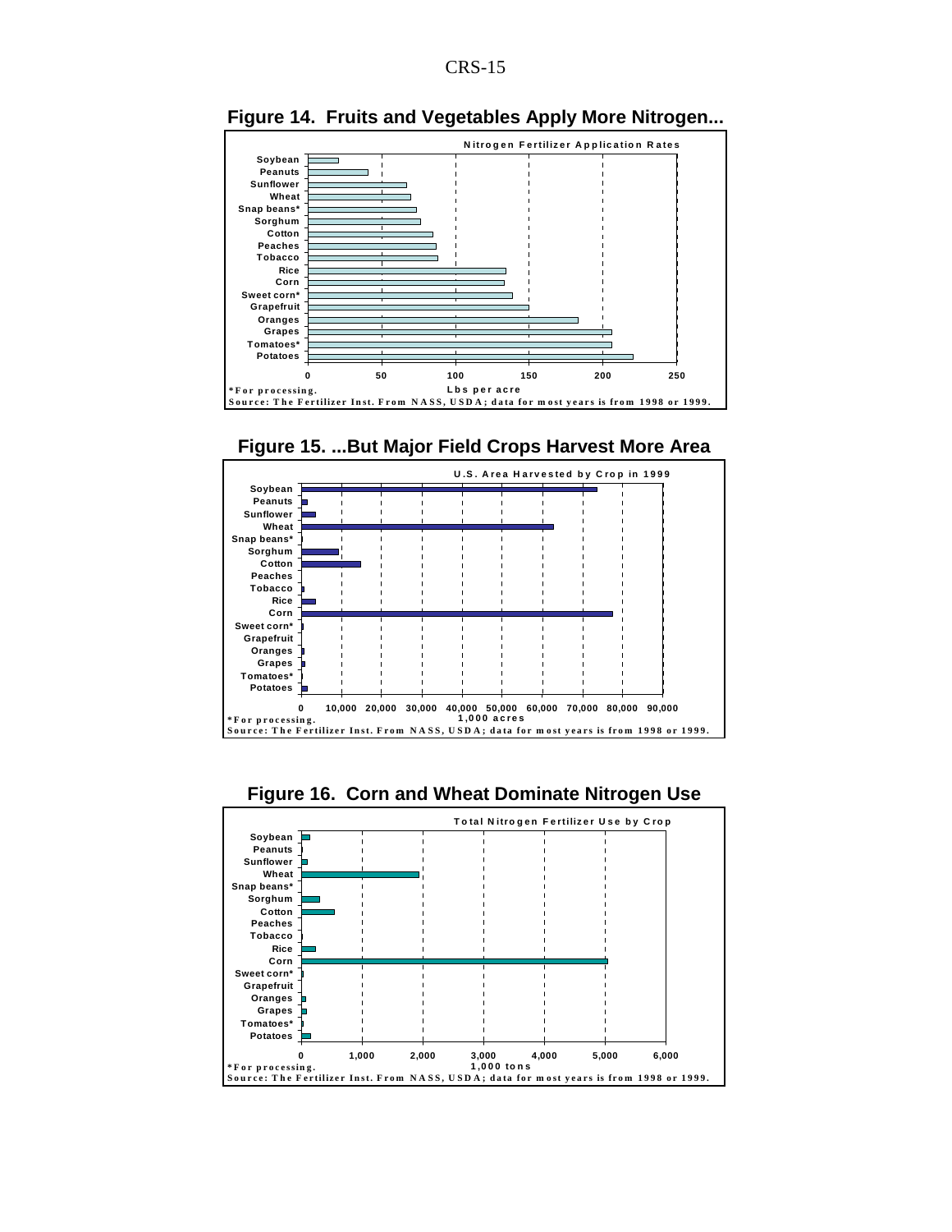**Figure 14. Fruits and Vegetables Apply More Nitrogen...**

Nitrogen Fertilizer Application Rates

| Crop | Lbs per acre |
|---|---|
| Soybean | 20 |
| Peanuts | 41 |
| Sunflower | 67 |
| Wheat | 70 |
| Snap beans* | 74 |
| Sorghum | 77 |
| Cotton | 85 |
| Peaches | 87 |
| Tobacco | 88 |
| Rice | 134 |
| Corn | 133 |
| Sweet corn* | 139 |
| Grapefruit | 150 |
| Oranges | 183 |
| Grapes | 206 |
| Tomatoes* | 206 |
| Potatoes | 220 |

*For processing.

Source: The Fertilizer Inst. From NASS, USDA; data for most years is from 1998 or 1999.

**Figure 15. ...But Major Field Crops Harvest More Area**

U.S. Area Harvested by Crop in 1999 (1,000 acres)

*For processing.

Source: The Fertilizer Inst. From NASS, USDA; data for most years is from 1998 or 1999.

**Figure 16. Corn and Wheat Dominate Nitrogen Use**

Total Nitrogen Fertilizer Use by Crop (1,000 tons)

*For processing.

Source: The Fertilizer Inst. From NASS, USDA; data for most years is from 1998 or 1999.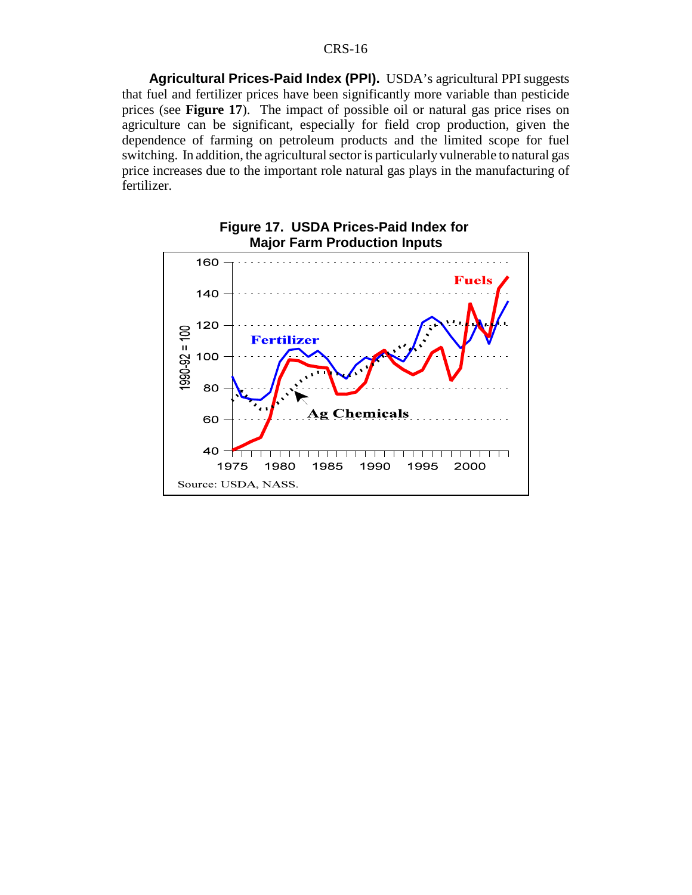**Agricultural Prices-Paid Index (PPI).** USDA's agricultural PPI suggests that fuel and fertilizer prices have been significantly more variable than pesticide prices (see **Figure 17**). The impact of possible oil or natural gas price rises on agriculture can be significant, especially for field crop production, given the dependence of farming on petroleum products and the limited scope for fuel switching. In addition, the agricultural sector is particularly vulnerable to natural gas price increases due to the important role natural gas plays in the manufacturing of fertilizer.

**Figure 17. USDA Prices-Paid Index for Major Farm Production Inputs**

Source: USDA, NASS.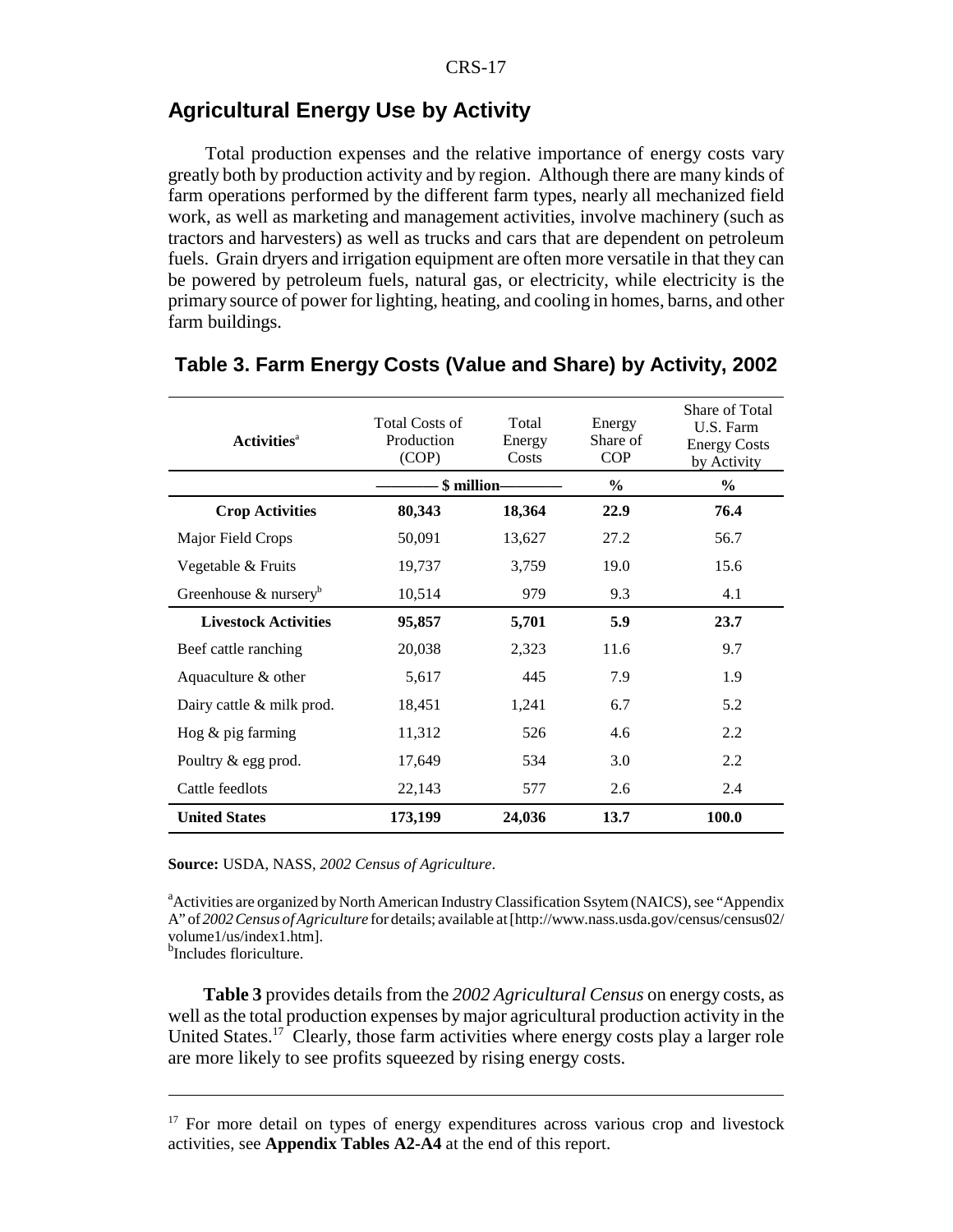## Agricultural Energy Use by Activity

Total production expenses and the relative importance of energy costs vary greatly both by production activity and by region. Although there are many kinds of farm operations performed by the different farm types, nearly all mechanized field work, as well as marketing and management activities, involve machinery (such as tractors and harvesters) as well as trucks and cars that are dependent on petroleum fuels. Grain dryers and irrigation equipment are often more versatile in that they can be powered by petroleum fuels, natural gas, or electricity, while electricity is the primary source of power for lighting, heating, and cooling in homes, barns, and other farm buildings.

### Table 3. Farm Energy Costs (Value and Share) by Activity, 2002

| Activities[a] | Total Costs of Production (COP) | Total Energy Costs | Energy Share of COP | Share of Total U.S. Farm Energy Costs by Activity |
|---|---|---|---|---|
| | $ million | | % | % |
| **Crop Activities** | **80,343** | **18,364** | **22.9** | **76.4** |
| Major Field Crops | 50,091 | 13,627 | 27.2 | 56.7 |
| Vegetable & Fruits | 19,737 | 3,759 | 19.0 | 15.6 |
| Greenhouse & nursery[b] | 10,514 | 979 | 9.3 | 4.1 |
| **Livestock Activities** | **95,857** | **5,701** | **5.9** | **23.7** |
| Beef cattle ranching | 20,038 | 2,323 | 11.6 | 9.7 |
| Aquaculture & other | 5,617 | 445 | 7.9 | 1.9 |
| Dairy cattle & milk prod. | 18,451 | 1,241 | 6.7 | 5.2 |
| Hog & pig farming | 11,312 | 526 | 4.6 | 2.2 |
| Poultry & egg prod. | 17,649 | 534 | 3.0 | 2.2 |
| Cattle feedlots | 22,143 | 577 | 2.6 | 2.4 |
| **United States** | **173,199** | **24,036** | **13.7** | **100.0** |

**Source:** USDA, NASS, *2002 Census of Agriculture*.

[a]Activities are organized by North American Industry Classification Ssytem (NAICS), see "Appendix A" of *2002 Census of Agriculture* for details; available at [http://www.nass.usda.gov/census/census02/volume1/us/index1.htm].
[b]Includes floriculture.

**Table 3** provides details from the *2002 Agricultural Census* on energy costs, as well as the total production expenses by major agricultural production activity in the United States.[17] Clearly, those farm activities where energy costs play a larger role are more likely to see profits squeezed by rising energy costs.

[17] For more detail on types of energy expenditures across various crop and livestock activities, see **Appendix Tables A2-A4** at the end of this report.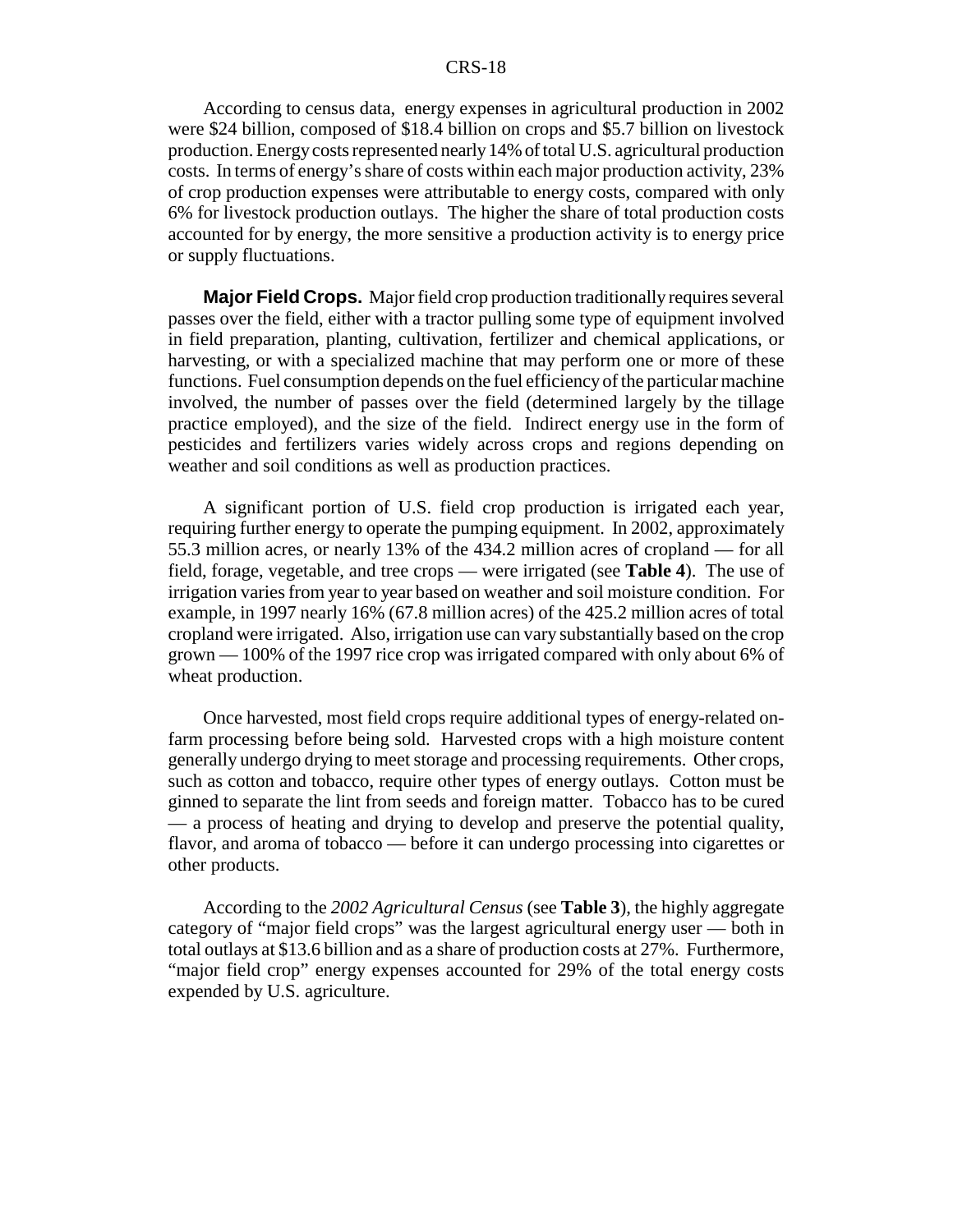According to census data, energy expenses in agricultural production in 2002 were $24 billion, composed of $18.4 billion on crops and $5.7 billion on livestock production. Energy costs represented nearly 14% of total U.S. agricultural production costs. In terms of energy's share of costs within each major production activity, 23% of crop production expenses were attributable to energy costs, compared with only 6% for livestock production outlays. The higher the share of total production costs accounted for by energy, the more sensitive a production activity is to energy price or supply fluctuations.

**Major Field Crops.** Major field crop production traditionally requires several passes over the field, either with a tractor pulling some type of equipment involved in field preparation, planting, cultivation, fertilizer and chemical applications, or harvesting, or with a specialized machine that may perform one or more of these functions. Fuel consumption depends on the fuel efficiency of the particular machine involved, the number of passes over the field (determined largely by the tillage practice employed), and the size of the field. Indirect energy use in the form of pesticides and fertilizers varies widely across crops and regions depending on weather and soil conditions as well as production practices.

A significant portion of U.S. field crop production is irrigated each year, requiring further energy to operate the pumping equipment. In 2002, approximately 55.3 million acres, or nearly 13% of the 434.2 million acres of cropland — for all field, forage, vegetable, and tree crops — were irrigated (see **Table 4**). The use of irrigation varies from year to year based on weather and soil moisture condition. For example, in 1997 nearly 16% (67.8 million acres) of the 425.2 million acres of total cropland were irrigated. Also, irrigation use can vary substantially based on the crop grown — 100% of the 1997 rice crop was irrigated compared with only about 6% of wheat production.

Once harvested, most field crops require additional types of energy-related on-farm processing before being sold. Harvested crops with a high moisture content generally undergo drying to meet storage and processing requirements. Other crops, such as cotton and tobacco, require other types of energy outlays. Cotton must be ginned to separate the lint from seeds and foreign matter. Tobacco has to be cured — a process of heating and drying to develop and preserve the potential quality, flavor, and aroma of tobacco — before it can undergo processing into cigarettes or other products.

According to the *2002 Agricultural Census* (see **Table 3**), the highly aggregate category of "major field crops" was the largest agricultural energy user — both in total outlays at $13.6 billion and as a share of production costs at 27%. Furthermore, "major field crop" energy expenses accounted for 29% of the total energy costs expended by U.S. agriculture.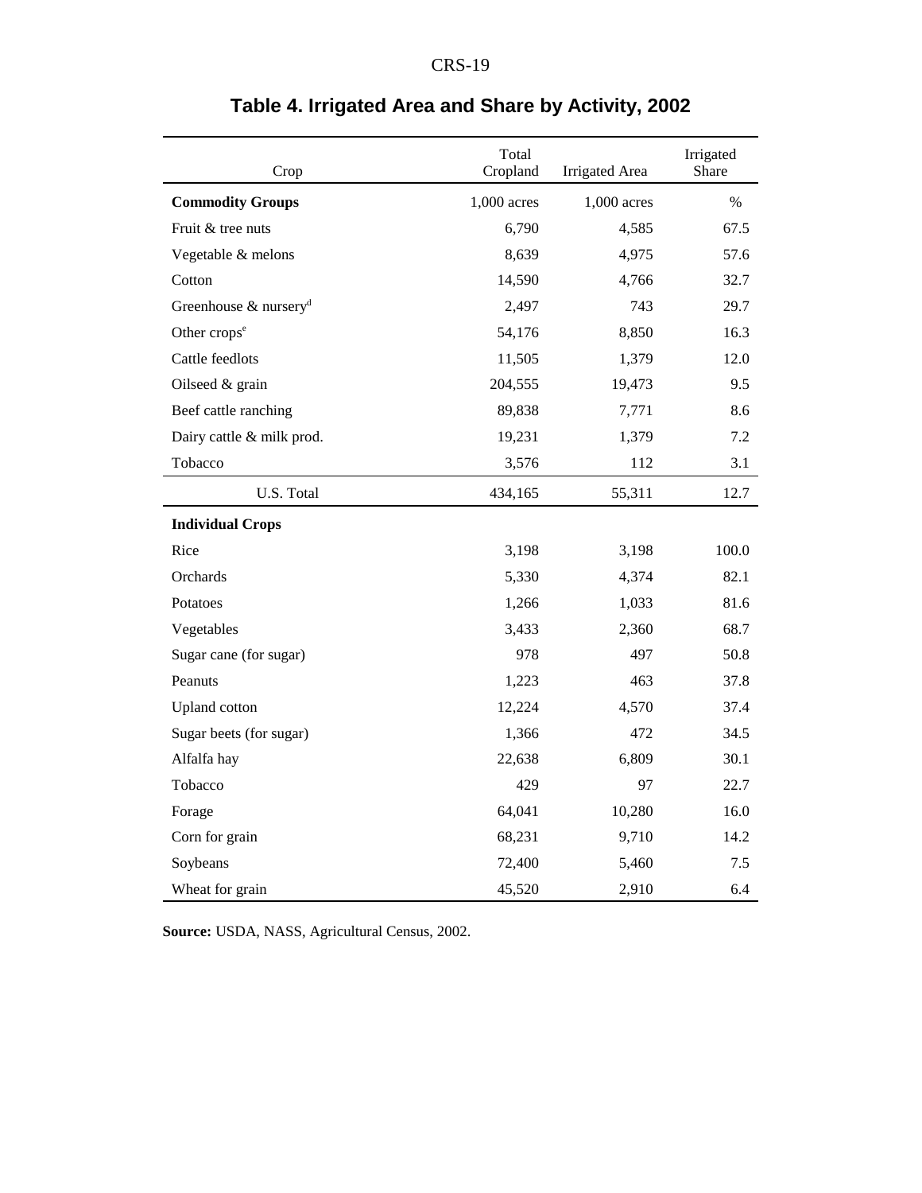## Table 4. Irrigated Area and Share by Activity, 2002

| Crop | Total Cropland | Irrigated Area | Irrigated Share |
|---|---|---|---|
| **Commodity Groups** | 1,000 acres | 1,000 acres | % |
| Fruit & tree nuts | 6,790 | 4,585 | 67.5 |
| Vegetable & melons | 8,639 | 4,975 | 57.6 |
| Cotton | 14,590 | 4,766 | 32.7 |
| Greenhouse & nursery[d] | 2,497 | 743 | 29.7 |
| Other crops[e] | 54,176 | 8,850 | 16.3 |
| Cattle feedlots | 11,505 | 1,379 | 12.0 |
| Oilseed & grain | 204,555 | 19,473 | 9.5 |
| Beef cattle ranching | 89,838 | 7,771 | 8.6 |
| Dairy cattle & milk prod. | 19,231 | 1,379 | 7.2 |
| Tobacco | 3,576 | 112 | 3.1 |
| U.S. Total | 434,165 | 55,311 | 12.7 |
| **Individual Crops** | | | |
| Rice | 3,198 | 3,198 | 100.0 |
| Orchards | 5,330 | 4,374 | 82.1 |
| Potatoes | 1,266 | 1,033 | 81.6 |
| Vegetables | 3,433 | 2,360 | 68.7 |
| Sugar cane (for sugar) | 978 | 497 | 50.8 |
| Peanuts | 1,223 | 463 | 37.8 |
| Upland cotton | 12,224 | 4,570 | 37.4 |
| Sugar beets (for sugar) | 1,366 | 472 | 34.5 |
| Alfalfa hay | 22,638 | 6,809 | 30.1 |
| Tobacco | 429 | 97 | 22.7 |
| Forage | 64,041 | 10,280 | 16.0 |
| Corn for grain | 68,231 | 9,710 | 14.2 |
| Soybeans | 72,400 | 5,460 | 7.5 |
| Wheat for grain | 45,520 | 2,910 | 6.4 |

**Source:** USDA, NASS, Agricultural Census, 2002.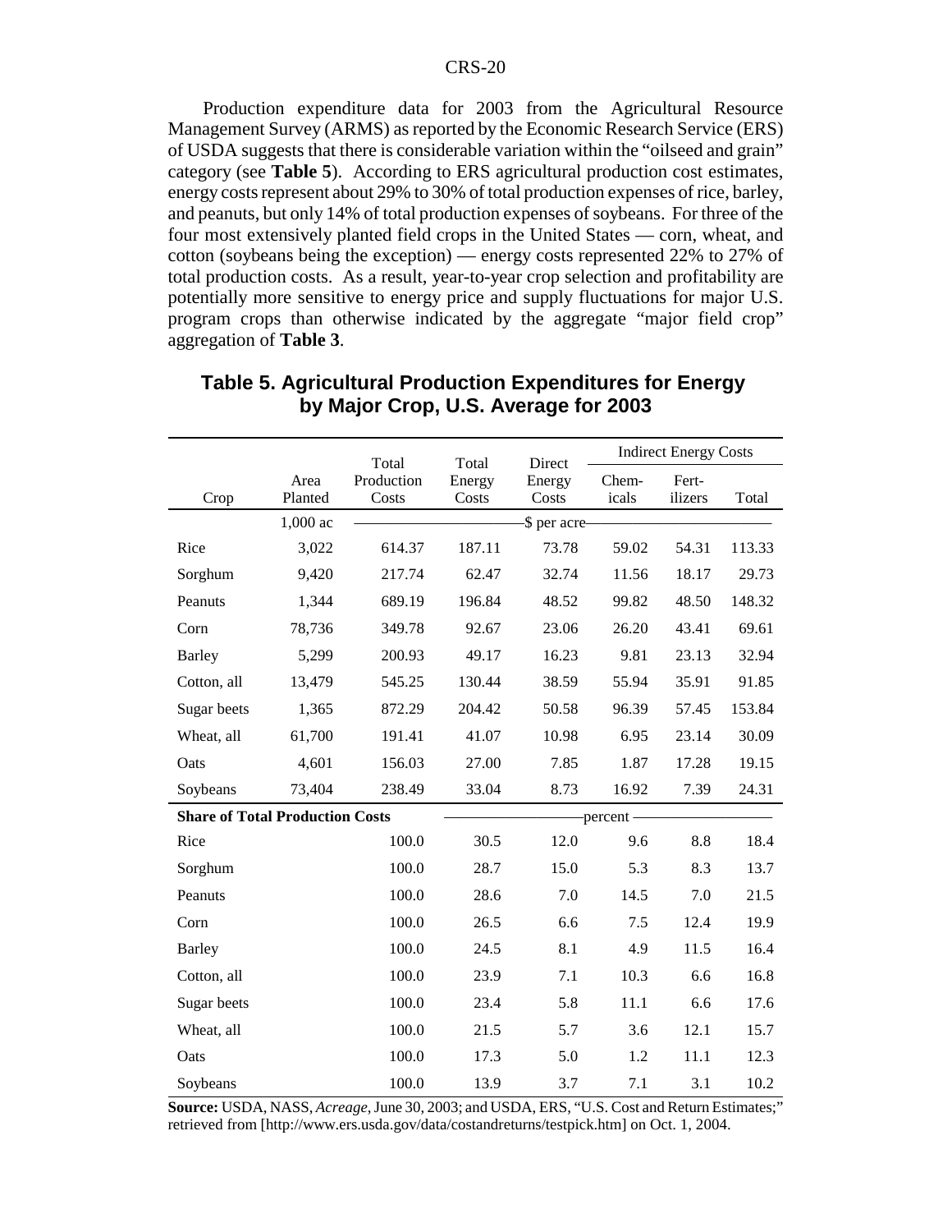Production expenditure data for 2003 from the Agricultural Resource Management Survey (ARMS) as reported by the Economic Research Service (ERS) of USDA suggests that there is considerable variation within the "oilseed and grain" category (see **Table 5**). According to ERS agricultural production cost estimates, energy costs represent about 29% to 30% of total production expenses of rice, barley, and peanuts, but only 14% of total production expenses of soybeans. For three of the four most extensively planted field crops in the United States — corn, wheat, and cotton (soybeans being the exception) — energy costs represented 22% to 27% of total production costs. As a result, year-to-year crop selection and profitability are potentially more sensitive to energy price and supply fluctuations for major U.S. program crops than otherwise indicated by the aggregate "major field crop" aggregation of **Table 3**.

## Table 5. Agricultural Production Expenditures for Energy by Major Crop, U.S. Average for 2003

| Crop | Area Planted | Total Production Costs | Total Energy Costs | Direct Energy Costs | Indirect Energy Costs | | |
|---|---|---|---|---|---|---|---|
| | | | | | Chem-icals | Fert-ilizers | Total |
| | 1,000 ac | \$ per acre | | | | | |
| Rice | 3,022 | 614.37 | 187.11 | 73.78 | 59.02 | 54.31 | 113.33 |
| Sorghum | 9,420 | 217.74 | 62.47 | 32.74 | 11.56 | 18.17 | 29.73 |
| Peanuts | 1,344 | 689.19 | 196.84 | 48.52 | 99.82 | 48.50 | 148.32 |
| Corn | 78,736 | 349.78 | 92.67 | 23.06 | 26.20 | 43.41 | 69.61 |
| Barley | 5,299 | 200.93 | 49.17 | 16.23 | 9.81 | 23.13 | 32.94 |
| Cotton, all | 13,479 | 545.25 | 130.44 | 38.59 | 55.94 | 35.91 | 91.85 |
| Sugar beets | 1,365 | 872.29 | 204.42 | 50.58 | 96.39 | 57.45 | 153.84 |
| Wheat, all | 61,700 | 191.41 | 41.07 | 10.98 | 6.95 | 23.14 | 30.09 |
| Oats | 4,601 | 156.03 | 27.00 | 7.85 | 1.87 | 17.28 | 19.15 |
| Soybeans | 73,404 | 238.49 | 33.04 | 8.73 | 16.92 | 7.39 | 24.31 |
| **Share of Total Production Costs** | | | percent | | | | |
| Rice | | 100.0 | 30.5 | 12.0 | 9.6 | 8.8 | 18.4 |
| Sorghum | | 100.0 | 28.7 | 15.0 | 5.3 | 8.3 | 13.7 |
| Peanuts | | 100.0 | 28.6 | 7.0 | 14.5 | 7.0 | 21.5 |
| Corn | | 100.0 | 26.5 | 6.6 | 7.5 | 12.4 | 19.9 |
| Barley | | 100.0 | 24.5 | 8.1 | 4.9 | 11.5 | 16.4 |
| Cotton, all | | 100.0 | 23.9 | 7.1 | 10.3 | 6.6 | 16.8 |
| Sugar beets | | 100.0 | 23.4 | 5.8 | 11.1 | 6.6 | 17.6 |
| Wheat, all | | 100.0 | 21.5 | 5.7 | 3.6 | 12.1 | 15.7 |
| Oats | | 100.0 | 17.3 | 5.0 | 1.2 | 11.1 | 12.3 |
| Soybeans | | 100.0 | 13.9 | 3.7 | 7.1 | 3.1 | 10.2 |

**Source:** USDA, NASS, *Acreage*, June 30, 2003; and USDA, ERS, "U.S. Cost and Return Estimates;" retrieved from [http://www.ers.usda.gov/data/costandreturns/testpick.htm] on Oct. 1, 2004.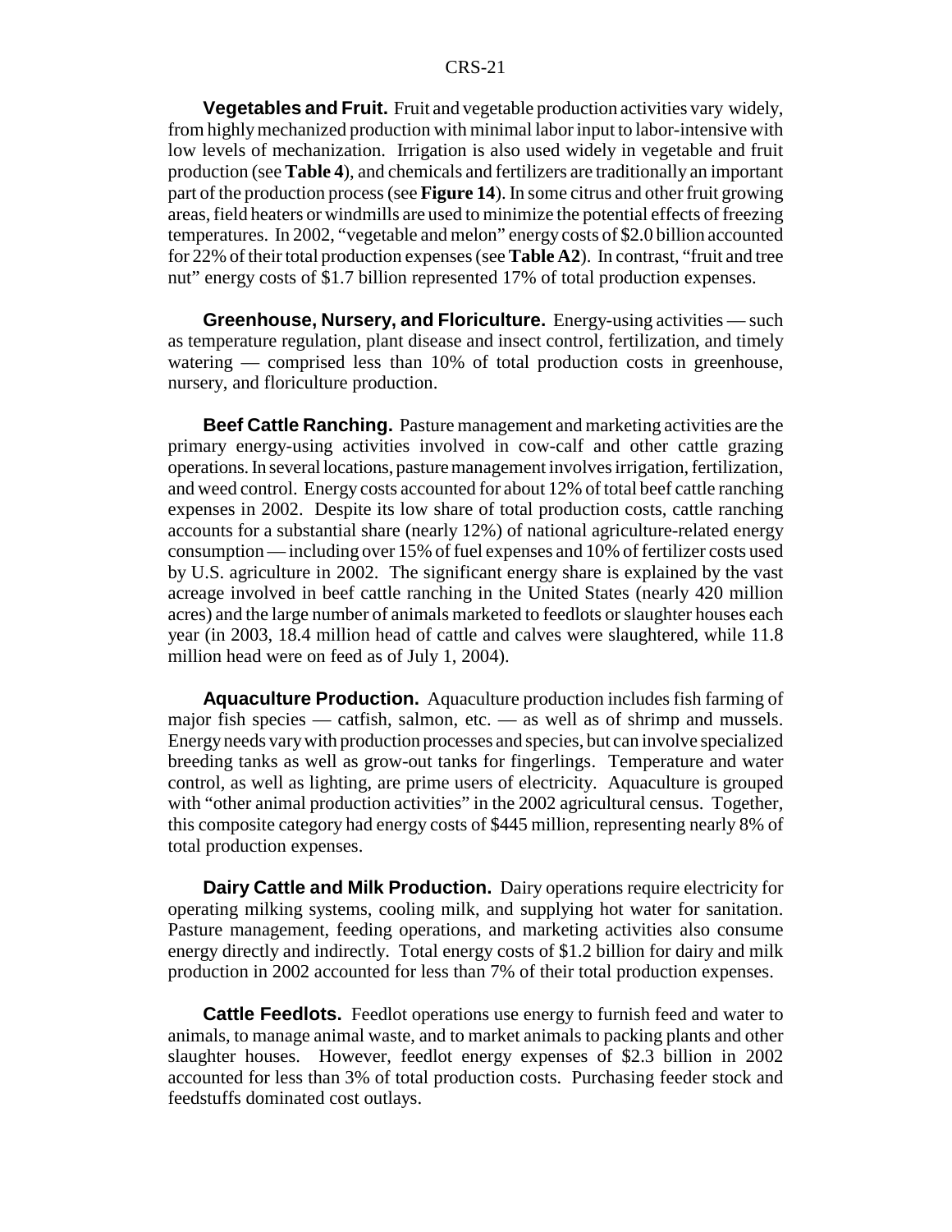**Vegetables and Fruit.** Fruit and vegetable production activities vary widely, from highly mechanized production with minimal labor input to labor-intensive with low levels of mechanization. Irrigation is also used widely in vegetable and fruit production (see **Table 4**), and chemicals and fertilizers are traditionally an important part of the production process (see **Figure 14**). In some citrus and other fruit growing areas, field heaters or windmills are used to minimize the potential effects of freezing temperatures. In 2002, "vegetable and melon" energy costs of $2.0 billion accounted for 22% of their total production expenses (see **Table A2**). In contrast, "fruit and tree nut" energy costs of $1.7 billion represented 17% of total production expenses.

**Greenhouse, Nursery, and Floriculture.** Energy-using activities — such as temperature regulation, plant disease and insect control, fertilization, and timely watering — comprised less than 10% of total production costs in greenhouse, nursery, and floriculture production.

**Beef Cattle Ranching.** Pasture management and marketing activities are the primary energy-using activities involved in cow-calf and other cattle grazing operations. In several locations, pasture management involves irrigation, fertilization, and weed control. Energy costs accounted for about 12% of total beef cattle ranching expenses in 2002. Despite its low share of total production costs, cattle ranching accounts for a substantial share (nearly 12%) of national agriculture-related energy consumption — including over 15% of fuel expenses and 10% of fertilizer costs used by U.S. agriculture in 2002. The significant energy share is explained by the vast acreage involved in beef cattle ranching in the United States (nearly 420 million acres) and the large number of animals marketed to feedlots or slaughter houses each year (in 2003, 18.4 million head of cattle and calves were slaughtered, while 11.8 million head were on feed as of July 1, 2004).

**Aquaculture Production.** Aquaculture production includes fish farming of major fish species — catfish, salmon, etc. — as well as of shrimp and mussels. Energy needs vary with production processes and species, but can involve specialized breeding tanks as well as grow-out tanks for fingerlings. Temperature and water control, as well as lighting, are prime users of electricity. Aquaculture is grouped with "other animal production activities" in the 2002 agricultural census. Together, this composite category had energy costs of $445 million, representing nearly 8% of total production expenses.

**Dairy Cattle and Milk Production.** Dairy operations require electricity for operating milking systems, cooling milk, and supplying hot water for sanitation. Pasture management, feeding operations, and marketing activities also consume energy directly and indirectly. Total energy costs of $1.2 billion for dairy and milk production in 2002 accounted for less than 7% of their total production expenses.

**Cattle Feedlots.** Feedlot operations use energy to furnish feed and water to animals, to manage animal waste, and to market animals to packing plants and other slaughter houses. However, feedlot energy expenses of $2.3 billion in 2002 accounted for less than 3% of total production costs. Purchasing feeder stock and feedstuffs dominated cost outlays.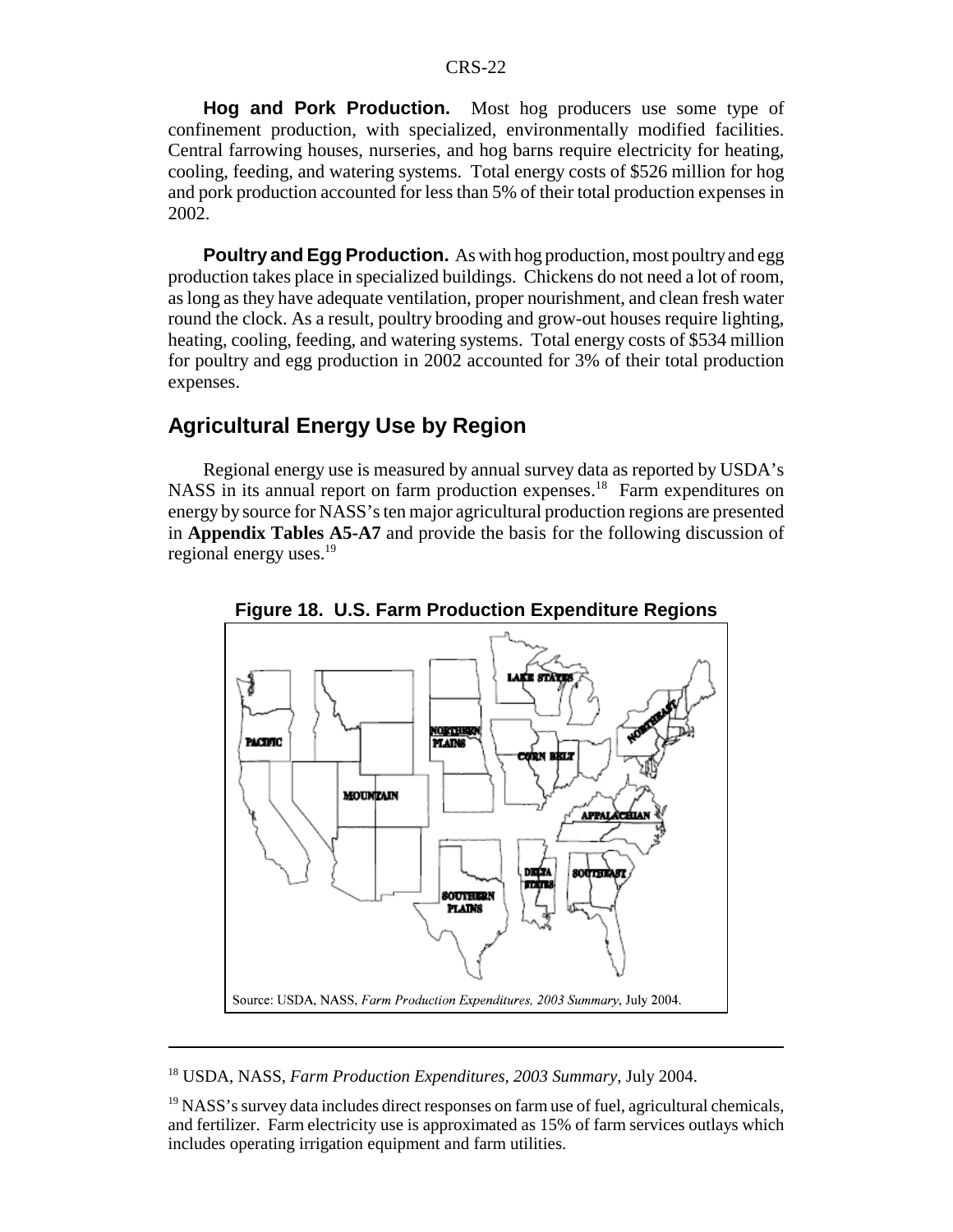**Hog and Pork Production.** Most hog producers use some type of confinement production, with specialized, environmentally modified facilities. Central farrowing houses, nurseries, and hog barns require electricity for heating, cooling, feeding, and watering systems. Total energy costs of $526 million for hog and pork production accounted for less than 5% of their total production expenses in 2002.

**Poultry and Egg Production.** As with hog production, most poultry and egg production takes place in specialized buildings. Chickens do not need a lot of room, as long as they have adequate ventilation, proper nourishment, and clean fresh water round the clock. As a result, poultry brooding and grow-out houses require lighting, heating, cooling, feeding, and watering systems. Total energy costs of $534 million for poultry and egg production in 2002 accounted for 3% of their total production expenses.

## Agricultural Energy Use by Region

Regional energy use is measured by annual survey data as reported by USDA's NASS in its annual report on farm production expenses.[18] Farm expenditures on energy by source for NASS's ten major agricultural production regions are presented in **Appendix Tables A5-A7** and provide the basis for the following discussion of regional energy uses.[19]

**Figure 18. U.S. Farm Production Expenditure Regions**

PACIFIC, MOUNTAIN, NORTHERN PLAINS, LAKE STATES, CORN BELT, NORTHEAST, APPALACHIAN, SOUTHERN PLAINS, DELTA STATES, SOUTHEAST

Source: USDA, NASS, *Farm Production Expenditures, 2003 Summary*, July 2004.

---

[18] USDA, NASS, *Farm Production Expenditures, 2003 Summary*, July 2004.

[19] NASS's survey data includes direct responses on farm use of fuel, agricultural chemicals, and fertilizer. Farm electricity use is approximated as 15% of farm services outlays which includes operating irrigation equipment and farm utilities.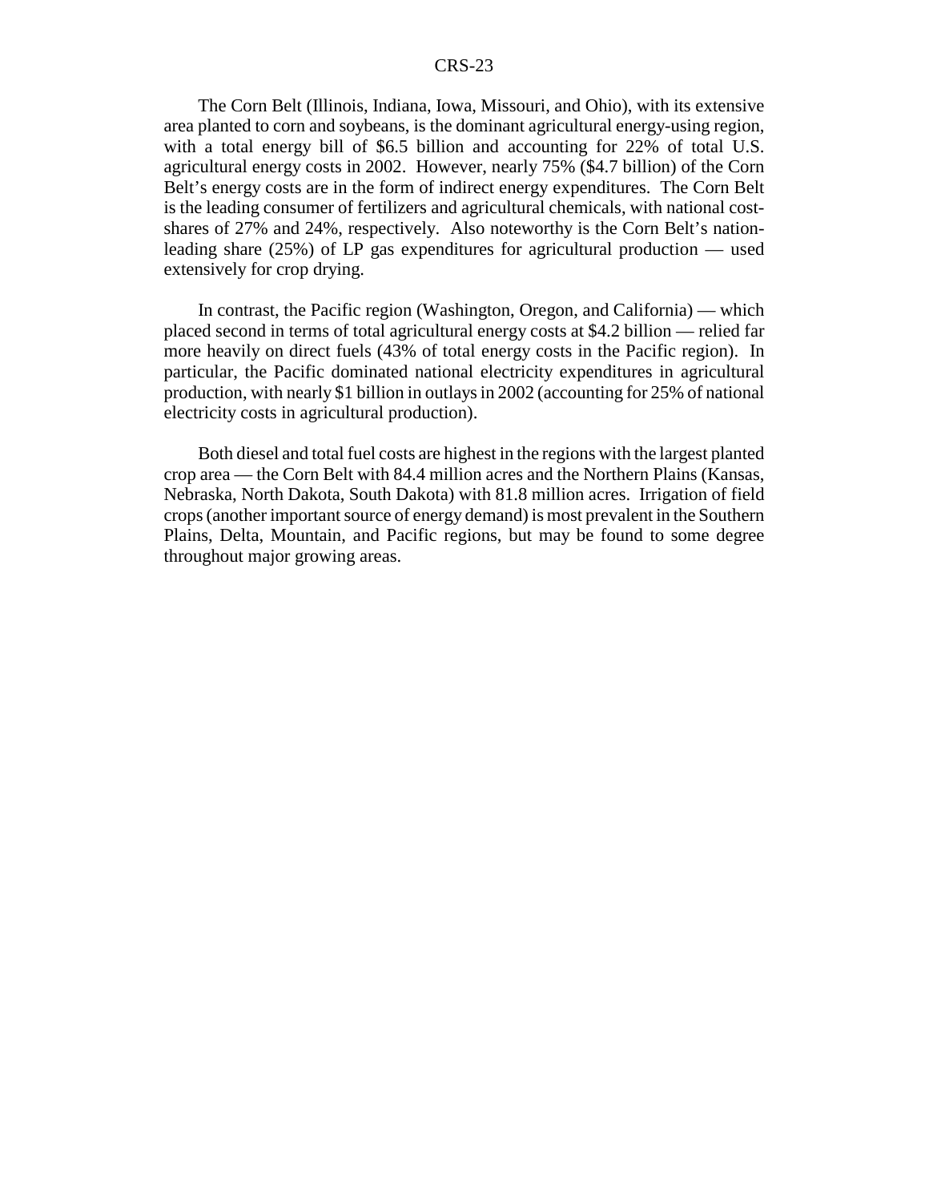The Corn Belt (Illinois, Indiana, Iowa, Missouri, and Ohio), with its extensive area planted to corn and soybeans, is the dominant agricultural energy-using region, with a total energy bill of $6.5 billion and accounting for 22% of total U.S. agricultural energy costs in 2002. However, nearly 75% ($4.7 billion) of the Corn Belt's energy costs are in the form of indirect energy expenditures. The Corn Belt is the leading consumer of fertilizers and agricultural chemicals, with national cost-shares of 27% and 24%, respectively. Also noteworthy is the Corn Belt's nation-leading share (25%) of LP gas expenditures for agricultural production — used extensively for crop drying.

In contrast, the Pacific region (Washington, Oregon, and California) — which placed second in terms of total agricultural energy costs at $4.2 billion — relied far more heavily on direct fuels (43% of total energy costs in the Pacific region). In particular, the Pacific dominated national electricity expenditures in agricultural production, with nearly $1 billion in outlays in 2002 (accounting for 25% of national electricity costs in agricultural production).

Both diesel and total fuel costs are highest in the regions with the largest planted crop area — the Corn Belt with 84.4 million acres and the Northern Plains (Kansas, Nebraska, North Dakota, South Dakota) with 81.8 million acres. Irrigation of field crops (another important source of energy demand) is most prevalent in the Southern Plains, Delta, Mountain, and Pacific regions, but may be found to some degree throughout major growing areas.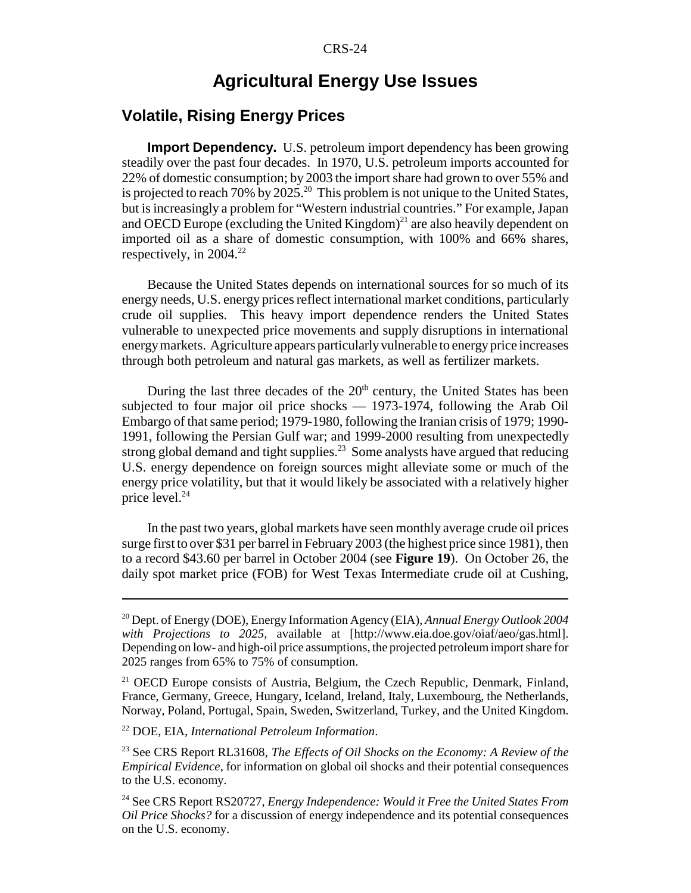# Agricultural Energy Use Issues

## Volatile, Rising Energy Prices

**Import Dependency.** U.S. petroleum import dependency has been growing steadily over the past four decades. In 1970, U.S. petroleum imports accounted for 22% of domestic consumption; by 2003 the import share had grown to over 55% and is projected to reach 70% by 2025.[20] This problem is not unique to the United States, but is increasingly a problem for "Western industrial countries." For example, Japan and OECD Europe (excluding the United Kingdom)[21] are also heavily dependent on imported oil as a share of domestic consumption, with 100% and 66% shares, respectively, in 2004.[22]

Because the United States depends on international sources for so much of its energy needs, U.S. energy prices reflect international market conditions, particularly crude oil supplies. This heavy import dependence renders the United States vulnerable to unexpected price movements and supply disruptions in international energy markets. Agriculture appears particularly vulnerable to energy price increases through both petroleum and natural gas markets, as well as fertilizer markets.

During the last three decades of the 20th century, the United States has been subjected to four major oil price shocks — 1973-1974, following the Arab Oil Embargo of that same period; 1979-1980, following the Iranian crisis of 1979; 1990-1991, following the Persian Gulf war; and 1999-2000 resulting from unexpectedly strong global demand and tight supplies.[23] Some analysts have argued that reducing U.S. energy dependence on foreign sources might alleviate some or much of the energy price volatility, but that it would likely be associated with a relatively higher price level.[24]

In the past two years, global markets have seen monthly average crude oil prices surge first to over $31 per barrel in February 2003 (the highest price since 1981), then to a record $43.60 per barrel in October 2004 (see **Figure 19**). On October 26, the daily spot market price (FOB) for West Texas Intermediate crude oil at Cushing,

---

[20] Dept. of Energy (DOE), Energy Information Agency (EIA), *Annual Energy Outlook 2004 with Projections to 2025*, available at [http://www.eia.doe.gov/oiaf/aeo/gas.html]. Depending on low- and high-oil price assumptions, the projected petroleum import share for 2025 ranges from 65% to 75% of consumption.

[21] OECD Europe consists of Austria, Belgium, the Czech Republic, Denmark, Finland, France, Germany, Greece, Hungary, Iceland, Ireland, Italy, Luxembourg, the Netherlands, Norway, Poland, Portugal, Spain, Sweden, Switzerland, Turkey, and the United Kingdom.

[22] DOE, EIA, *International Petroleum Information*.

[23] See CRS Report RL31608, *The Effects of Oil Shocks on the Economy: A Review of the Empirical Evidence*, for information on global oil shocks and their potential consequences to the U.S. economy.

[24] See CRS Report RS20727, *Energy Independence: Would it Free the United States From Oil Price Shocks?* for a discussion of energy independence and its potential consequences on the U.S. economy.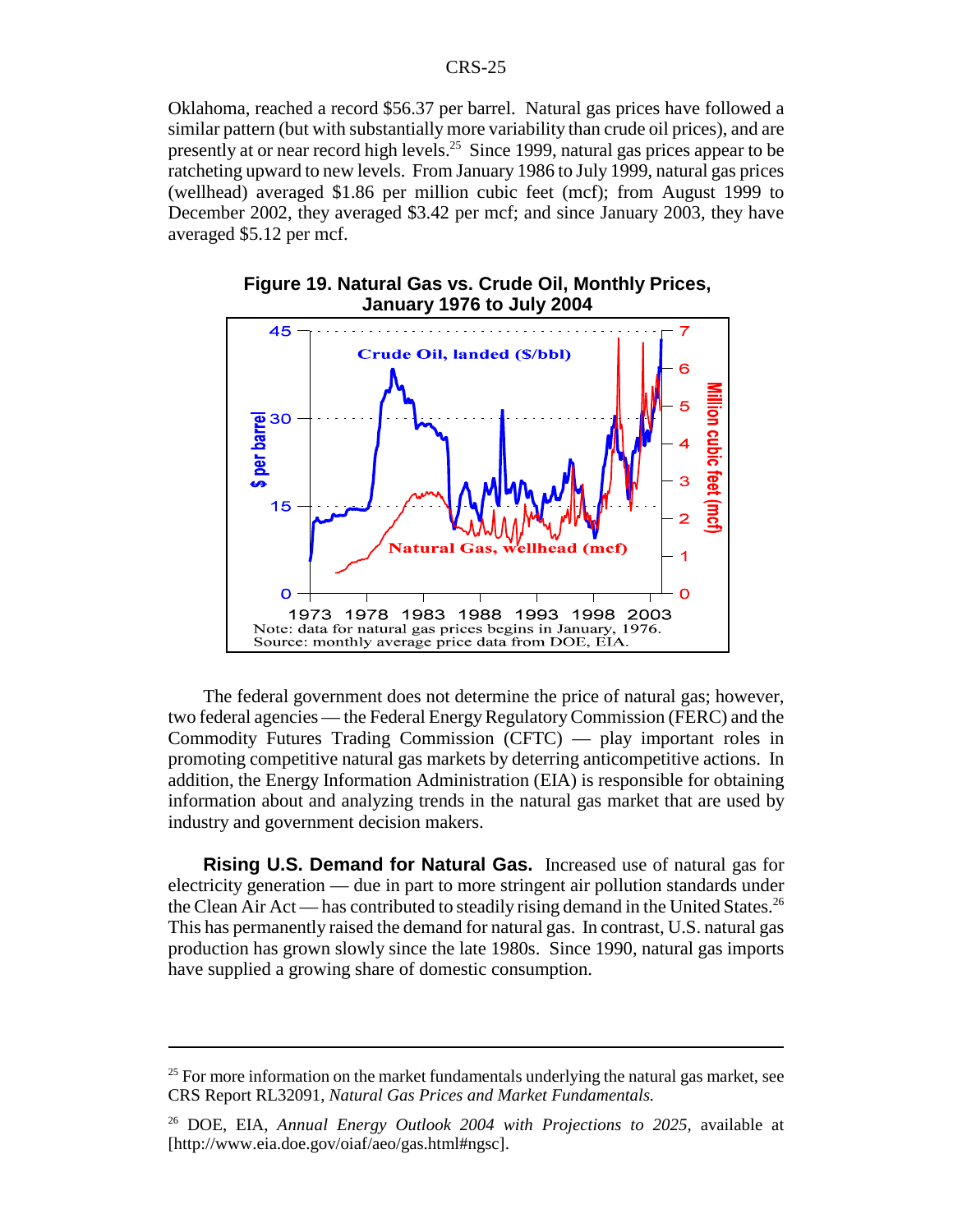Oklahoma, reached a record $56.37 per barrel. Natural gas prices have followed a similar pattern (but with substantially more variability than crude oil prices), and are presently at or near record high levels.[25] Since 1999, natural gas prices appear to be ratcheting upward to new levels. From January 1986 to July 1999, natural gas prices (wellhead) averaged $1.86 per million cubic feet (mcf); from August 1999 to December 2002, they averaged $3.42 per mcf; and since January 2003, they have averaged $5.12 per mcf.

**Figure 19. Natural Gas vs. Crude Oil, Monthly Prices, January 1976 to July 2004**

Note: data for natural gas prices begins in January, 1976.
Source: monthly average price data from DOE, EIA.

The federal government does not determine the price of natural gas; however, two federal agencies — the Federal Energy Regulatory Commission (FERC) and the Commodity Futures Trading Commission (CFTC) — play important roles in promoting competitive natural gas markets by deterring anticompetitive actions. In addition, the Energy Information Administration (EIA) is responsible for obtaining information about and analyzing trends in the natural gas market that are used by industry and government decision makers.

**Rising U.S. Demand for Natural Gas.** Increased use of natural gas for electricity generation — due in part to more stringent air pollution standards under the Clean Air Act — has contributed to steadily rising demand in the United States.[26] This has permanently raised the demand for natural gas. In contrast, U.S. natural gas production has grown slowly since the late 1980s. Since 1990, natural gas imports have supplied a growing share of domestic consumption.

---

[25] For more information on the market fundamentals underlying the natural gas market, see CRS Report RL32091, *Natural Gas Prices and Market Fundamentals.*

[26] DOE, EIA, *Annual Energy Outlook 2004 with Projections to 2025*, available at [http://www.eia.doe.gov/oiaf/aeo/gas.html#ngsc].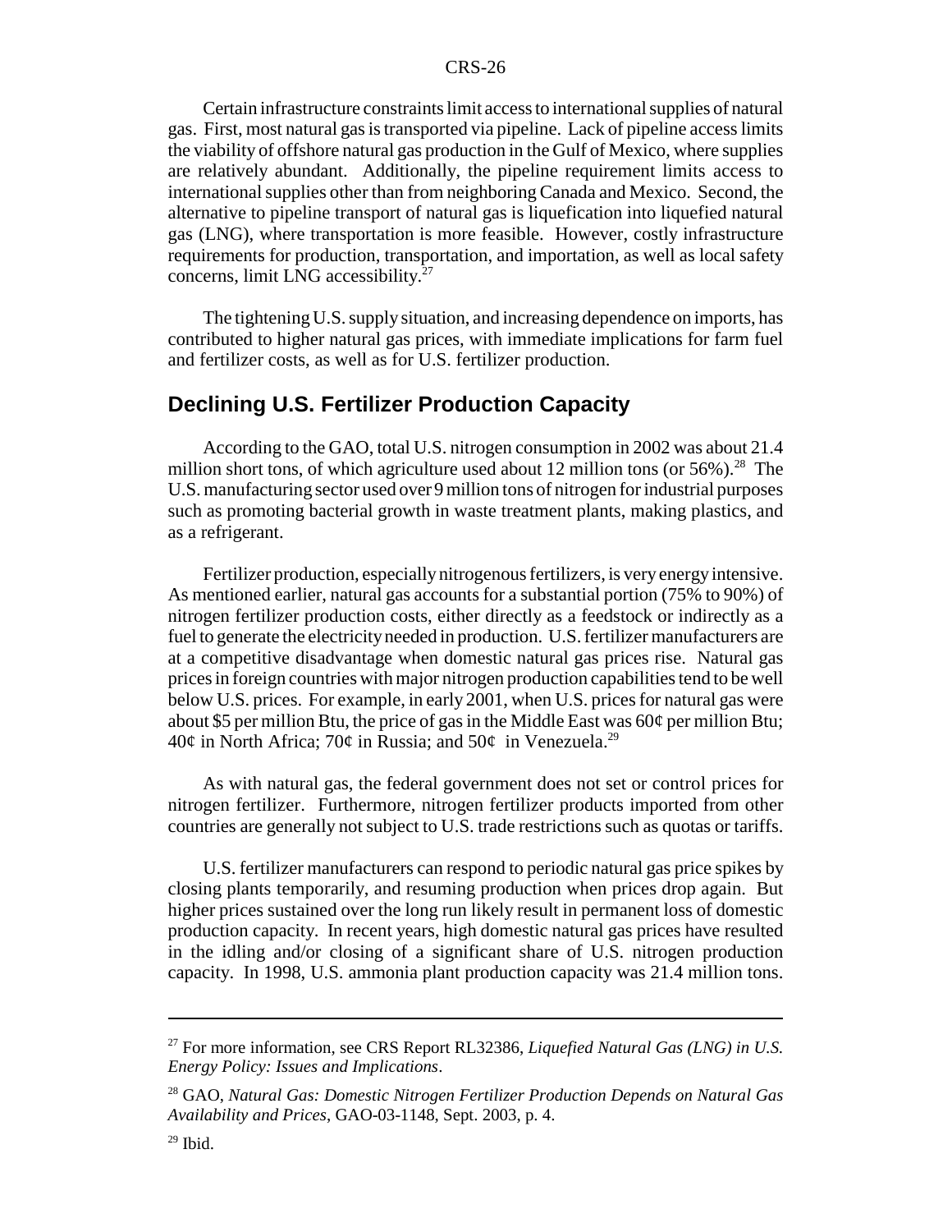Certain infrastructure constraints limit access to international supplies of natural gas. First, most natural gas is transported via pipeline. Lack of pipeline access limits the viability of offshore natural gas production in the Gulf of Mexico, where supplies are relatively abundant. Additionally, the pipeline requirement limits access to international supplies other than from neighboring Canada and Mexico. Second, the alternative to pipeline transport of natural gas is liquefication into liquefied natural gas (LNG), where transportation is more feasible. However, costly infrastructure requirements for production, transportation, and importation, as well as local safety concerns, limit LNG accessibility.[27]

The tightening U.S. supply situation, and increasing dependence on imports, has contributed to higher natural gas prices, with immediate implications for farm fuel and fertilizer costs, as well as for U.S. fertilizer production.

## Declining U.S. Fertilizer Production Capacity

According to the GAO, total U.S. nitrogen consumption in 2002 was about 21.4 million short tons, of which agriculture used about 12 million tons (or 56%).[28] The U.S. manufacturing sector used over 9 million tons of nitrogen for industrial purposes such as promoting bacterial growth in waste treatment plants, making plastics, and as a refrigerant.

Fertilizer production, especially nitrogenous fertilizers, is very energy intensive. As mentioned earlier, natural gas accounts for a substantial portion (75% to 90%) of nitrogen fertilizer production costs, either directly as a feedstock or indirectly as a fuel to generate the electricity needed in production. U.S. fertilizer manufacturers are at a competitive disadvantage when domestic natural gas prices rise. Natural gas prices in foreign countries with major nitrogen production capabilities tend to be well below U.S. prices. For example, in early 2001, when U.S. prices for natural gas were about \$5 per million Btu, the price of gas in the Middle East was 60¢ per million Btu; 40¢ in North Africa; 70¢ in Russia; and 50¢ in Venezuela.[29]

As with natural gas, the federal government does not set or control prices for nitrogen fertilizer. Furthermore, nitrogen fertilizer products imported from other countries are generally not subject to U.S. trade restrictions such as quotas or tariffs.

U.S. fertilizer manufacturers can respond to periodic natural gas price spikes by closing plants temporarily, and resuming production when prices drop again. But higher prices sustained over the long run likely result in permanent loss of domestic production capacity. In recent years, high domestic natural gas prices have resulted in the idling and/or closing of a significant share of U.S. nitrogen production capacity. In 1998, U.S. ammonia plant production capacity was 21.4 million tons.

---

[27] For more information, see CRS Report RL32386, *Liquefied Natural Gas (LNG) in U.S. Energy Policy: Issues and Implications*.

[28] GAO, *Natural Gas: Domestic Nitrogen Fertilizer Production Depends on Natural Gas Availability and Prices*, GAO-03-1148, Sept. 2003, p. 4.

[29] Ibid.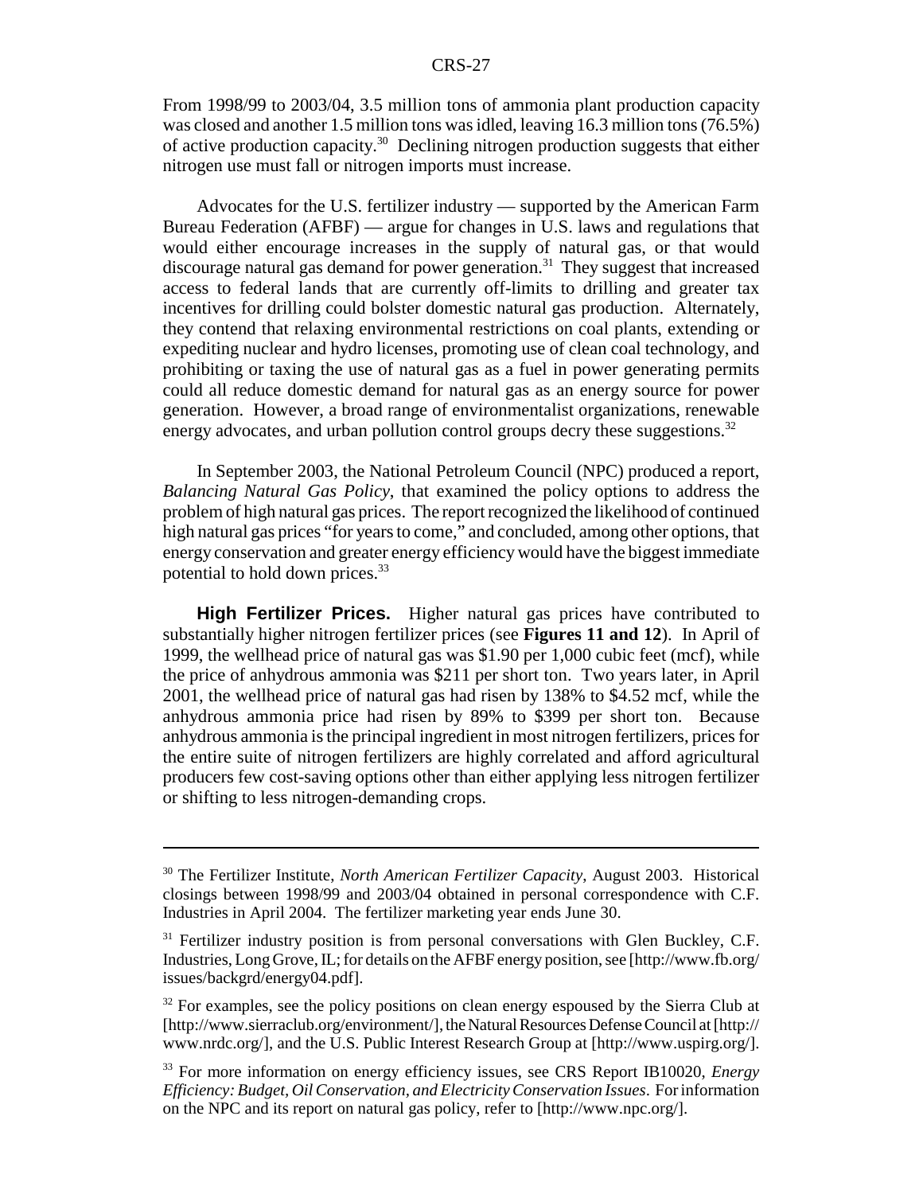From 1998/99 to 2003/04, 3.5 million tons of ammonia plant production capacity was closed and another 1.5 million tons was idled, leaving 16.3 million tons (76.5%) of active production capacity.[30] Declining nitrogen production suggests that either nitrogen use must fall or nitrogen imports must increase.

Advocates for the U.S. fertilizer industry — supported by the American Farm Bureau Federation (AFBF) — argue for changes in U.S. laws and regulations that would either encourage increases in the supply of natural gas, or that would discourage natural gas demand for power generation.[31] They suggest that increased access to federal lands that are currently off-limits to drilling and greater tax incentives for drilling could bolster domestic natural gas production. Alternately, they contend that relaxing environmental restrictions on coal plants, extending or expediting nuclear and hydro licenses, promoting use of clean coal technology, and prohibiting or taxing the use of natural gas as a fuel in power generating permits could all reduce domestic demand for natural gas as an energy source for power generation. However, a broad range of environmentalist organizations, renewable energy advocates, and urban pollution control groups decry these suggestions.[32]

In September 2003, the National Petroleum Council (NPC) produced a report, *Balancing Natural Gas Policy*, that examined the policy options to address the problem of high natural gas prices. The report recognized the likelihood of continued high natural gas prices "for years to come," and concluded, among other options, that energy conservation and greater energy efficiency would have the biggest immediate potential to hold down prices.[33]

**High Fertilizer Prices.** Higher natural gas prices have contributed to substantially higher nitrogen fertilizer prices (see **Figures 11 and 12**). In April of 1999, the wellhead price of natural gas was $1.90 per 1,000 cubic feet (mcf), while the price of anhydrous ammonia was $211 per short ton. Two years later, in April 2001, the wellhead price of natural gas had risen by 138% to $4.52 mcf, while the anhydrous ammonia price had risen by 89% to $399 per short ton. Because anhydrous ammonia is the principal ingredient in most nitrogen fertilizers, prices for the entire suite of nitrogen fertilizers are highly correlated and afford agricultural producers few cost-saving options other than either applying less nitrogen fertilizer or shifting to less nitrogen-demanding crops.

---

[30] The Fertilizer Institute, *North American Fertilizer Capacity*, August 2003. Historical closings between 1998/99 and 2003/04 obtained in personal correspondence with C.F. Industries in April 2004. The fertilizer marketing year ends June 30.

[31] Fertilizer industry position is from personal conversations with Glen Buckley, C.F. Industries, Long Grove, IL; for details on the AFBF energy position, see [http://www.fb.org/issues/backgrd/energy04.pdf].

[32] For examples, see the policy positions on clean energy espoused by the Sierra Club at [http://www.sierraclub.org/environment/], the Natural Resources Defense Council at [http://www.nrdc.org/], and the U.S. Public Interest Research Group at [http://www.uspirg.org/].

[33] For more information on energy efficiency issues, see CRS Report IB10020, *Energy Efficiency: Budget, Oil Conservation, and Electricity Conservation Issues*. For information on the NPC and its report on natural gas policy, refer to [http://www.npc.org/].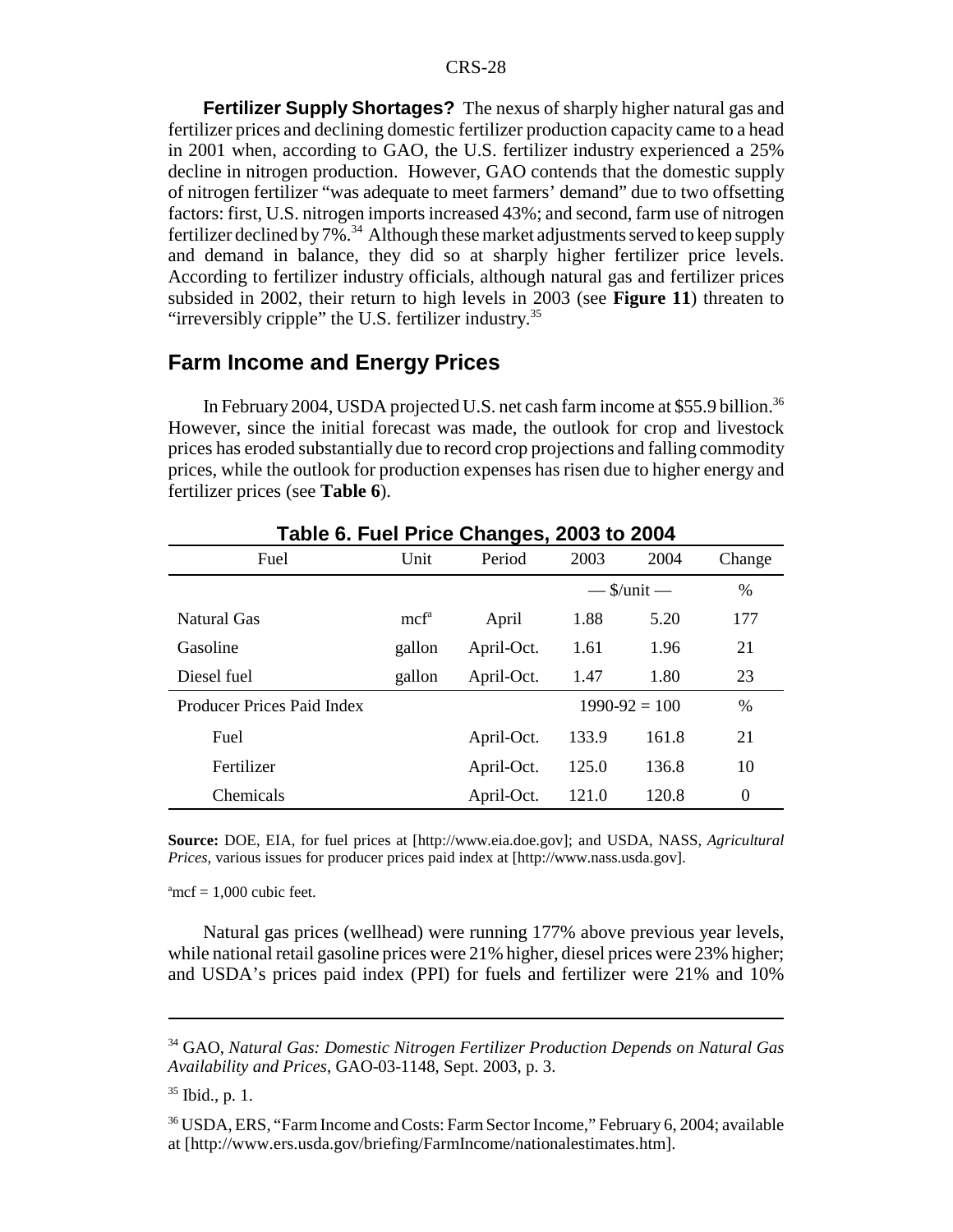**Fertilizer Supply Shortages?** The nexus of sharply higher natural gas and fertilizer prices and declining domestic fertilizer production capacity came to a head in 2001 when, according to GAO, the U.S. fertilizer industry experienced a 25% decline in nitrogen production. However, GAO contends that the domestic supply of nitrogen fertilizer "was adequate to meet farmers' demand" due to two offsetting factors: first, U.S. nitrogen imports increased 43%; and second, farm use of nitrogen fertilizer declined by 7%.[34] Although these market adjustments served to keep supply and demand in balance, they did so at sharply higher fertilizer price levels. According to fertilizer industry officials, although natural gas and fertilizer prices subsided in 2002, their return to high levels in 2003 (see **Figure 11**) threaten to "irreversibly cripple" the U.S. fertilizer industry.[35]

## Farm Income and Energy Prices

In February 2004, USDA projected U.S. net cash farm income at $55.9 billion.[36] However, since the initial forecast was made, the outlook for crop and livestock prices has eroded substantially due to record crop projections and falling commodity prices, while the outlook for production expenses has risen due to higher energy and fertilizer prices (see **Table 6**).

**Table 6. Fuel Price Changes, 2003 to 2004**

| Fuel | Unit | Period | 2003 | 2004 | Change |
|---|---|---|---|---|---|
| | | | — $/unit — | | % |
| Natural Gas | mcf[a] | April | 1.88 | 5.20 | 177 |
| Gasoline | gallon | April-Oct. | 1.61 | 1.96 | 21 |
| Diesel fuel | gallon | April-Oct. | 1.47 | 1.80 | 23 |
| Producer Prices Paid Index | | | 1990-92 = 100 | | % |
| Fuel | | April-Oct. | 133.9 | 161.8 | 21 |
| Fertilizer | | April-Oct. | 125.0 | 136.8 | 10 |
| Chemicals | | April-Oct. | 121.0 | 120.8 | 0 |

**Source:** DOE, EIA, for fuel prices at [http://www.eia.doe.gov]; and USDA, NASS, *Agricultural Prices*, various issues for producer prices paid index at [http://www.nass.usda.gov].

[a]mcf = 1,000 cubic feet.

Natural gas prices (wellhead) were running 177% above previous year levels, while national retail gasoline prices were 21% higher, diesel prices were 23% higher; and USDA's prices paid index (PPI) for fuels and fertilizer were 21% and 10%

---

[34] GAO, *Natural Gas: Domestic Nitrogen Fertilizer Production Depends on Natural Gas Availability and Prices*, GAO-03-1148, Sept. 2003, p. 3.

[35] Ibid., p. 1.

[36] USDA, ERS, "Farm Income and Costs: Farm Sector Income," February 6, 2004; available at [http://www.ers.usda.gov/briefing/FarmIncome/nationalestimates.htm].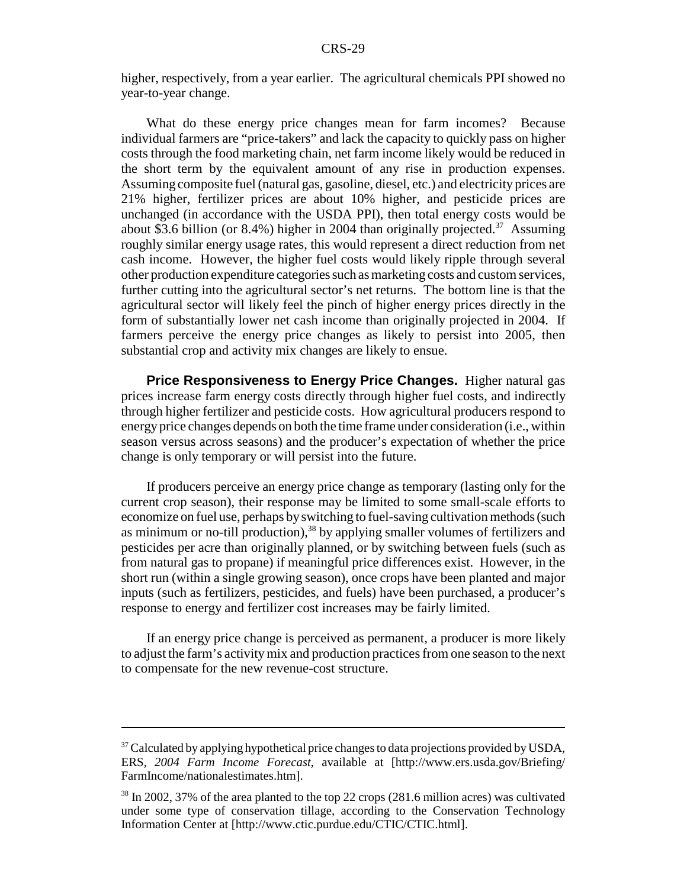higher, respectively, from a year earlier. The agricultural chemicals PPI showed no year-to-year change.

What do these energy price changes mean for farm incomes? Because individual farmers are "price-takers" and lack the capacity to quickly pass on higher costs through the food marketing chain, net farm income likely would be reduced in the short term by the equivalent amount of any rise in production expenses. Assuming composite fuel (natural gas, gasoline, diesel, etc.) and electricity prices are 21% higher, fertilizer prices are about 10% higher, and pesticide prices are unchanged (in accordance with the USDA PPI), then total energy costs would be about $3.6 billion (or 8.4%) higher in 2004 than originally projected.[37] Assuming roughly similar energy usage rates, this would represent a direct reduction from net cash income. However, the higher fuel costs would likely ripple through several other production expenditure categories such as marketing costs and custom services, further cutting into the agricultural sector's net returns. The bottom line is that the agricultural sector will likely feel the pinch of higher energy prices directly in the form of substantially lower net cash income than originally projected in 2004. If farmers perceive the energy price changes as likely to persist into 2005, then substantial crop and activity mix changes are likely to ensue.

**Price Responsiveness to Energy Price Changes.** Higher natural gas prices increase farm energy costs directly through higher fuel costs, and indirectly through higher fertilizer and pesticide costs. How agricultural producers respond to energy price changes depends on both the time frame under consideration (i.e., within season versus across seasons) and the producer's expectation of whether the price change is only temporary or will persist into the future.

If producers perceive an energy price change as temporary (lasting only for the current crop season), their response may be limited to some small-scale efforts to economize on fuel use, perhaps by switching to fuel-saving cultivation methods (such as minimum or no-till production),[38] by applying smaller volumes of fertilizers and pesticides per acre than originally planned, or by switching between fuels (such as from natural gas to propane) if meaningful price differences exist. However, in the short run (within a single growing season), once crops have been planted and major inputs (such as fertilizers, pesticides, and fuels) have been purchased, a producer's response to energy and fertilizer cost increases may be fairly limited.

If an energy price change is perceived as permanent, a producer is more likely to adjust the farm's activity mix and production practices from one season to the next to compensate for the new revenue-cost structure.

---

[37] Calculated by applying hypothetical price changes to data projections provided by USDA, ERS, *2004 Farm Income Forecast*, available at [http://www.ers.usda.gov/Briefing/FarmIncome/nationalestimates.htm].

[38] In 2002, 37% of the area planted to the top 22 crops (281.6 million acres) was cultivated under some type of conservation tillage, according to the Conservation Technology Information Center at [http://www.ctic.purdue.edu/CTIC/CTIC.html].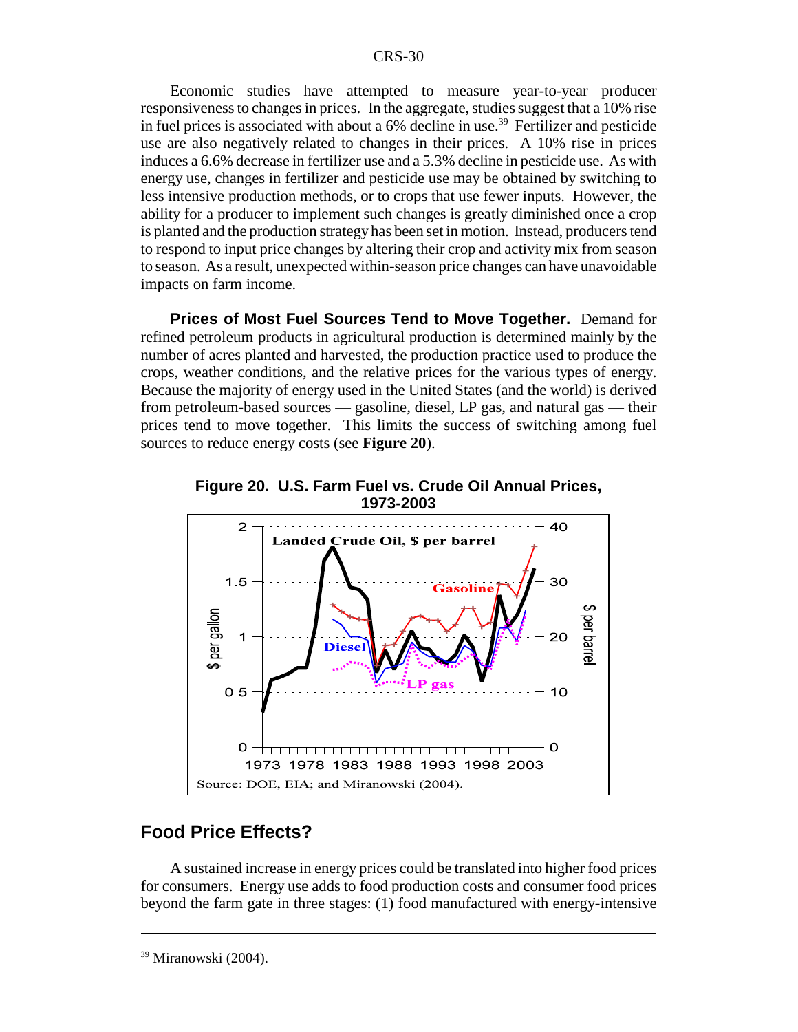Economic studies have attempted to measure year-to-year producer responsiveness to changes in prices. In the aggregate, studies suggest that a 10% rise in fuel prices is associated with about a 6% decline in use.[39] Fertilizer and pesticide use are also negatively related to changes in their prices. A 10% rise in prices induces a 6.6% decrease in fertilizer use and a 5.3% decline in pesticide use. As with energy use, changes in fertilizer and pesticide use may be obtained by switching to less intensive production methods, or to crops that use fewer inputs. However, the ability for a producer to implement such changes is greatly diminished once a crop is planted and the production strategy has been set in motion. Instead, producers tend to respond to input price changes by altering their crop and activity mix from season to season. As a result, unexpected within-season price changes can have unavoidable impacts on farm income.

**Prices of Most Fuel Sources Tend to Move Together.** Demand for refined petroleum products in agricultural production is determined mainly by the number of acres planted and harvested, the production practice used to produce the crops, weather conditions, and the relative prices for the various types of energy. Because the majority of energy used in the United States (and the world) is derived from petroleum-based sources — gasoline, diesel, LP gas, and natural gas — their prices tend to move together. This limits the success of switching among fuel sources to reduce energy costs (see **Figure 20**).

**Figure 20. U.S. Farm Fuel vs. Crude Oil Annual Prices, 1973-2003**

Source: DOE, EIA; and Miranowski (2004).

## Food Price Effects?

A sustained increase in energy prices could be translated into higher food prices for consumers. Energy use adds to food production costs and consumer food prices beyond the farm gate in three stages: (1) food manufactured with energy-intensive

[39] Miranowski (2004).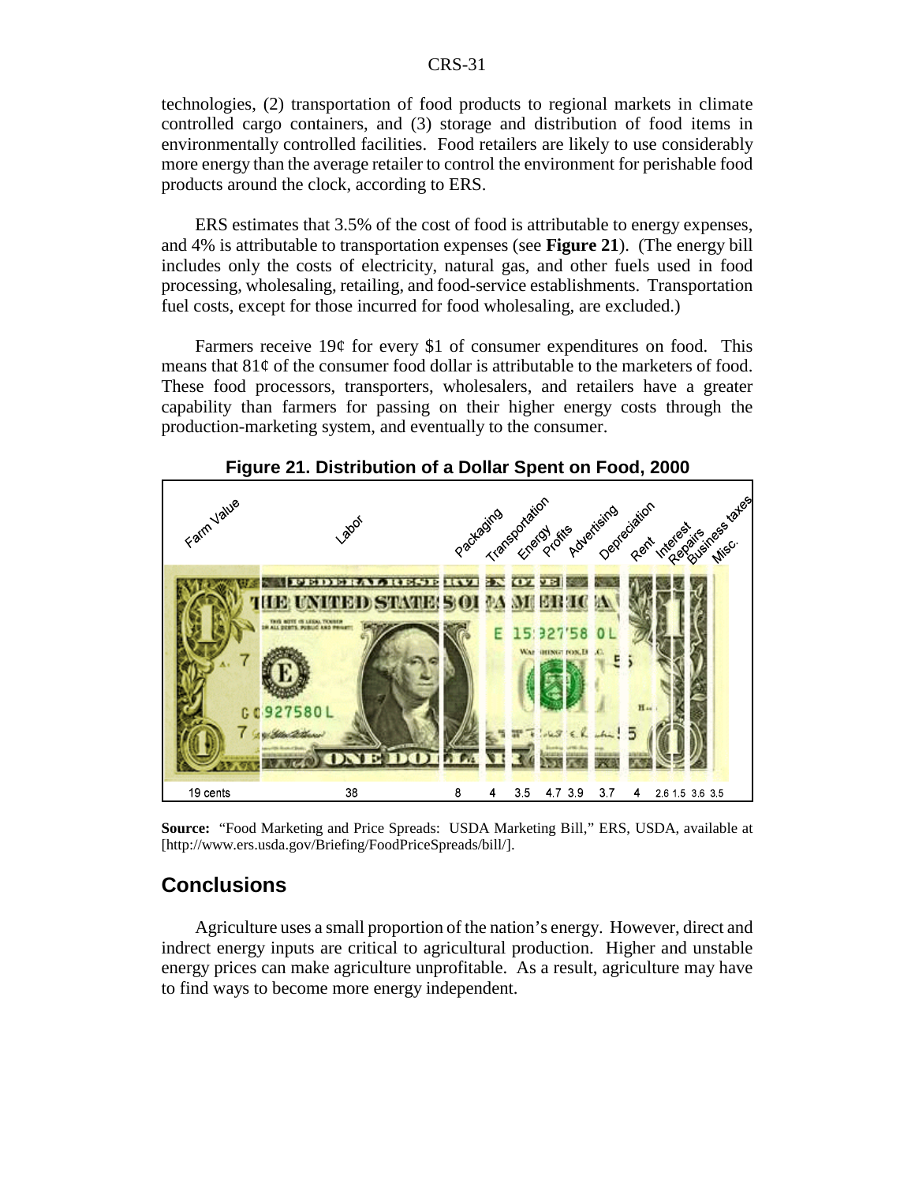technologies, (2) transportation of food products to regional markets in climate controlled cargo containers, and (3) storage and distribution of food items in environmentally controlled facilities. Food retailers are likely to use considerably more energy than the average retailer to control the environment for perishable food products around the clock, according to ERS.

ERS estimates that 3.5% of the cost of food is attributable to energy expenses, and 4% is attributable to transportation expenses (see **Figure 21**). (The energy bill includes only the costs of electricity, natural gas, and other fuels used in food processing, wholesaling, retailing, and food-service establishments. Transportation fuel costs, except for those incurred for food wholesaling, are excluded.)

Farmers receive 19¢ for every $1 of consumer expenditures on food. This means that 81¢ of the consumer food dollar is attributable to the marketers of food. These food processors, transporters, wholesalers, and retailers have a greater capability than farmers for passing on their higher energy costs through the production-marketing system, and eventually to the consumer.

**Figure 21. Distribution of a Dollar Spent on Food, 2000**

| Farm Value | Labor | Packaging | Transportation | Energy | Profits | Advertising | Depreciation | Rent | Interest | Repairs | Business taxes | Misc. |
|---|---|---|---|---|---|---|---|---|---|---|---|---|
| 19 cents | 38 | 8 | 4 | 3.5 | 4.7 | 3.9 | 3.7 | 4 | 2.6 | 1.5 | 3.6 | 3.5 |

**Source:** "Food Marketing and Price Spreads: USDA Marketing Bill," ERS, USDA, available at [http://www.ers.usda.gov/Briefing/FoodPriceSpreads/bill/].

## Conclusions

Agriculture uses a small proportion of the nation's energy. However, direct and indrect energy inputs are critical to agricultural production. Higher and unstable energy prices can make agriculture unprofitable. As a result, agriculture may have to find ways to become more energy independent.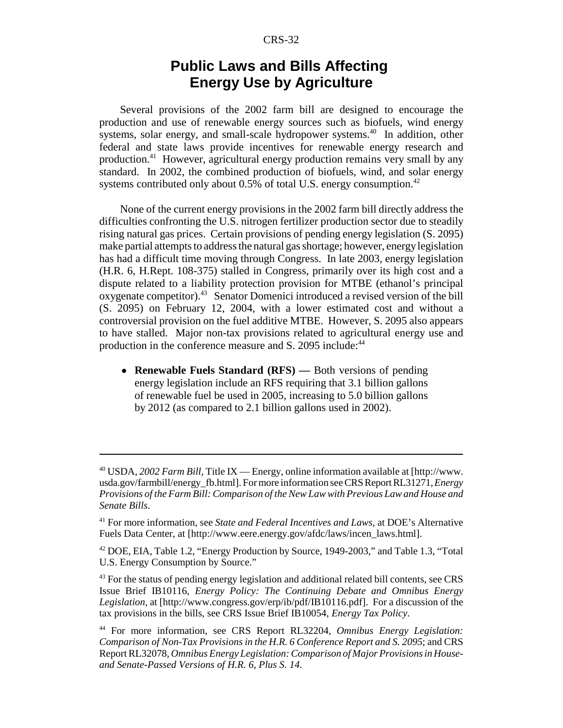# Public Laws and Bills Affecting Energy Use by Agriculture

Several provisions of the 2002 farm bill are designed to encourage the production and use of renewable energy sources such as biofuels, wind energy systems, solar energy, and small-scale hydropower systems.[40] In addition, other federal and state laws provide incentives for renewable energy research and production.[41] However, agricultural energy production remains very small by any standard. In 2002, the combined production of biofuels, wind, and solar energy systems contributed only about 0.5% of total U.S. energy consumption.[42]

None of the current energy provisions in the 2002 farm bill directly address the difficulties confronting the U.S. nitrogen fertilizer production sector due to steadily rising natural gas prices. Certain provisions of pending energy legislation (S. 2095) make partial attempts to address the natural gas shortage; however, energy legislation has had a difficult time moving through Congress. In late 2003, energy legislation (H.R. 6, H.Rept. 108-375) stalled in Congress, primarily over its high cost and a dispute related to a liability protection provision for MTBE (ethanol's principal oxygenate competitor).[43] Senator Domenici introduced a revised version of the bill (S. 2095) on February 12, 2004, with a lower estimated cost and without a controversial provision on the fuel additive MTBE. However, S. 2095 also appears to have stalled. Major non-tax provisions related to agricultural energy use and production in the conference measure and S. 2095 include:[44]

- **Renewable Fuels Standard (RFS) —** Both versions of pending energy legislation include an RFS requiring that 3.1 billion gallons of renewable fuel be used in 2005, increasing to 5.0 billion gallons by 2012 (as compared to 2.1 billion gallons used in 2002).

---

[40] USDA, *2002 Farm Bill*, Title IX — Energy, online information available at [http://www.usda.gov/farmbill/energy_fb.html]. For more information see CRS Report RL31271, *Energy Provisions of the Farm Bill: Comparison of the New Law with Previous Law and House and Senate Bills*.

[41] For more information, see *State and Federal Incentives and Laws*, at DOE's Alternative Fuels Data Center, at [http://www.eere.energy.gov/afdc/laws/incen_laws.html].

[42] DOE, EIA, Table 1.2, "Energy Production by Source, 1949-2003," and Table 1.3, "Total U.S. Energy Consumption by Source."

[43] For the status of pending energy legislation and additional related bill contents, see CRS Issue Brief IB10116, *Energy Policy: The Continuing Debate and Omnibus Energy Legislation*, at [http://www.congress.gov/erp/ib/pdf/IB10116.pdf]. For a discussion of the tax provisions in the bills, see CRS Issue Brief IB10054, *Energy Tax Policy*.

[44] For more information, see CRS Report RL32204, *Omnibus Energy Legislation: Comparison of Non-Tax Provisions in the H.R. 6 Conference Report and S. 2095*; and CRS Report RL32078, *Omnibus Energy Legislation: Comparison of Major Provisions in House- and Senate-Passed Versions of H.R. 6, Plus S. 14*.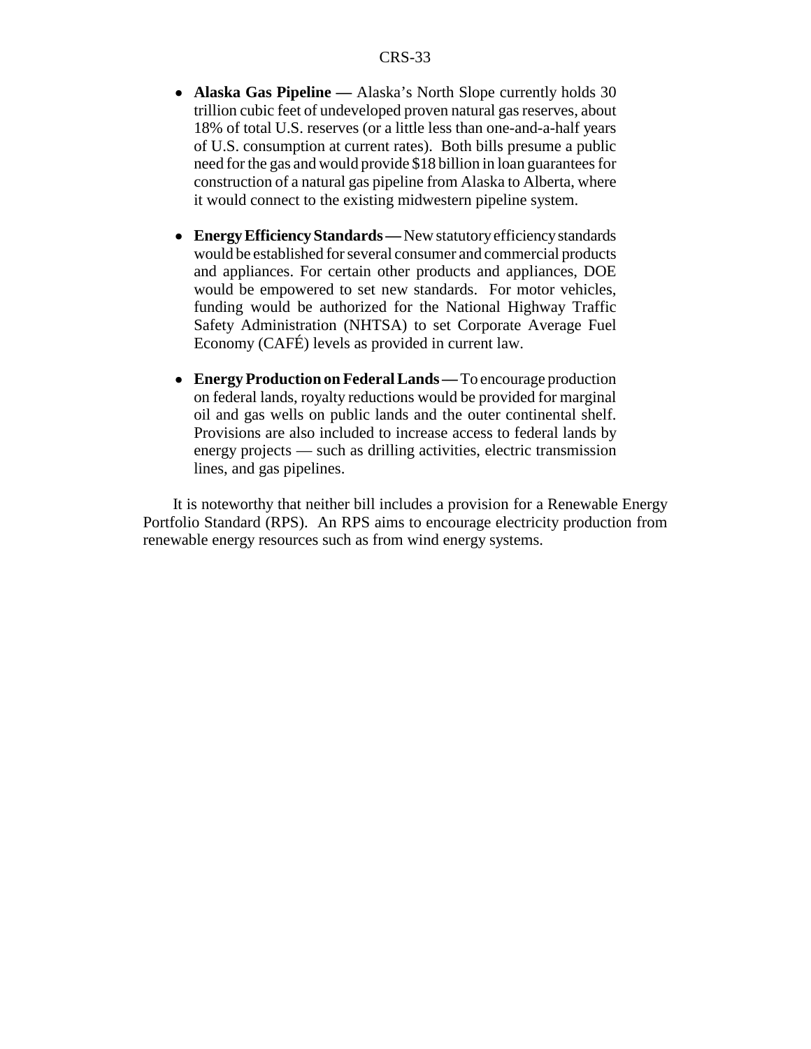- **Alaska Gas Pipeline —** Alaska's North Slope currently holds 30 trillion cubic feet of undeveloped proven natural gas reserves, about 18% of total U.S. reserves (or a little less than one-and-a-half years of U.S. consumption at current rates). Both bills presume a public need for the gas and would provide $18 billion in loan guarantees for construction of a natural gas pipeline from Alaska to Alberta, where it would connect to the existing midwestern pipeline system.

- **Energy Efficiency Standards —** New statutory efficiency standards would be established for several consumer and commercial products and appliances. For certain other products and appliances, DOE would be empowered to set new standards. For motor vehicles, funding would be authorized for the National Highway Traffic Safety Administration (NHTSA) to set Corporate Average Fuel Economy (CAFÉ) levels as provided in current law.

- **Energy Production on Federal Lands —** To encourage production on federal lands, royalty reductions would be provided for marginal oil and gas wells on public lands and the outer continental shelf. Provisions are also included to increase access to federal lands by energy projects — such as drilling activities, electric transmission lines, and gas pipelines.

It is noteworthy that neither bill includes a provision for a Renewable Energy Portfolio Standard (RPS). An RPS aims to encourage electricity production from renewable energy resources such as from wind energy systems.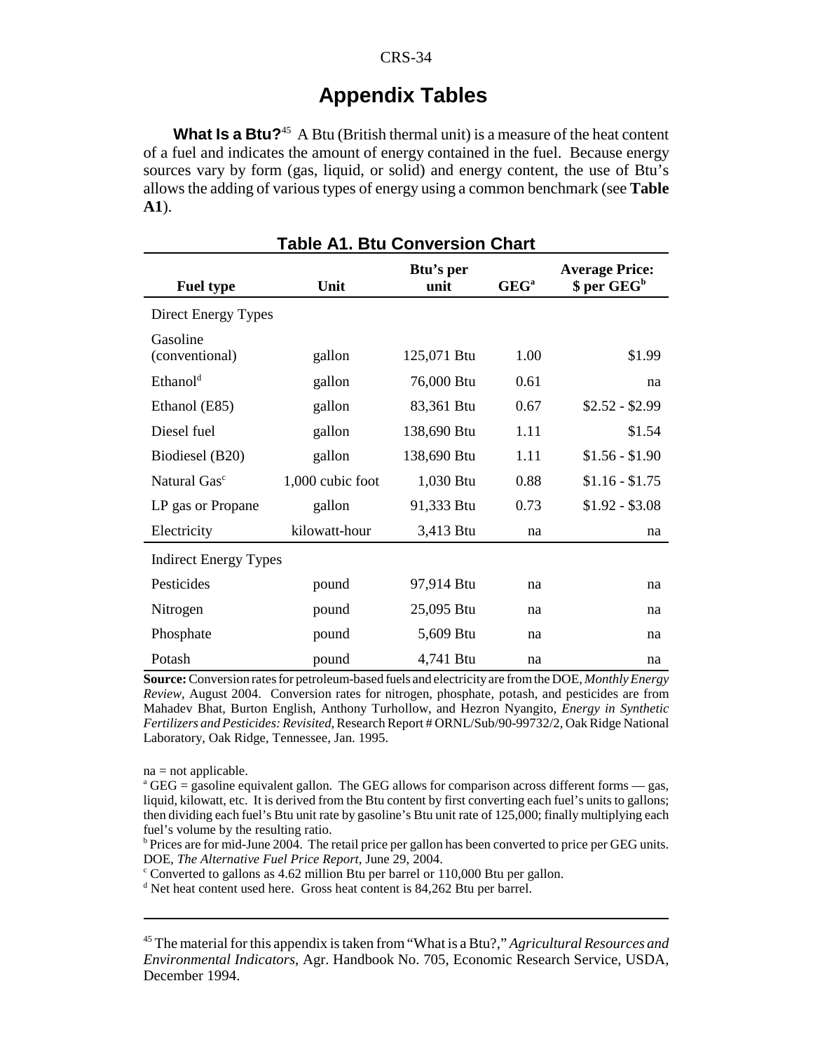# Appendix Tables

**What Is a Btu?**[45] A Btu (British thermal unit) is a measure of the heat content of a fuel and indicates the amount of energy contained in the fuel. Because energy sources vary by form (gas, liquid, or solid) and energy content, the use of Btu's allows the adding of various types of energy using a common benchmark (see **Table A1**).

**Table A1. Btu Conversion Chart**

| Fuel type | Unit | Btu's per unit | GEG[a] | Average Price: $ per GEG[b] |
|---|---|---|---|---|
| Direct Energy Types | | | | |
| Gasoline (conventional) | gallon | 125,071 Btu | 1.00 | $1.99 |
| Ethanol[d] | gallon | 76,000 Btu | 0.61 | na |
| Ethanol (E85) | gallon | 83,361 Btu | 0.67 | $2.52 - $2.99 |
| Diesel fuel | gallon | 138,690 Btu | 1.11 | $1.54 |
| Biodiesel (B20) | gallon | 138,690 Btu | 1.11 | $1.56 - $1.90 |
| Natural Gas[c] | 1,000 cubic foot | 1,030 Btu | 0.88 | $1.16 - $1.75 |
| LP gas or Propane | gallon | 91,333 Btu | 0.73 | $1.92 - $3.08 |
| Electricity | kilowatt-hour | 3,413 Btu | na | na |
| Indirect Energy Types | | | | |
| Pesticides | pound | 97,914 Btu | na | na |
| Nitrogen | pound | 25,095 Btu | na | na |
| Phosphate | pound | 5,609 Btu | na | na |
| Potash | pound | 4,741 Btu | na | na |

**Source:** Conversion rates for petroleum-based fuels and electricity are from the DOE, *Monthly Energy Review*, August 2004. Conversion rates for nitrogen, phosphate, potash, and pesticides are from Mahadev Bhat, Burton English, Anthony Turhollow, and Hezron Nyangito, *Energy in Synthetic Fertilizers and Pesticides: Revisited*, Research Report # ORNL/Sub/90-99732/2, Oak Ridge National Laboratory, Oak Ridge, Tennessee, Jan. 1995.

na = not applicable.

[a] GEG = gasoline equivalent gallon. The GEG allows for comparison across different forms — gas, liquid, kilowatt, etc. It is derived from the Btu content by first converting each fuel's units to gallons; then dividing each fuel's Btu unit rate by gasoline's Btu unit rate of 125,000; finally multiplying each fuel's volume by the resulting ratio.

[b] Prices are for mid-June 2004. The retail price per gallon has been converted to price per GEG units. DOE, *The Alternative Fuel Price Report*, June 29, 2004.

[c] Converted to gallons as 4.62 million Btu per barrel or 110,000 Btu per gallon.

[d] Net heat content used here. Gross heat content is 84,262 Btu per barrel.

---

[45] The material for this appendix is taken from "What is a Btu?," *Agricultural Resources and Environmental Indicators*, Agr. Handbook No. 705, Economic Research Service, USDA, December 1994.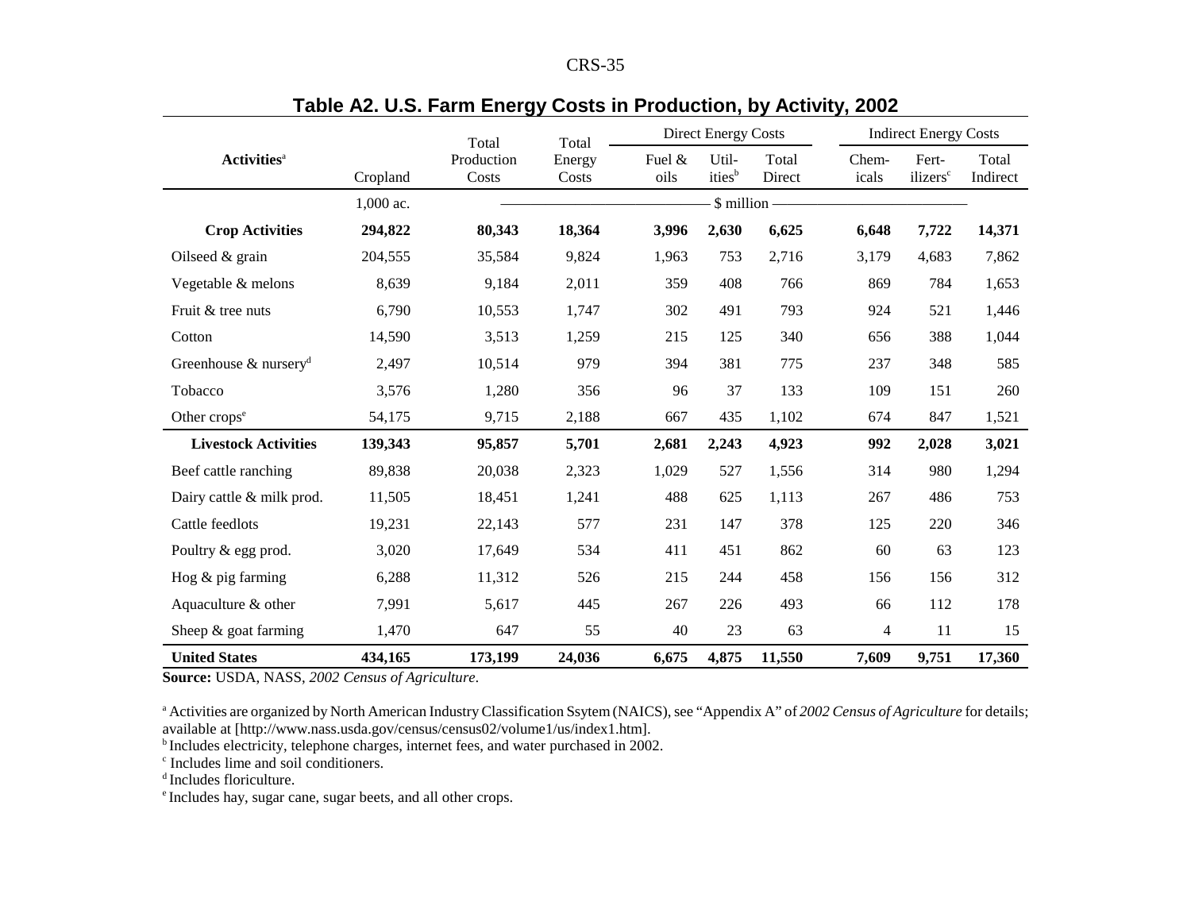## Table A2. U.S. Farm Energy Costs in Production, by Activity, 2002

| Activities[a] | Cropland | Total Production Costs | Total Energy Costs | Direct Energy Costs | | | Indirect Energy Costs | | |
|---|---|---|---|---|---|---|---|---|---|
| | | | | Fuel & oils | Utilities[b] | Total Direct | Chemicals | Fertilizers[c] | Total Indirect |
| | 1,000 ac. | $ million | | | | | | | |
| **Crop Activities** | **294,822** | **80,343** | **18,364** | **3,996** | **2,630** | **6,625** | **6,648** | **7,722** | **14,371** |
| Oilseed & grain | 204,555 | 35,584 | 9,824 | 1,963 | 753 | 2,716 | 3,179 | 4,683 | 7,862 |
| Vegetable & melons | 8,639 | 9,184 | 2,011 | 359 | 408 | 766 | 869 | 784 | 1,653 |
| Fruit & tree nuts | 6,790 | 10,553 | 1,747 | 302 | 491 | 793 | 924 | 521 | 1,446 |
| Cotton | 14,590 | 3,513 | 1,259 | 215 | 125 | 340 | 656 | 388 | 1,044 |
| Greenhouse & nursery[d] | 2,497 | 10,514 | 979 | 394 | 381 | 775 | 237 | 348 | 585 |
| Tobacco | 3,576 | 1,280 | 356 | 96 | 37 | 133 | 109 | 151 | 260 |
| Other crops[e] | 54,175 | 9,715 | 2,188 | 667 | 435 | 1,102 | 674 | 847 | 1,521 |
| **Livestock Activities** | **139,343** | **95,857** | **5,701** | **2,681** | **2,243** | **4,923** | **992** | **2,028** | **3,021** |
| Beef cattle ranching | 89,838 | 20,038 | 2,323 | 1,029 | 527 | 1,556 | 314 | 980 | 1,294 |
| Dairy cattle & milk prod. | 11,505 | 18,451 | 1,241 | 488 | 625 | 1,113 | 267 | 486 | 753 |
| Cattle feedlots | 19,231 | 22,143 | 577 | 231 | 147 | 378 | 125 | 220 | 346 |
| Poultry & egg prod. | 3,020 | 17,649 | 534 | 411 | 451 | 862 | 60 | 63 | 123 |
| Hog & pig farming | 6,288 | 11,312 | 526 | 215 | 244 | 458 | 156 | 156 | 312 |
| Aquaculture & other | 7,991 | 5,617 | 445 | 267 | 226 | 493 | 66 | 112 | 178 |
| Sheep & goat farming | 1,470 | 647 | 55 | 40 | 23 | 63 | 4 | 11 | 15 |
| **United States** | **434,165** | **173,199** | **24,036** | **6,675** | **4,875** | **11,550** | **7,609** | **9,751** | **17,360** |

**Source:** USDA, NASS, *2002 Census of Agriculture*.

[a] Activities are organized by North American Industry Classification Ssytem (NAICS), see "Appendix A" of *2002 Census of Agriculture* for details; available at [http://www.nass.usda.gov/census/census02/volume1/us/index1.htm].
[b] Includes electricity, telephone charges, internet fees, and water purchased in 2002.
[c] Includes lime and soil conditioners.
[d] Includes floriculture.
[e] Includes hay, sugar cane, sugar beets, and all other crops.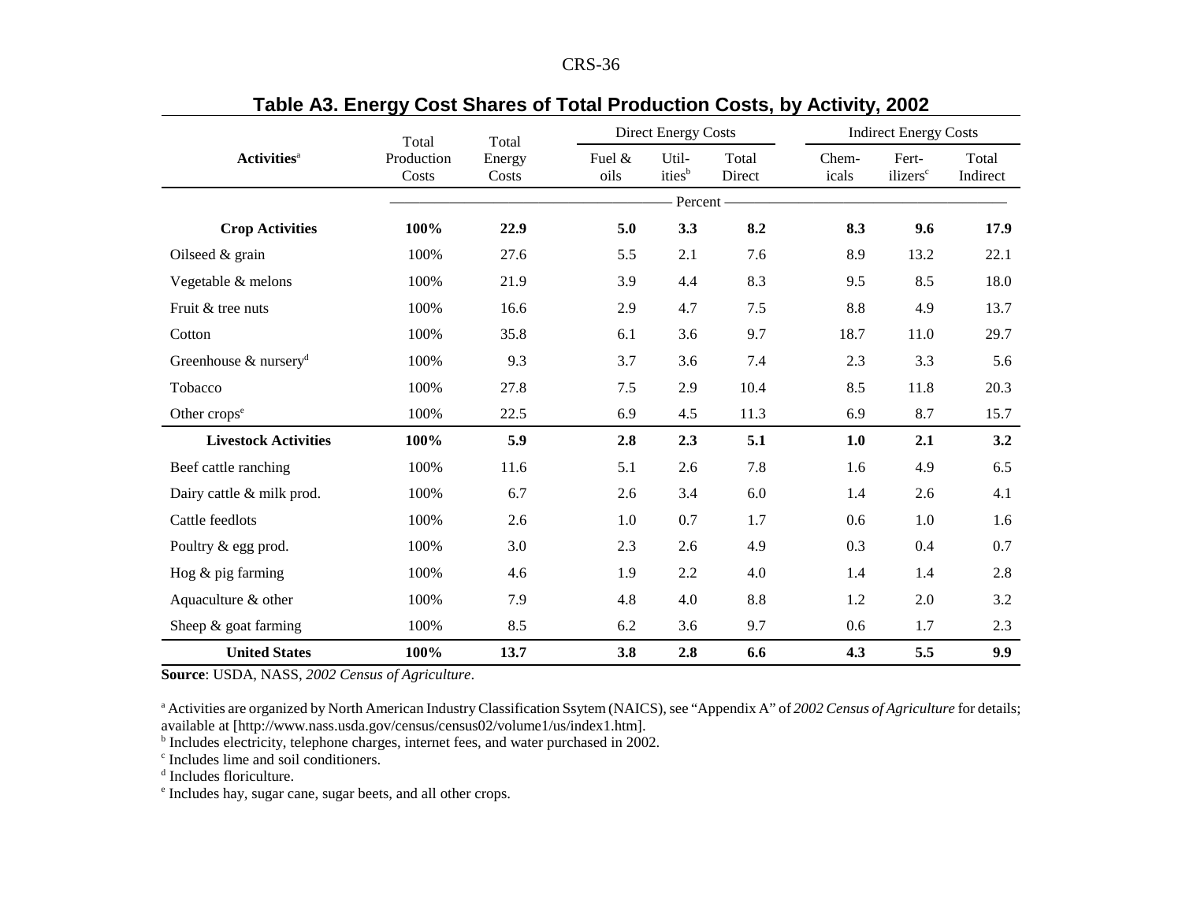## Table A3. Energy Cost Shares of Total Production Costs, by Activity, 2002

| Activities[a] | Total Production Costs | Total Energy Costs | Direct Energy Costs | | | Indirect Energy Costs | | |
|---|---|---|---|---|---|---|---|---|
| | | | Fuel & oils | Util-ities[b] | Total Direct | Chem-icals | Fert-ilizers[c] | Total Indirect |
| | Percent | | | | | | | |
| **Crop Activities** | **100%** | **22.9** | **5.0** | **3.3** | **8.2** | **8.3** | **9.6** | **17.9** |
| Oilseed & grain | 100% | 27.6 | 5.5 | 2.1 | 7.6 | 8.9 | 13.2 | 22.1 |
| Vegetable & melons | 100% | 21.9 | 3.9 | 4.4 | 8.3 | 9.5 | 8.5 | 18.0 |
| Fruit & tree nuts | 100% | 16.6 | 2.9 | 4.7 | 7.5 | 8.8 | 4.9 | 13.7 |
| Cotton | 100% | 35.8 | 6.1 | 3.6 | 9.7 | 18.7 | 11.0 | 29.7 |
| Greenhouse & nursery[d] | 100% | 9.3 | 3.7 | 3.6 | 7.4 | 2.3 | 3.3 | 5.6 |
| Tobacco | 100% | 27.8 | 7.5 | 2.9 | 10.4 | 8.5 | 11.8 | 20.3 |
| Other crops[e] | 100% | 22.5 | 6.9 | 4.5 | 11.3 | 6.9 | 8.7 | 15.7 |
| **Livestock Activities** | **100%** | **5.9** | **2.8** | **2.3** | **5.1** | **1.0** | **2.1** | **3.2** |
| Beef cattle ranching | 100% | 11.6 | 5.1 | 2.6 | 7.8 | 1.6 | 4.9 | 6.5 |
| Dairy cattle & milk prod. | 100% | 6.7 | 2.6 | 3.4 | 6.0 | 1.4 | 2.6 | 4.1 |
| Cattle feedlots | 100% | 2.6 | 1.0 | 0.7 | 1.7 | 0.6 | 1.0 | 1.6 |
| Poultry & egg prod. | 100% | 3.0 | 2.3 | 2.6 | 4.9 | 0.3 | 0.4 | 0.7 |
| Hog & pig farming | 100% | 4.6 | 1.9 | 2.2 | 4.0 | 1.4 | 1.4 | 2.8 |
| Aquaculture & other | 100% | 7.9 | 4.8 | 4.0 | 8.8 | 1.2 | 2.0 | 3.2 |
| Sheep & goat farming | 100% | 8.5 | 6.2 | 3.6 | 9.7 | 0.6 | 1.7 | 2.3 |
| **United States** | **100%** | **13.7** | **3.8** | **2.8** | **6.6** | **4.3** | **5.5** | **9.9** |

**Source**: USDA, NASS, *2002 Census of Agriculture*.

[a] Activities are organized by North American Industry Classification Ssytem (NAICS), see "Appendix A" of *2002 Census of Agriculture* for details; available at [http://www.nass.usda.gov/census/census02/volume1/us/index1.htm].

[b] Includes electricity, telephone charges, internet fees, and water purchased in 2002.

[c] Includes lime and soil conditioners.

[d] Includes floriculture.

[e] Includes hay, sugar cane, sugar beets, and all other crops.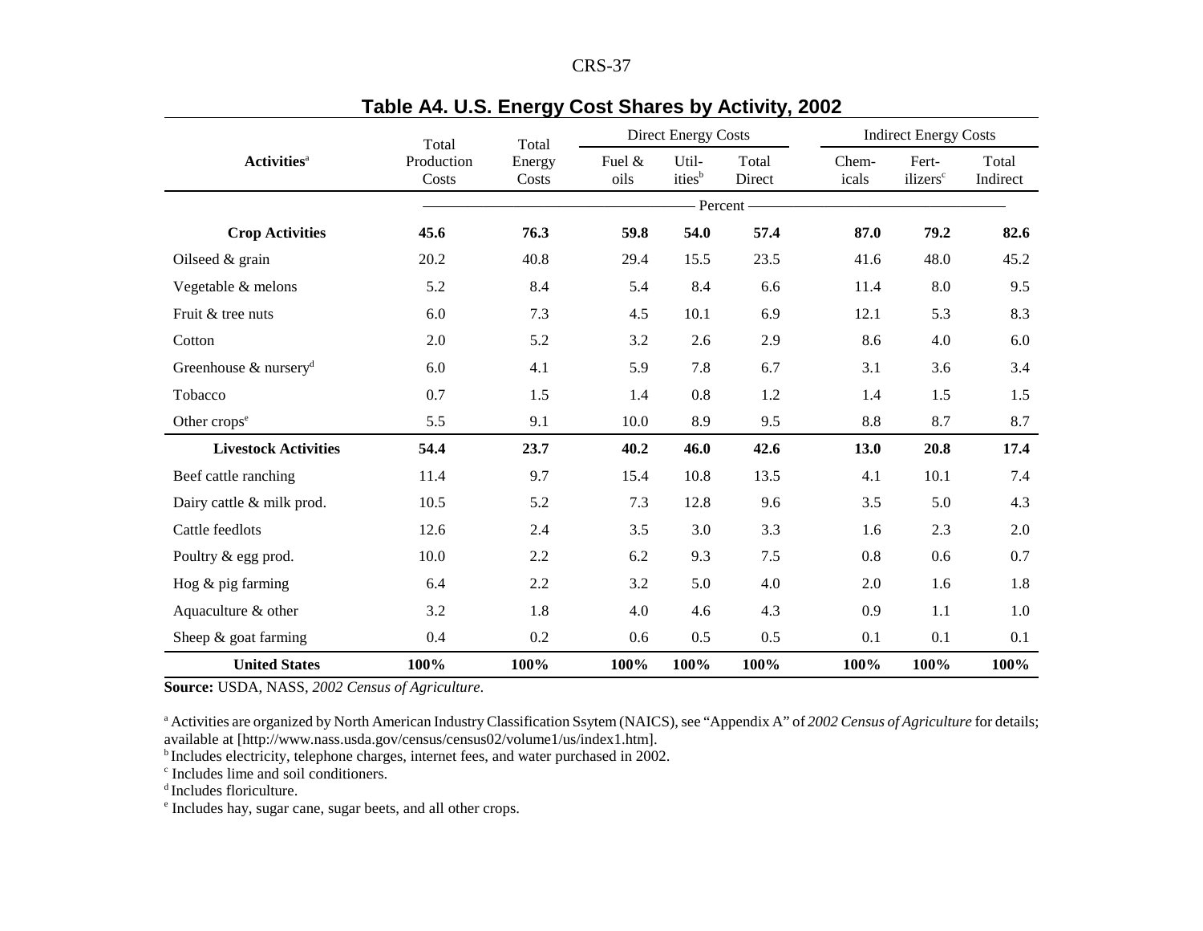## Table A4. U.S. Energy Cost Shares by Activity, 2002

| Activities[a] | Total Production Costs | Total Energy Costs | Direct Energy Costs | | | Indirect Energy Costs | | |
|---|---|---|---|---|---|---|---|---|
| | | | Fuel & oils | Util-ities[b] | Total Direct | Chem-icals | Fert-ilizers[c] | Total Indirect |
| | Percent | | | | | | | |
| **Crop Activities** | **45.6** | **76.3** | **59.8** | **54.0** | **57.4** | **87.0** | **79.2** | **82.6** |
| Oilseed & grain | 20.2 | 40.8 | 29.4 | 15.5 | 23.5 | 41.6 | 48.0 | 45.2 |
| Vegetable & melons | 5.2 | 8.4 | 5.4 | 8.4 | 6.6 | 11.4 | 8.0 | 9.5 |
| Fruit & tree nuts | 6.0 | 7.3 | 4.5 | 10.1 | 6.9 | 12.1 | 5.3 | 8.3 |
| Cotton | 2.0 | 5.2 | 3.2 | 2.6 | 2.9 | 8.6 | 4.0 | 6.0 |
| Greenhouse & nursery[d] | 6.0 | 4.1 | 5.9 | 7.8 | 6.7 | 3.1 | 3.6 | 3.4 |
| Tobacco | 0.7 | 1.5 | 1.4 | 0.8 | 1.2 | 1.4 | 1.5 | 1.5 |
| Other crops[e] | 5.5 | 9.1 | 10.0 | 8.9 | 9.5 | 8.8 | 8.7 | 8.7 |
| **Livestock Activities** | **54.4** | **23.7** | **40.2** | **46.0** | **42.6** | **13.0** | **20.8** | **17.4** |
| Beef cattle ranching | 11.4 | 9.7 | 15.4 | 10.8 | 13.5 | 4.1 | 10.1 | 7.4 |
| Dairy cattle & milk prod. | 10.5 | 5.2 | 7.3 | 12.8 | 9.6 | 3.5 | 5.0 | 4.3 |
| Cattle feedlots | 12.6 | 2.4 | 3.5 | 3.0 | 3.3 | 1.6 | 2.3 | 2.0 |
| Poultry & egg prod. | 10.0 | 2.2 | 6.2 | 9.3 | 7.5 | 0.8 | 0.6 | 0.7 |
| Hog & pig farming | 6.4 | 2.2 | 3.2 | 5.0 | 4.0 | 2.0 | 1.6 | 1.8 |
| Aquaculture & other | 3.2 | 1.8 | 4.0 | 4.6 | 4.3 | 0.9 | 1.1 | 1.0 |
| Sheep & goat farming | 0.4 | 0.2 | 0.6 | 0.5 | 0.5 | 0.1 | 0.1 | 0.1 |
| **United States** | **100%** | **100%** | **100%** | **100%** | **100%** | **100%** | **100%** | **100%** |

**Source:** USDA, NASS, *2002 Census of Agriculture*.

[a] Activities are organized by North American Industry Classification Ssytem (NAICS), see "Appendix A" of *2002 Census of Agriculture* for details; available at [http://www.nass.usda.gov/census/census02/volume1/us/index1.htm].
[b] Includes electricity, telephone charges, internet fees, and water purchased in 2002.
[c] Includes lime and soil conditioners.
[d] Includes floriculture.
[e] Includes hay, sugar cane, sugar beets, and all other crops.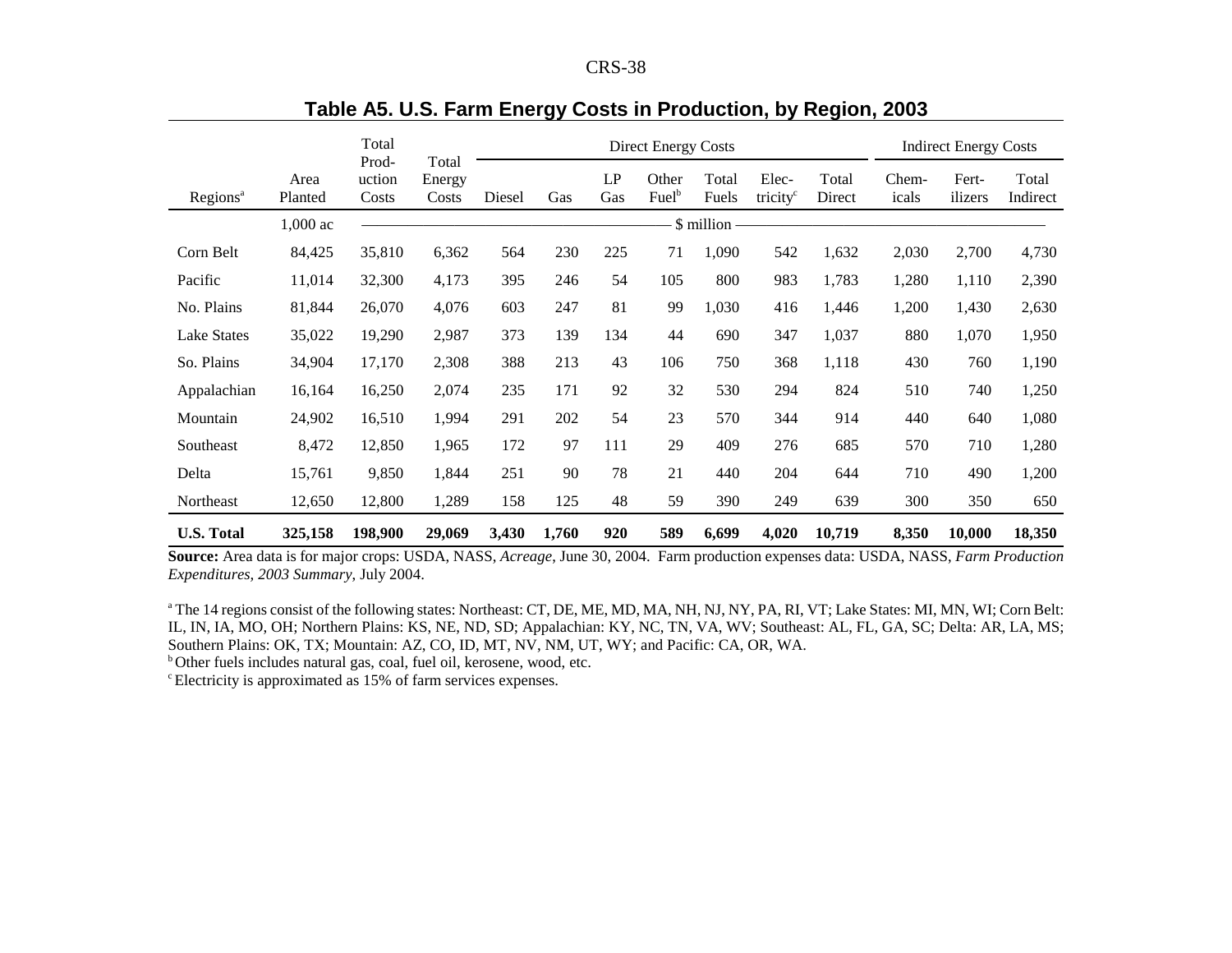## Table A5. U.S. Farm Energy Costs in Production, by Region, 2003

| Regions[a] | Area Planted | Total Production Costs | Total Energy Costs | Direct Energy Costs | | | | | | | Indirect Energy Costs | | |
|---|---|---|---|---|---|---|---|---|---|---|---|---|---|
| | | | | Diesel | Gas | LP Gas | Other Fuel[b] | Total Fuels | Electricity[c] | Total Direct | Chemicals | Fertilizers | Total Indirect |
| | 1,000 ac | $ million | | | | | | | | | | | |
| Corn Belt | 84,425 | 35,810 | 6,362 | 564 | 230 | 225 | 71 | 1,090 | 542 | 1,632 | 2,030 | 2,700 | 4,730 |
| Pacific | 11,014 | 32,300 | 4,173 | 395 | 246 | 54 | 105 | 800 | 983 | 1,783 | 1,280 | 1,110 | 2,390 |
| No. Plains | 81,844 | 26,070 | 4,076 | 603 | 247 | 81 | 99 | 1,030 | 416 | 1,446 | 1,200 | 1,430 | 2,630 |
| Lake States | 35,022 | 19,290 | 2,987 | 373 | 139 | 134 | 44 | 690 | 347 | 1,037 | 880 | 1,070 | 1,950 |
| So. Plains | 34,904 | 17,170 | 2,308 | 388 | 213 | 43 | 106 | 750 | 368 | 1,118 | 430 | 760 | 1,190 |
| Appalachian | 16,164 | 16,250 | 2,074 | 235 | 171 | 92 | 32 | 530 | 294 | 824 | 510 | 740 | 1,250 |
| Mountain | 24,902 | 16,510 | 1,994 | 291 | 202 | 54 | 23 | 570 | 344 | 914 | 440 | 640 | 1,080 |
| Southeast | 8,472 | 12,850 | 1,965 | 172 | 97 | 111 | 29 | 409 | 276 | 685 | 570 | 710 | 1,280 |
| Delta | 15,761 | 9,850 | 1,844 | 251 | 90 | 78 | 21 | 440 | 204 | 644 | 710 | 490 | 1,200 |
| Northeast | 12,650 | 12,800 | 1,289 | 158 | 125 | 48 | 59 | 390 | 249 | 639 | 300 | 350 | 650 |
| **U.S. Total** | **325,158** | **198,900** | **29,069** | **3,430** | **1,760** | **920** | **589** | **6,699** | **4,020** | **10,719** | **8,350** | **10,000** | **18,350** |

**Source:** Area data is for major crops: USDA, NASS, *Acreage*, June 30, 2004. Farm production expenses data: USDA, NASS, *Farm Production Expenditures, 2003 Summary*, July 2004.

[a] The 14 regions consist of the following states: Northeast: CT, DE, ME, MD, MA, NH, NJ, NY, PA, RI, VT; Lake States: MI, MN, WI; Corn Belt: IL, IN, IA, MO, OH; Northern Plains: KS, NE, ND, SD; Appalachian: KY, NC, TN, VA, WV; Southeast: AL, FL, GA, SC; Delta: AR, LA, MS; Southern Plains: OK, TX; Mountain: AZ, CO, ID, MT, NV, NM, UT, WY; and Pacific: CA, OR, WA.

[b] Other fuels includes natural gas, coal, fuel oil, kerosene, wood, etc.

[c] Electricity is approximated as 15% of farm services expenses.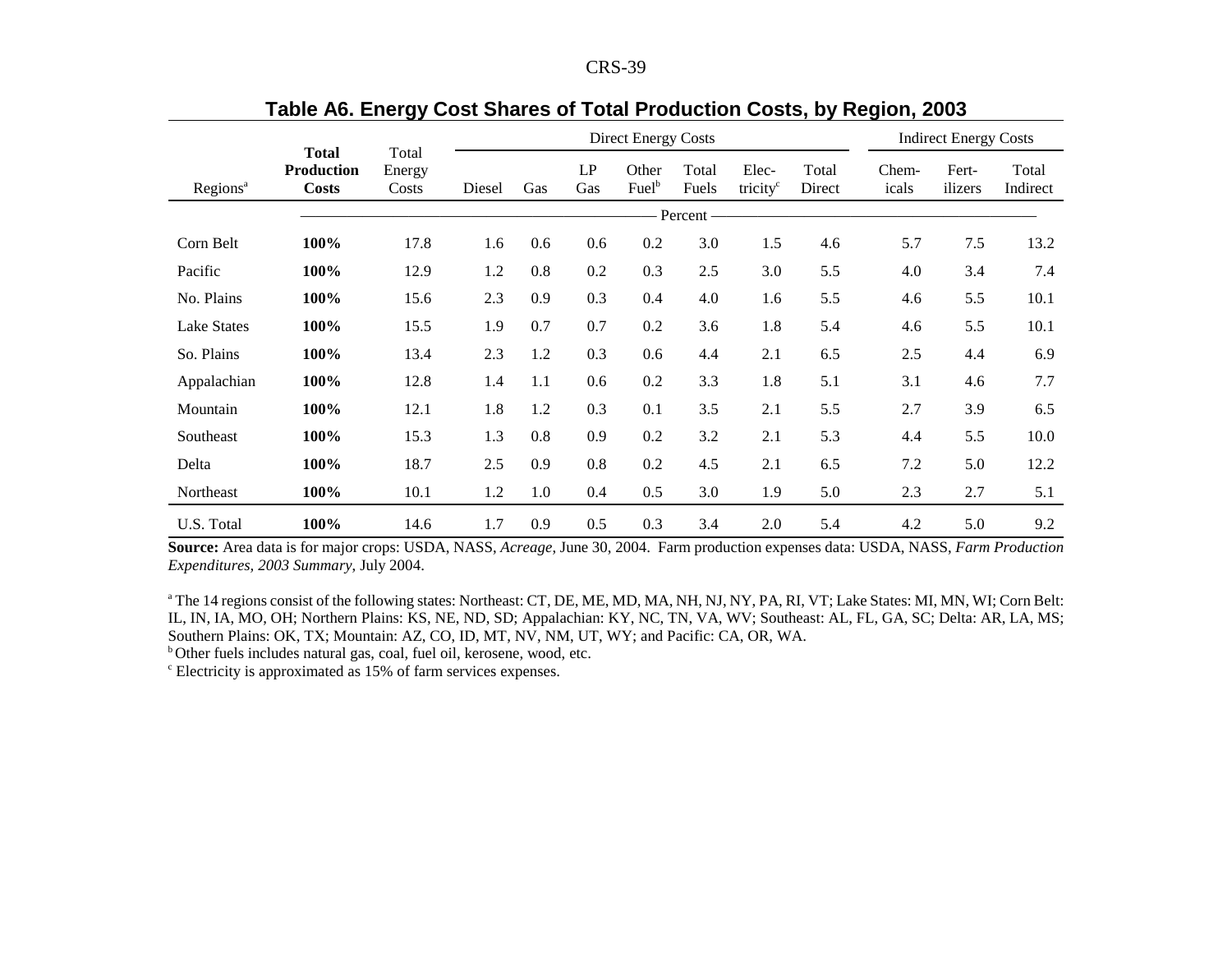## Table A6. Energy Cost Shares of Total Production Costs, by Region, 2003

| Regions[a] | **Total Production Costs** | Total Energy Costs | Direct Energy Costs | | | | | | | Indirect Energy Costs | | |
|---|---|---|---|---|---|---|---|---|---|---|---|---|
| | | | Diesel | Gas | LP Gas | Other Fuel[b] | Total Fuels | Elec-tricity[c] | Total Direct | Chem-icals | Fert-ilizers | Total Indirect |
| | Percent | | | | | | | | | | | |
| Corn Belt | **100%** | 17.8 | 1.6 | 0.6 | 0.6 | 0.2 | 3.0 | 1.5 | 4.6 | 5.7 | 7.5 | 13.2 |
| Pacific | **100%** | 12.9 | 1.2 | 0.8 | 0.2 | 0.3 | 2.5 | 3.0 | 5.5 | 4.0 | 3.4 | 7.4 |
| No. Plains | **100%** | 15.6 | 2.3 | 0.9 | 0.3 | 0.4 | 4.0 | 1.6 | 5.5 | 4.6 | 5.5 | 10.1 |
| Lake States | **100%** | 15.5 | 1.9 | 0.7 | 0.7 | 0.2 | 3.6 | 1.8 | 5.4 | 4.6 | 5.5 | 10.1 |
| So. Plains | **100%** | 13.4 | 2.3 | 1.2 | 0.3 | 0.6 | 4.4 | 2.1 | 6.5 | 2.5 | 4.4 | 6.9 |
| Appalachian | **100%** | 12.8 | 1.4 | 1.1 | 0.6 | 0.2 | 3.3 | 1.8 | 5.1 | 3.1 | 4.6 | 7.7 |
| Mountain | **100%** | 12.1 | 1.8 | 1.2 | 0.3 | 0.1 | 3.5 | 2.1 | 5.5 | 2.7 | 3.9 | 6.5 |
| Southeast | **100%** | 15.3 | 1.3 | 0.8 | 0.9 | 0.2 | 3.2 | 2.1 | 5.3 | 4.4 | 5.5 | 10.0 |
| Delta | **100%** | 18.7 | 2.5 | 0.9 | 0.8 | 0.2 | 4.5 | 2.1 | 6.5 | 7.2 | 5.0 | 12.2 |
| Northeast | **100%** | 10.1 | 1.2 | 1.0 | 0.4 | 0.5 | 3.0 | 1.9 | 5.0 | 2.3 | 2.7 | 5.1 |
| U.S. Total | **100%** | 14.6 | 1.7 | 0.9 | 0.5 | 0.3 | 3.4 | 2.0 | 5.4 | 4.2 | 5.0 | 9.2 |

**Source:** Area data is for major crops: USDA, NASS, *Acreage*, June 30, 2004. Farm production expenses data: USDA, NASS, *Farm Production Expenditures, 2003 Summary*, July 2004.

[a] The 14 regions consist of the following states: Northeast: CT, DE, ME, MD, MA, NH, NJ, NY, PA, RI, VT; Lake States: MI, MN, WI; Corn Belt: IL, IN, IA, MO, OH; Northern Plains: KS, NE, ND, SD; Appalachian: KY, NC, TN, VA, WV; Southeast: AL, FL, GA, SC; Delta: AR, LA, MS; Southern Plains: OK, TX; Mountain: AZ, CO, ID, MT, NV, NM, UT, WY; and Pacific: CA, OR, WA.

[b] Other fuels includes natural gas, coal, fuel oil, kerosene, wood, etc.

[c] Electricity is approximated as 15% of farm services expenses.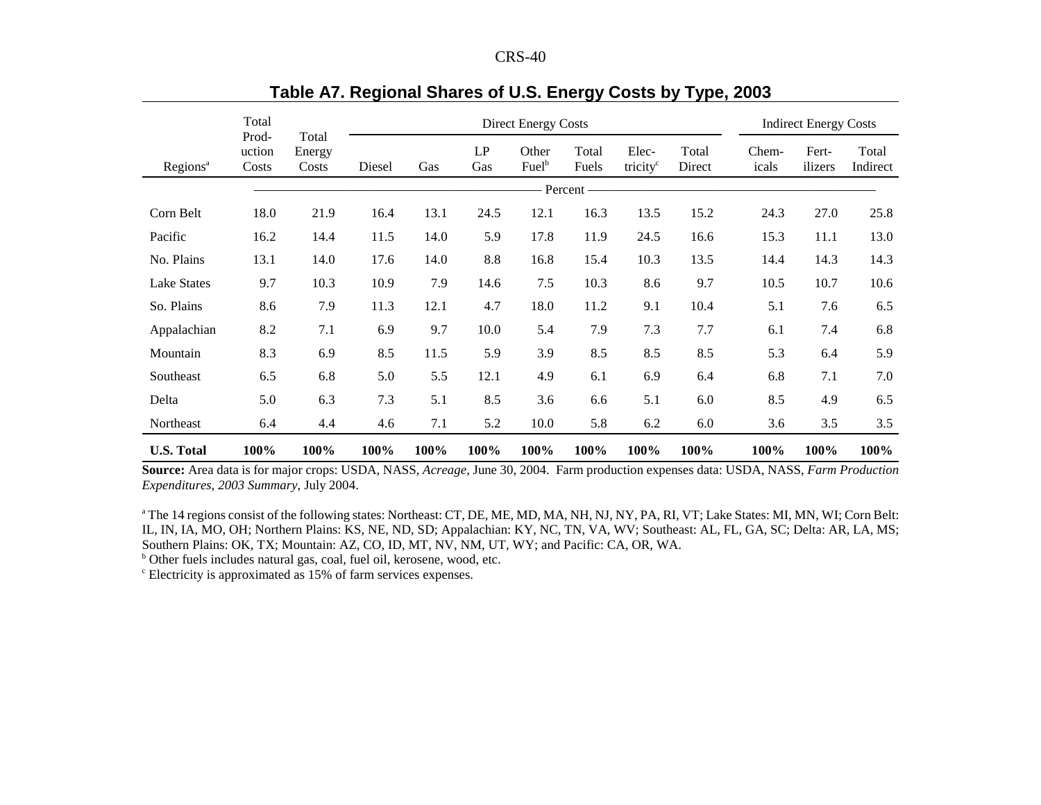# Table A7. Regional Shares of U.S. Energy Costs by Type, 2003

| Regions[a] | Total Production Costs | Total Energy Costs | Direct Energy Costs | | | | | | | Indirect Energy Costs | | |
|---|---|---|---|---|---|---|---|---|---|---|---|---|
| | | | Diesel | Gas | LP Gas | Other Fuel[b] | Total Fuels | Electricity[c] | Total Direct | Chemicals | Fertilizers | Total Indirect |
| | Percent | | | | | | | | | | | |
| Corn Belt | 18.0 | 21.9 | 16.4 | 13.1 | 24.5 | 12.1 | 16.3 | 13.5 | 15.2 | 24.3 | 27.0 | 25.8 |
| Pacific | 16.2 | 14.4 | 11.5 | 14.0 | 5.9 | 17.8 | 11.9 | 24.5 | 16.6 | 15.3 | 11.1 | 13.0 |
| No. Plains | 13.1 | 14.0 | 17.6 | 14.0 | 8.8 | 16.8 | 15.4 | 10.3 | 13.5 | 14.4 | 14.3 | 14.3 |
| Lake States | 9.7 | 10.3 | 10.9 | 7.9 | 14.6 | 7.5 | 10.3 | 8.6 | 9.7 | 10.5 | 10.7 | 10.6 |
| So. Plains | 8.6 | 7.9 | 11.3 | 12.1 | 4.7 | 18.0 | 11.2 | 9.1 | 10.4 | 5.1 | 7.6 | 6.5 |
| Appalachian | 8.2 | 7.1 | 6.9 | 9.7 | 10.0 | 5.4 | 7.9 | 7.3 | 7.7 | 6.1 | 7.4 | 6.8 |
| Mountain | 8.3 | 6.9 | 8.5 | 11.5 | 5.9 | 3.9 | 8.5 | 8.5 | 8.5 | 5.3 | 6.4 | 5.9 |
| Southeast | 6.5 | 6.8 | 5.0 | 5.5 | 12.1 | 4.9 | 6.1 | 6.9 | 6.4 | 6.8 | 7.1 | 7.0 |
| Delta | 5.0 | 6.3 | 7.3 | 5.1 | 8.5 | 3.6 | 6.6 | 5.1 | 6.0 | 8.5 | 4.9 | 6.5 |
| Northeast | 6.4 | 4.4 | 4.6 | 7.1 | 5.2 | 10.0 | 5.8 | 6.2 | 6.0 | 3.6 | 3.5 | 3.5 |
| **U.S. Total** | **100%** | **100%** | **100%** | **100%** | **100%** | **100%** | **100%** | **100%** | **100%** | **100%** | **100%** | **100%** |

**Source:** Area data is for major crops: USDA, NASS, *Acreage*, June 30, 2004. Farm production expenses data: USDA, NASS, *Farm Production Expenditures, 2003 Summary*, July 2004.

[a] The 14 regions consist of the following states: Northeast: CT, DE, ME, MD, MA, NH, NJ, NY, PA, RI, VT; Lake States: MI, MN, WI; Corn Belt: IL, IN, IA, MO, OH; Northern Plains: KS, NE, ND, SD; Appalachian: KY, NC, TN, VA, WV; Southeast: AL, FL, GA, SC; Delta: AR, LA, MS; Southern Plains: OK, TX; Mountain: AZ, CO, ID, MT, NV, NM, UT, WY; and Pacific: CA, OR, WA.

[b] Other fuels includes natural gas, coal, fuel oil, kerosene, wood, etc.

[c] Electricity is approximated as 15% of farm services expenses.